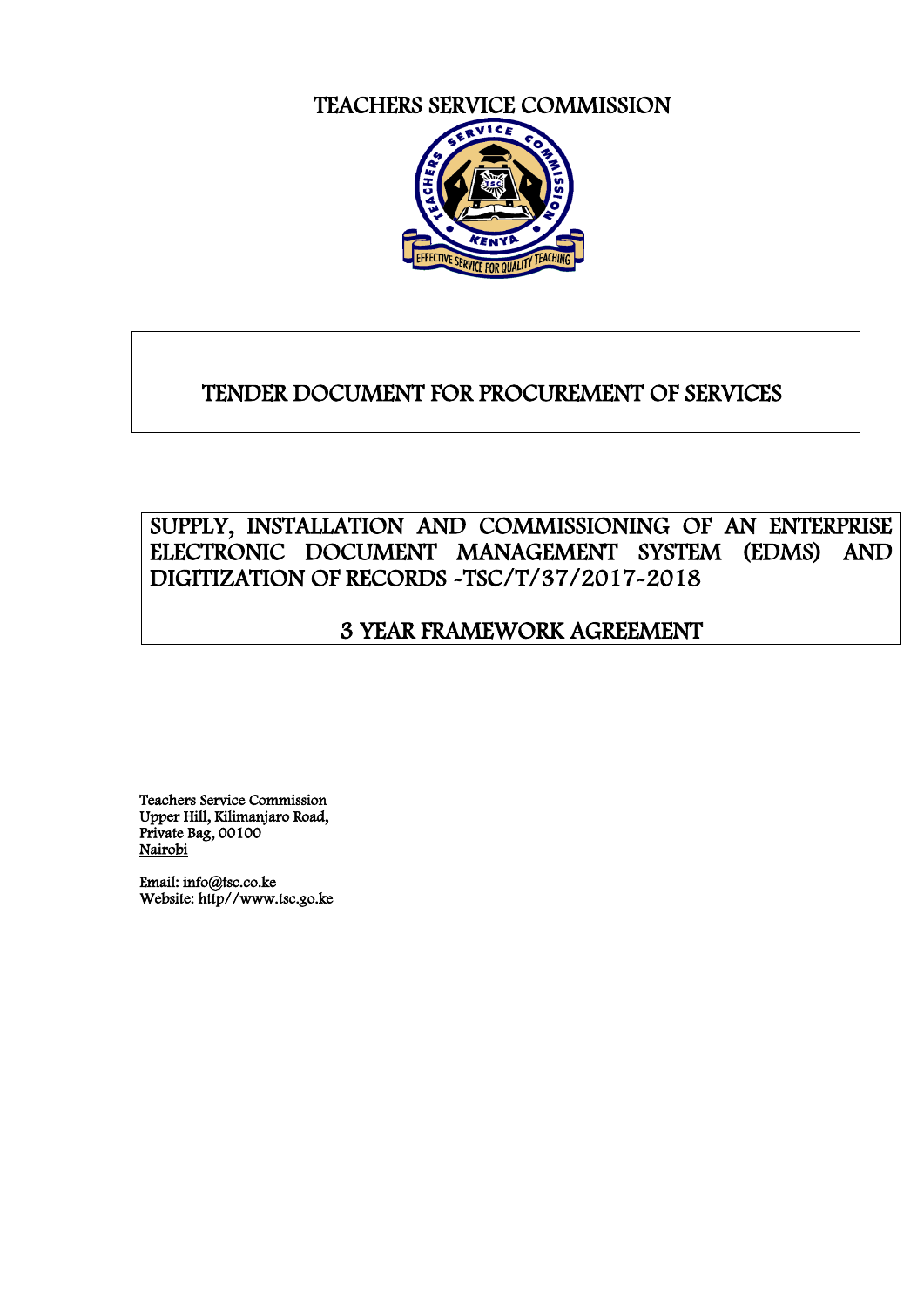# TEACHERS SERVICE COMMISSION

## TENDER DOCUMENT FOR PROCUREMENT OF SERVICES

## SUPPLY, INSTALLATION AND COMMISSIONING OF AN ENTERPRISE ELECTRONIC DOCUMENT MANAGEMENT SYSTEM (EDMS) AND DIGITIZATION OF RECORDS -TSC/T/37/2017-2018

## 3 YEAR FRAMEWORK AGREEMENT

Teachers Service Commission
Upper Hill, Kilimanjaro Road,
Private Bag, 00100
Nairobi

Email: info@tsc.co.ke
Website: http//www.tsc.go.ke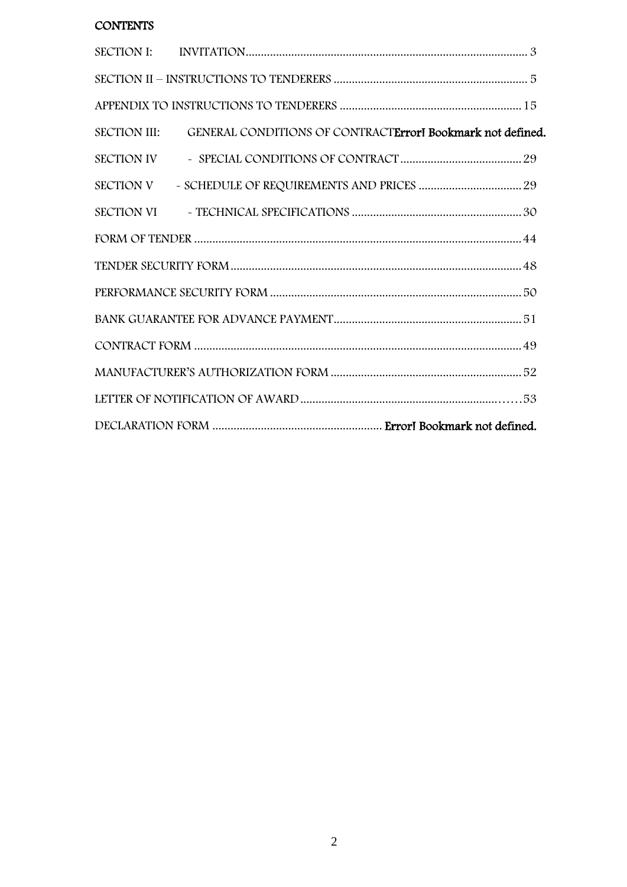**CONTENTS**

SECTION I: INVITATION ............................................................................................ 3

SECTION II – INSTRUCTIONS TO TENDERERS ................................................................ 5

APPENDIX TO INSTRUCTIONS TO TENDERERS ............................................................ 15

SECTION III: GENERAL CONDITIONS OF CONTRACT**Error! Bookmark not defined.**

SECTION IV - SPECIAL CONDITIONS OF CONTRACT ........................................ 29

SECTION V - SCHEDULE OF REQUIREMENTS AND PRICES .................................. 29

SECTION VI - TECHNICAL SPECIFICATIONS ......................................................... 30

FORM OF TENDER .......................................................................................................... 44

TENDER SECURITY FORM ............................................................................................. 48

PERFORMANCE SECURITY FORM ................................................................................. 50

BANK GUARANTEE FOR ADVANCE PAYMENT ............................................................. 51

CONTRACT FORM .......................................................................................................... 49

MANUFACTURER'S AUTHORIZATION FORM ............................................................... 52

LETTER OF NOTIFICATION OF AWARD ....................................................................... 53

DECLARATION FORM ........................................................ **Error! Bookmark not defined.**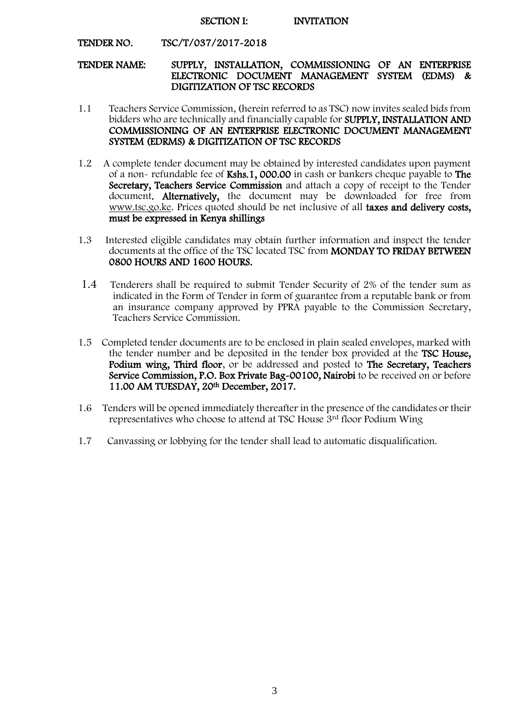# SECTION I: INVITATION

**TENDER NO. TSC/T/037/2017-2018**

**TENDER NAME: SUPPLY, INSTALLATION, COMMISSIONING OF AN ENTERPRISE ELECTRONIC DOCUMENT MANAGEMENT SYSTEM (EDMS) & DIGITIZATION OF TSC RECORDS**

1.1 Teachers Service Commission, (herein referred to as TSC) now invites sealed bids from bidders who are technically and financially capable for **SUPPLY, INSTALLATION AND COMMISSIONING OF AN ENTERPRISE ELECTRONIC DOCUMENT MANAGEMENT SYSTEM (EDRMS) & DIGITIZATION OF TSC RECORDS**

1.2 A complete tender document may be obtained by interested candidates upon payment of a non- refundable fee of **Kshs.1, 000.00** in cash or bankers cheque payable to **The Secretary, Teachers Service Commission** and attach a copy of receipt to the Tender document. **Alternatively,** the document may be downloaded for free from www.tsc.go.ke. Prices quoted should be net inclusive of all **taxes and delivery costs, must be expressed in Kenya shillings**

1.3 Interested eligible candidates may obtain further information and inspect the tender documents at the office of the TSC located TSC from **MONDAY TO FRIDAY BETWEEN 0800 HOURS AND 1600 HOURS.**

1.4 Tenderers shall be required to submit Tender Security of 2% of the tender sum as indicated in the Form of Tender in form of guarantee from a reputable bank or from an insurance company approved by PPRA payable to the Commission Secretary, Teachers Service Commission.

1.5 Completed tender documents are to be enclosed in plain sealed envelopes, marked with the tender number and be deposited in the tender box provided at the **TSC House, Podium wing, Third floor**, or be addressed and posted to **The Secretary, Teachers Service Commission, P.O. Box Private Bag-00100, Nairobi** to be received on or before **11.00 AM TUESDAY, 20th December, 2017.**

1.6 Tenders will be opened immediately thereafter in the presence of the candidates or their representatives who choose to attend at TSC House 3rd floor Podium Wing

1.7 Canvassing or lobbying for the tender shall lead to automatic disqualification.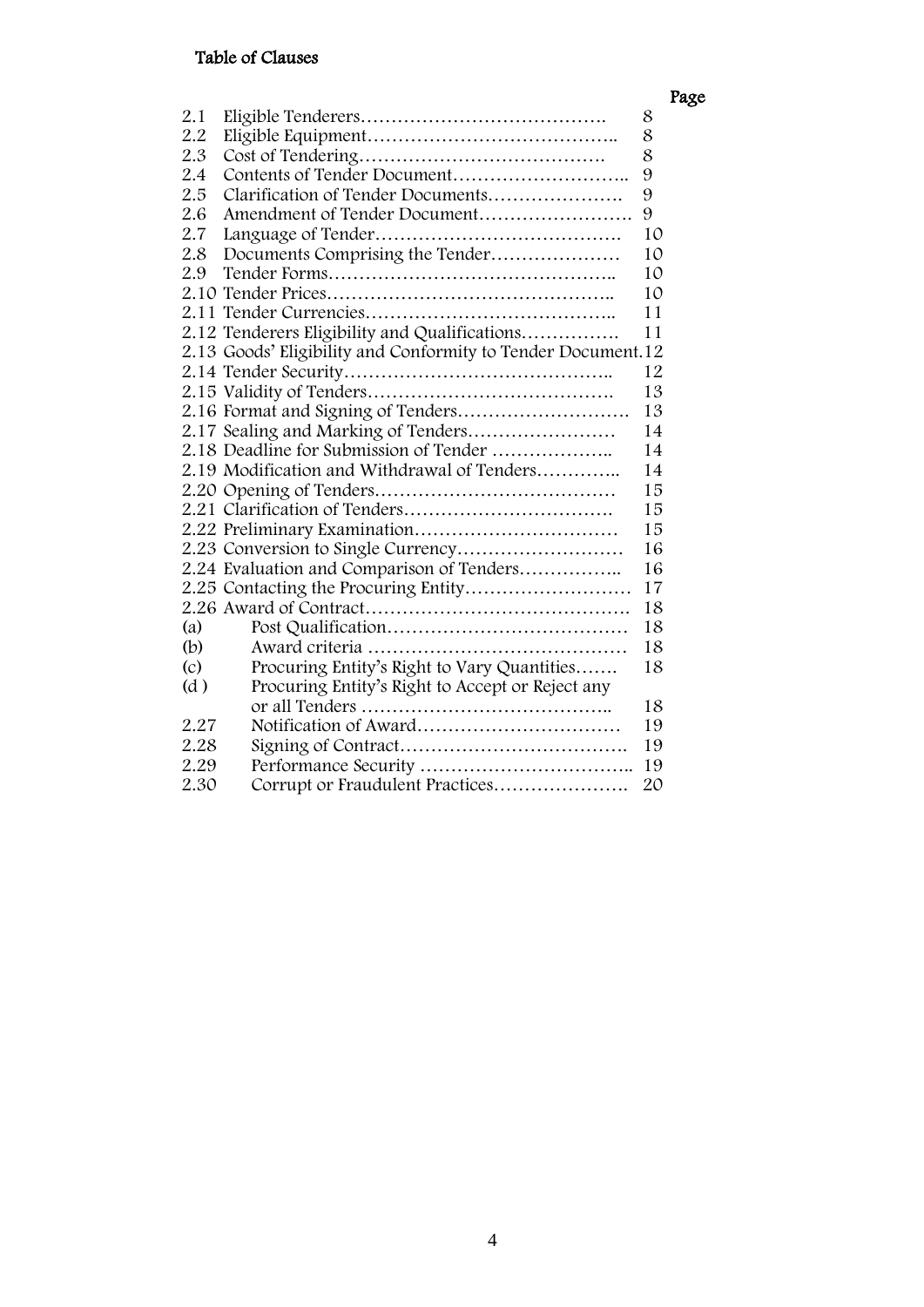# Table of Clauses

| | | Page |
|---|---|---|
| 2.1 | Eligible Tenderers…………………………………. | 8 |
| 2.2 | Eligible Equipment………………………………….. | 8 |
| 2.3 | Cost of Tendering…………………………………. | 8 |
| 2.4 | Contents of Tender Document……………………….. | 9 |
| 2.5 | Clarification of Tender Documents…………………. | 9 |
| 2.6 | Amendment of Tender Document……………………. | 9 |
| 2.7 | Language of Tender…………………………………. | 10 |
| 2.8 | Documents Comprising the Tender………………… | 10 |
| 2.9 | Tender Forms……………………………………….. | 10 |
| 2.10 | Tender Prices……………………………………….. | 10 |
| 2.11 | Tender Currencies………………………………….. | 11 |
| 2.12 | Tenderers Eligibility and Qualifications……………. | 11 |
| 2.13 | Goods' Eligibility and Conformity to Tender Document. | 12 |
| 2.14 | Tender Security…………………………………….. | 12 |
| 2.15 | Validity of Tenders…………………………………. | 13 |
| 2.16 | Format and Signing of Tenders………………………. | 13 |
| 2.17 | Sealing and Marking of Tenders…………………… | 14 |
| 2.18 | Deadline for Submission of Tender ……………….. | 14 |
| 2.19 | Modification and Withdrawal of Tenders………….. | 14 |
| 2.20 | Opening of Tenders………………………………… | 15 |
| 2.21 | Clarification of Tenders……………………………. | 15 |
| 2.22 | Preliminary Examination…………………………… | 15 |
| 2.23 | Conversion to Single Currency……………………… | 16 |
| 2.24 | Evaluation and Comparison of Tenders…………….. | 16 |
| 2.25 | Contacting the Procuring Entity……………………… | 17 |
| 2.26 | Award of Contract……………………………………. | 18 |
| (a) | Post Qualification………………………………… | 18 |
| (b) | Award criteria …………………………………… | 18 |
| (c) | Procuring Entity's Right to Vary Quantities……. | 18 |
| (d ) | Procuring Entity's Right to Accept or Reject any or all Tenders ………………………………….. | 18 |
| 2.27 | Notification of Award…………………………… | 19 |
| 2.28 | Signing of Contract………………………………. | 19 |
| 2.29 | Performance Security …………………………….. | 19 |
| 2.30 | Corrupt or Fraudulent Practices…………………. | 20 |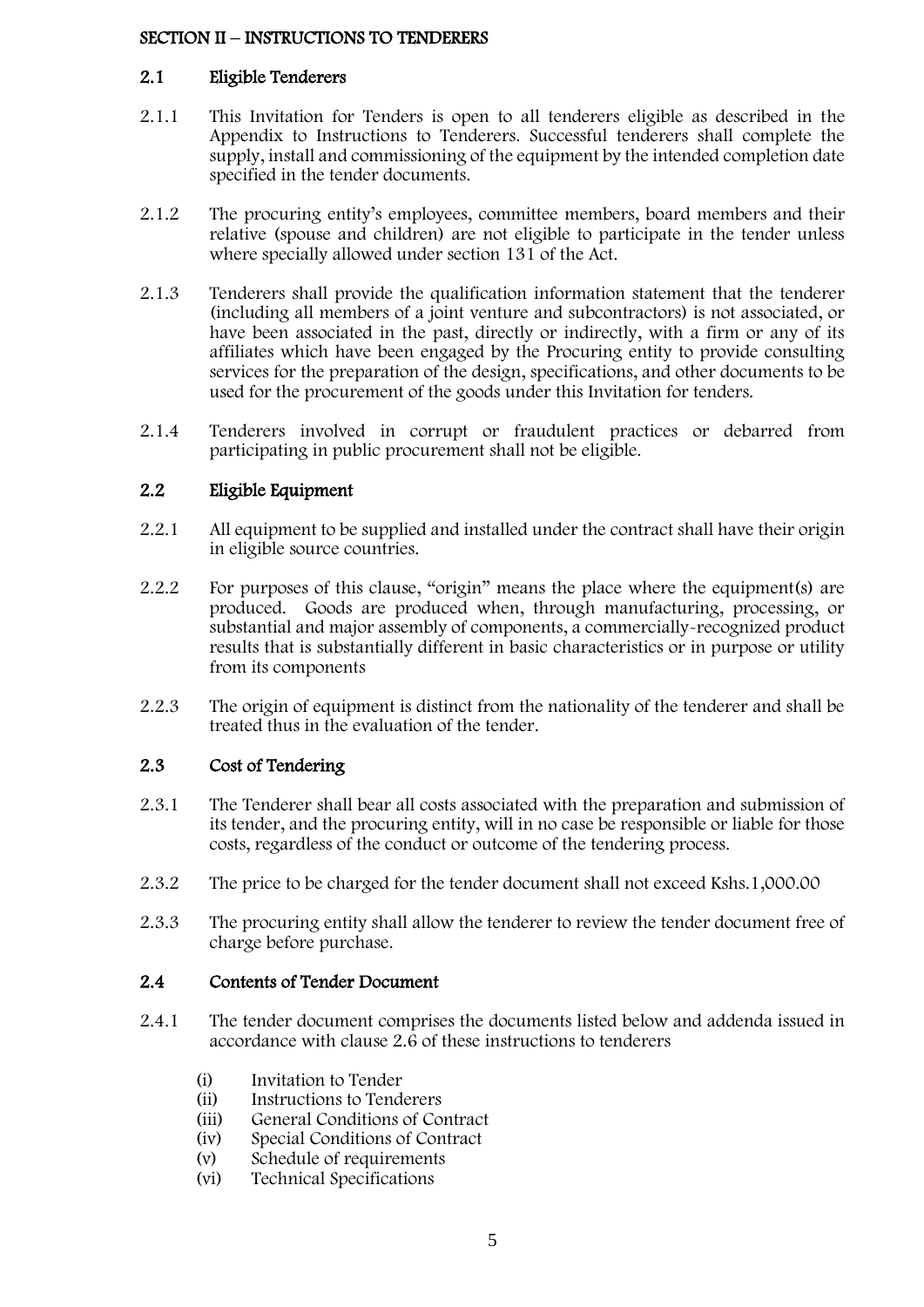## SECTION II – INSTRUCTIONS TO TENDERERS

### 2.1 Eligible Tenderers

2.1.1 This Invitation for Tenders is open to all tenderers eligible as described in the Appendix to Instructions to Tenderers. Successful tenderers shall complete the supply, install and commissioning of the equipment by the intended completion date specified in the tender documents.

2.1.2 The procuring entity's employees, committee members, board members and their relative (spouse and children) are not eligible to participate in the tender unless where specially allowed under section 131 of the Act.

2.1.3 Tenderers shall provide the qualification information statement that the tenderer (including all members of a joint venture and subcontractors) is not associated, or have been associated in the past, directly or indirectly, with a firm or any of its affiliates which have been engaged by the Procuring entity to provide consulting services for the preparation of the design, specifications, and other documents to be used for the procurement of the goods under this Invitation for tenders.

2.1.4 Tenderers involved in corrupt or fraudulent practices or debarred from participating in public procurement shall not be eligible.

### 2.2 Eligible Equipment

2.2.1 All equipment to be supplied and installed under the contract shall have their origin in eligible source countries.

2.2.2 For purposes of this clause, "origin" means the place where the equipment(s) are produced. Goods are produced when, through manufacturing, processing, or substantial and major assembly of components, a commercially-recognized product results that is substantially different in basic characteristics or in purpose or utility from its components

2.2.3 The origin of equipment is distinct from the nationality of the tenderer and shall be treated thus in the evaluation of the tender.

### 2.3 Cost of Tendering

2.3.1 The Tenderer shall bear all costs associated with the preparation and submission of its tender, and the procuring entity, will in no case be responsible or liable for those costs, regardless of the conduct or outcome of the tendering process.

2.3.2 The price to be charged for the tender document shall not exceed Kshs.1,000.00

2.3.3 The procuring entity shall allow the tenderer to review the tender document free of charge before purchase.

### 2.4 Contents of Tender Document

2.4.1 The tender document comprises the documents listed below and addenda issued in accordance with clause 2.6 of these instructions to tenderers

(i) Invitation to Tender
(ii) Instructions to Tenderers
(iii) General Conditions of Contract
(iv) Special Conditions of Contract
(v) Schedule of requirements
(vi) Technical Specifications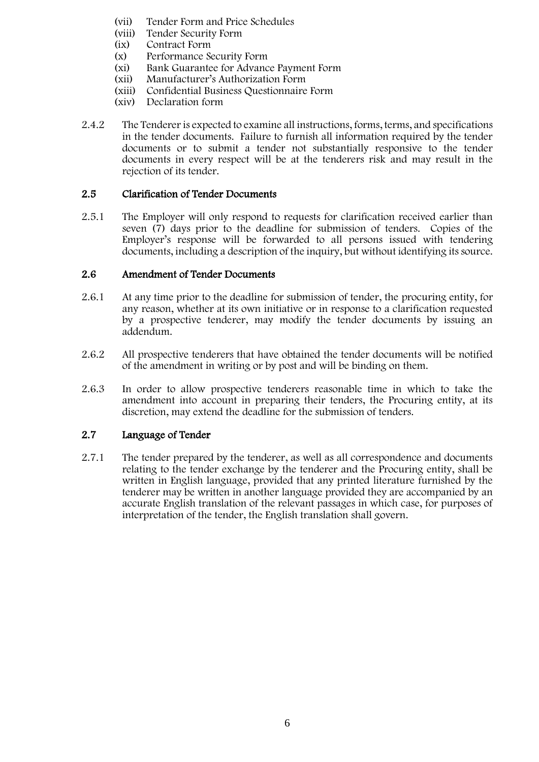(vii) Tender Form and Price Schedules
(viii) Tender Security Form
(ix) Contract Form
(x) Performance Security Form
(xi) Bank Guarantee for Advance Payment Form
(xii) Manufacturer's Authorization Form
(xiii) Confidential Business Questionnaire Form
(xiv) Declaration form

2.4.2 The Tenderer is expected to examine all instructions, forms, terms, and specifications in the tender documents. Failure to furnish all information required by the tender documents or to submit a tender not substantially responsive to the tender documents in every respect will be at the tenderers risk and may result in the rejection of its tender.

### 2.5 Clarification of Tender Documents

2.5.1 The Employer will only respond to requests for clarification received earlier than seven (7) days prior to the deadline for submission of tenders. Copies of the Employer's response will be forwarded to all persons issued with tendering documents, including a description of the inquiry, but without identifying its source.

### 2.6 Amendment of Tender Documents

2.6.1 At any time prior to the deadline for submission of tender, the procuring entity, for any reason, whether at its own initiative or in response to a clarification requested by a prospective tenderer, may modify the tender documents by issuing an addendum.

2.6.2 All prospective tenderers that have obtained the tender documents will be notified of the amendment in writing or by post and will be binding on them.

2.6.3 In order to allow prospective tenderers reasonable time in which to take the amendment into account in preparing their tenders, the Procuring entity, at its discretion, may extend the deadline for the submission of tenders.

### 2.7 Language of Tender

2.7.1 The tender prepared by the tenderer, as well as all correspondence and documents relating to the tender exchange by the tenderer and the Procuring entity, shall be written in English language, provided that any printed literature furnished by the tenderer may be written in another language provided they are accompanied by an accurate English translation of the relevant passages in which case, for purposes of interpretation of the tender, the English translation shall govern.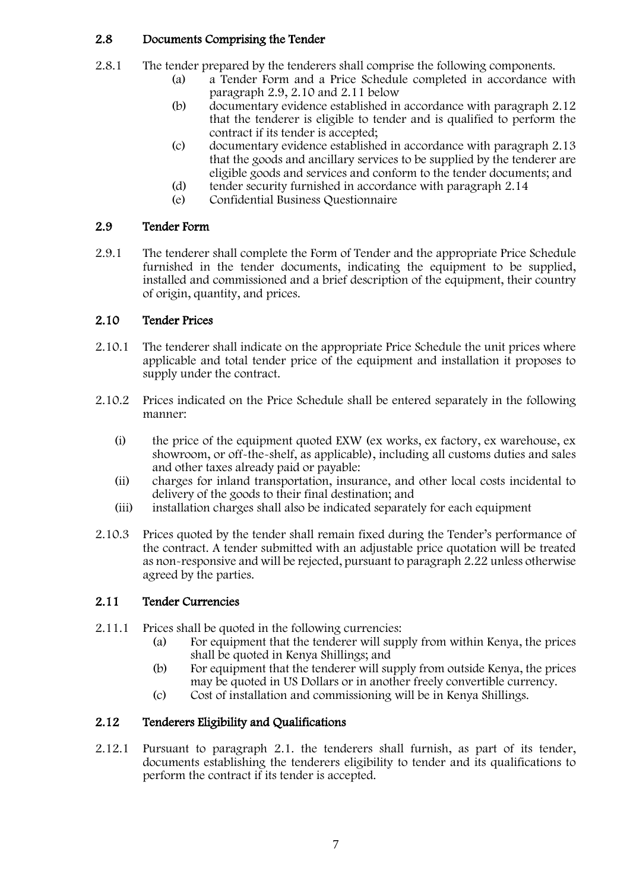### 2.8 Documents Comprising the Tender

2.8.1 The tender prepared by the tenderers shall comprise the following components.

- (a) a Tender Form and a Price Schedule completed in accordance with paragraph 2.9, 2.10 and 2.11 below
- (b) documentary evidence established in accordance with paragraph 2.12 that the tenderer is eligible to tender and is qualified to perform the contract if its tender is accepted;
- (c) documentary evidence established in accordance with paragraph 2.13 that the goods and ancillary services to be supplied by the tenderer are eligible goods and services and conform to the tender documents; and
- (d) tender security furnished in accordance with paragraph 2.14
- (e) Confidential Business Questionnaire

### 2.9 Tender Form

2.9.1 The tenderer shall complete the Form of Tender and the appropriate Price Schedule furnished in the tender documents, indicating the equipment to be supplied, installed and commissioned and a brief description of the equipment, their country of origin, quantity, and prices.

### 2.10 Tender Prices

2.10.1 The tenderer shall indicate on the appropriate Price Schedule the unit prices where applicable and total tender price of the equipment and installation it proposes to supply under the contract.

2.10.2 Prices indicated on the Price Schedule shall be entered separately in the following manner:

- (i) the price of the equipment quoted EXW (ex works, ex factory, ex warehouse, ex showroom, or off-the-shelf, as applicable), including all customs duties and sales and other taxes already paid or payable:
- (ii) charges for inland transportation, insurance, and other local costs incidental to delivery of the goods to their final destination; and
- (iii) installation charges shall also be indicated separately for each equipment

2.10.3 Prices quoted by the tender shall remain fixed during the Tender's performance of the contract. A tender submitted with an adjustable price quotation will be treated as non-responsive and will be rejected, pursuant to paragraph 2.22 unless otherwise agreed by the parties.

### 2.11 Tender Currencies

2.11.1 Prices shall be quoted in the following currencies:

- (a) For equipment that the tenderer will supply from within Kenya, the prices shall be quoted in Kenya Shillings; and
- (b) For equipment that the tenderer will supply from outside Kenya, the prices may be quoted in US Dollars or in another freely convertible currency.
- (c) Cost of installation and commissioning will be in Kenya Shillings.

### 2.12 Tenderers Eligibility and Qualifications

2.12.1 Pursuant to paragraph 2.1. the tenderers shall furnish, as part of its tender, documents establishing the tenderers eligibility to tender and its qualifications to perform the contract if its tender is accepted.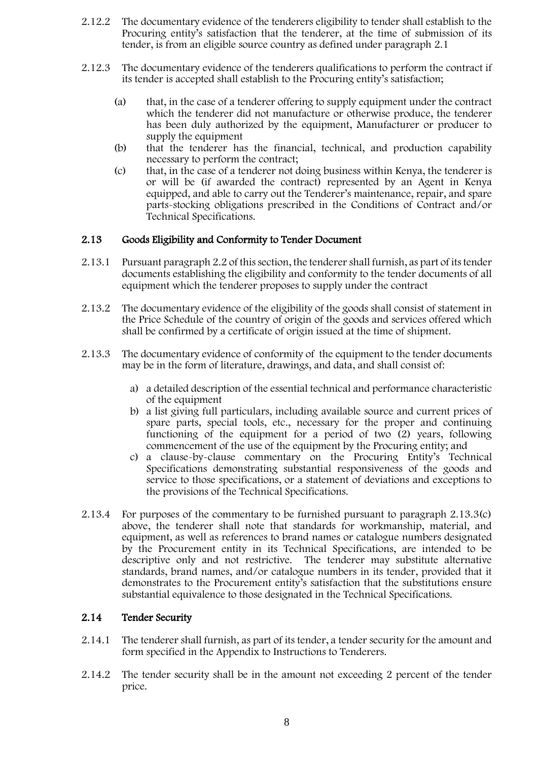2.12.2 The documentary evidence of the tenderers eligibility to tender shall establish to the Procuring entity's satisfaction that the tenderer, at the time of submission of its tender, is from an eligible source country as defined under paragraph 2.1

2.12.3 The documentary evidence of the tenderers qualifications to perform the contract if its tender is accepted shall establish to the Procuring entity's satisfaction;

(a) that, in the case of a tenderer offering to supply equipment under the contract which the tenderer did not manufacture or otherwise produce, the tenderer has been duly authorized by the equipment, Manufacturer or producer to supply the equipment

(b) that the tenderer has the financial, technical, and production capability necessary to perform the contract;

(c) that, in the case of a tenderer not doing business within Kenya, the tenderer is or will be (if awarded the contract) represented by an Agent in Kenya equipped, and able to carry out the Tenderer's maintenance, repair, and spare parts-stocking obligations prescribed in the Conditions of Contract and/or Technical Specifications.

### 2.13 Goods Eligibility and Conformity to Tender Document

2.13.1 Pursuant paragraph 2.2 of this section, the tenderer shall furnish, as part of its tender documents establishing the eligibility and conformity to the tender documents of all equipment which the tenderer proposes to supply under the contract

2.13.2 The documentary evidence of the eligibility of the goods shall consist of statement in the Price Schedule of the country of origin of the goods and services offered which shall be confirmed by a certificate of origin issued at the time of shipment.

2.13.3 The documentary evidence of conformity of the equipment to the tender documents may be in the form of literature, drawings, and data, and shall consist of:

a) a detailed description of the essential technical and performance characteristic of the equipment
b) a list giving full particulars, including available source and current prices of spare parts, special tools, etc., necessary for the proper and continuing functioning of the equipment for a period of two (2) years, following commencement of the use of the equipment by the Procuring entity; and
c) a clause-by-clause commentary on the Procuring Entity's Technical Specifications demonstrating substantial responsiveness of the goods and service to those specifications, or a statement of deviations and exceptions to the provisions of the Technical Specifications.

2.13.4 For purposes of the commentary to be furnished pursuant to paragraph 2.13.3(c) above, the tenderer shall note that standards for workmanship, material, and equipment, as well as references to brand names or catalogue numbers designated by the Procurement entity in its Technical Specifications, are intended to be descriptive only and not restrictive. The tenderer may substitute alternative standards, brand names, and/or catalogue numbers in its tender, provided that it demonstrates to the Procurement entity's satisfaction that the substitutions ensure substantial equivalence to those designated in the Technical Specifications.

### 2.14 Tender Security

2.14.1 The tenderer shall furnish, as part of its tender, a tender security for the amount and form specified in the Appendix to Instructions to Tenderers.

2.14.2 The tender security shall be in the amount not exceeding 2 percent of the tender price.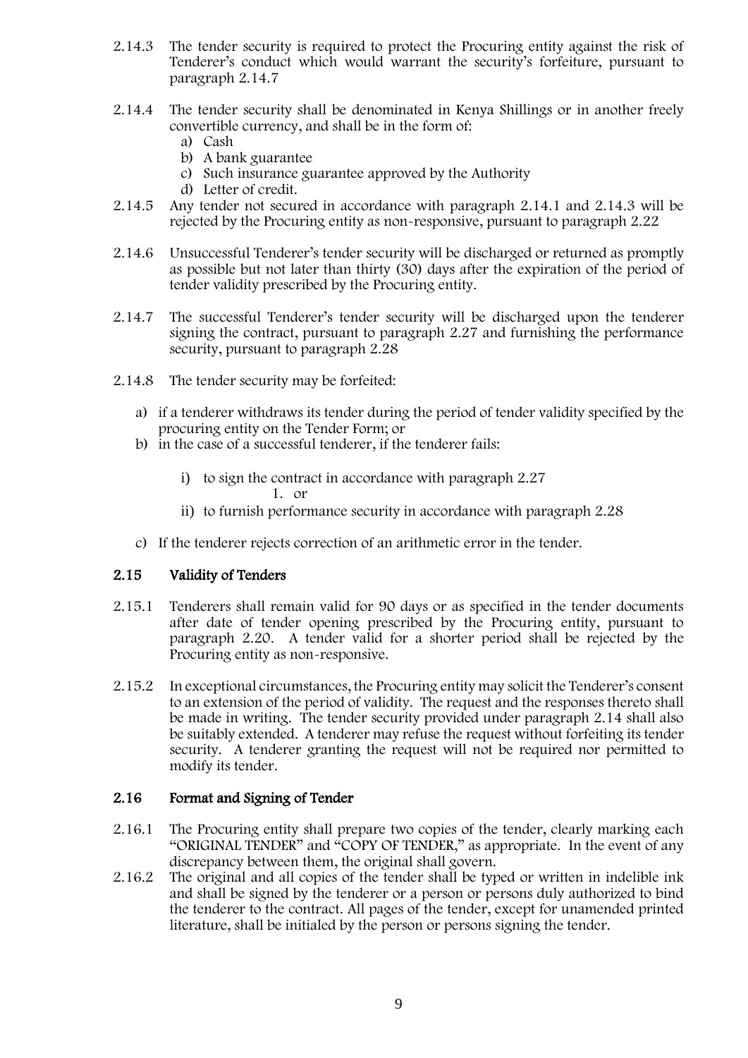2.14.3 The tender security is required to protect the Procuring entity against the risk of Tenderer's conduct which would warrant the security's forfeiture, pursuant to paragraph 2.14.7

2.14.4 The tender security shall be denominated in Kenya Shillings or in another freely convertible currency, and shall be in the form of:

a) Cash
b) A bank guarantee
c) Such insurance guarantee approved by the Authority
d) Letter of credit.

2.14.5 Any tender not secured in accordance with paragraph 2.14.1 and 2.14.3 will be rejected by the Procuring entity as non-responsive, pursuant to paragraph 2.22

2.14.6 Unsuccessful Tenderer's tender security will be discharged or returned as promptly as possible but not later than thirty (30) days after the expiration of the period of tender validity prescribed by the Procuring entity.

2.14.7 The successful Tenderer's tender security will be discharged upon the tenderer signing the contract, pursuant to paragraph 2.27 and furnishing the performance security, pursuant to paragraph 2.28

2.14.8 The tender security may be forfeited:

a) if a tenderer withdraws its tender during the period of tender validity specified by the procuring entity on the Tender Form; or
b) in the case of a successful tenderer, if the tenderer fails:
   i) to sign the contract in accordance with paragraph 2.27
      1. or
   ii) to furnish performance security in accordance with paragraph 2.28
c) If the tenderer rejects correction of an arithmetic error in the tender.

## 2.15 Validity of Tenders

2.15.1 Tenderers shall remain valid for 90 days or as specified in the tender documents after date of tender opening prescribed by the Procuring entity, pursuant to paragraph 2.20. A tender valid for a shorter period shall be rejected by the Procuring entity as non-responsive.

2.15.2 In exceptional circumstances, the Procuring entity may solicit the Tenderer's consent to an extension of the period of validity. The request and the responses thereto shall be made in writing. The tender security provided under paragraph 2.14 shall also be suitably extended. A tenderer may refuse the request without forfeiting its tender security. A tenderer granting the request will not be required nor permitted to modify its tender.

## 2.16 Format and Signing of Tender

2.16.1 The Procuring entity shall prepare two copies of the tender, clearly marking each "ORIGINAL TENDER" and "COPY OF TENDER," as appropriate. In the event of any discrepancy between them, the original shall govern.

2.16.2 The original and all copies of the tender shall be typed or written in indelible ink and shall be signed by the tenderer or a person or persons duly authorized to bind the tenderer to the contract. All pages of the tender, except for unamended printed literature, shall be initialed by the person or persons signing the tender.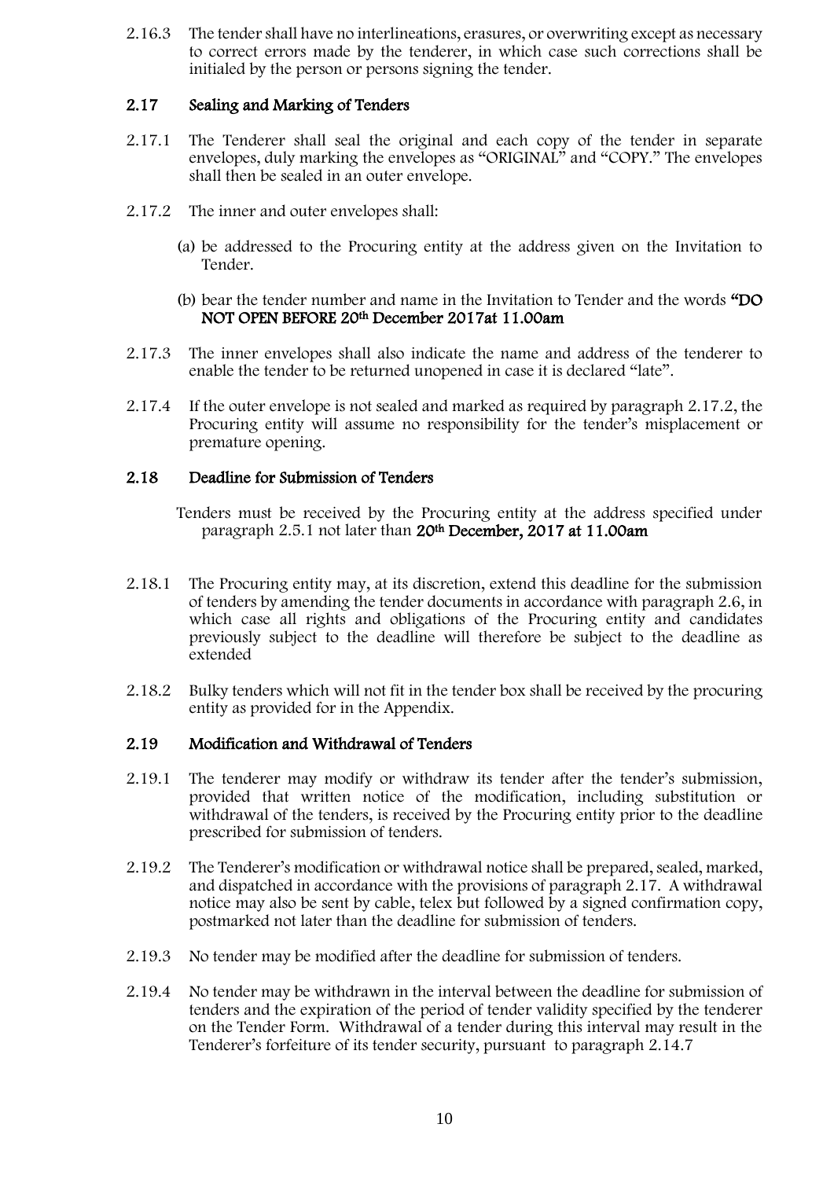2.16.3 The tender shall have no interlineations, erasures, or overwriting except as necessary to correct errors made by the tenderer, in which case such corrections shall be initialed by the person or persons signing the tender.

### 2.17 Sealing and Marking of Tenders

2.17.1 The Tenderer shall seal the original and each copy of the tender in separate envelopes, duly marking the envelopes as "ORIGINAL" and "COPY." The envelopes shall then be sealed in an outer envelope.

2.17.2 The inner and outer envelopes shall:

(a) be addressed to the Procuring entity at the address given on the Invitation to Tender.

(b) bear the tender number and name in the Invitation to Tender and the words **"DO NOT OPEN BEFORE 20th December 2017at 11.00am**

2.17.3 The inner envelopes shall also indicate the name and address of the tenderer to enable the tender to be returned unopened in case it is declared "late".

2.17.4 If the outer envelope is not sealed and marked as required by paragraph 2.17.2, the Procuring entity will assume no responsibility for the tender's misplacement or premature opening.

### 2.18 Deadline for Submission of Tenders

Tenders must be received by the Procuring entity at the address specified under paragraph 2.5.1 not later than **20th December, 2017 at 11.00am**

2.18.1 The Procuring entity may, at its discretion, extend this deadline for the submission of tenders by amending the tender documents in accordance with paragraph 2.6, in which case all rights and obligations of the Procuring entity and candidates previously subject to the deadline will therefore be subject to the deadline as extended

2.18.2 Bulky tenders which will not fit in the tender box shall be received by the procuring entity as provided for in the Appendix.

### 2.19 Modification and Withdrawal of Tenders

2.19.1 The tenderer may modify or withdraw its tender after the tender's submission, provided that written notice of the modification, including substitution or withdrawal of the tenders, is received by the Procuring entity prior to the deadline prescribed for submission of tenders.

2.19.2 The Tenderer's modification or withdrawal notice shall be prepared, sealed, marked, and dispatched in accordance with the provisions of paragraph 2.17. A withdrawal notice may also be sent by cable, telex but followed by a signed confirmation copy, postmarked not later than the deadline for submission of tenders.

2.19.3 No tender may be modified after the deadline for submission of tenders.

2.19.4 No tender may be withdrawn in the interval between the deadline for submission of tenders and the expiration of the period of tender validity specified by the tenderer on the Tender Form. Withdrawal of a tender during this interval may result in the Tenderer's forfeiture of its tender security, pursuant to paragraph 2.14.7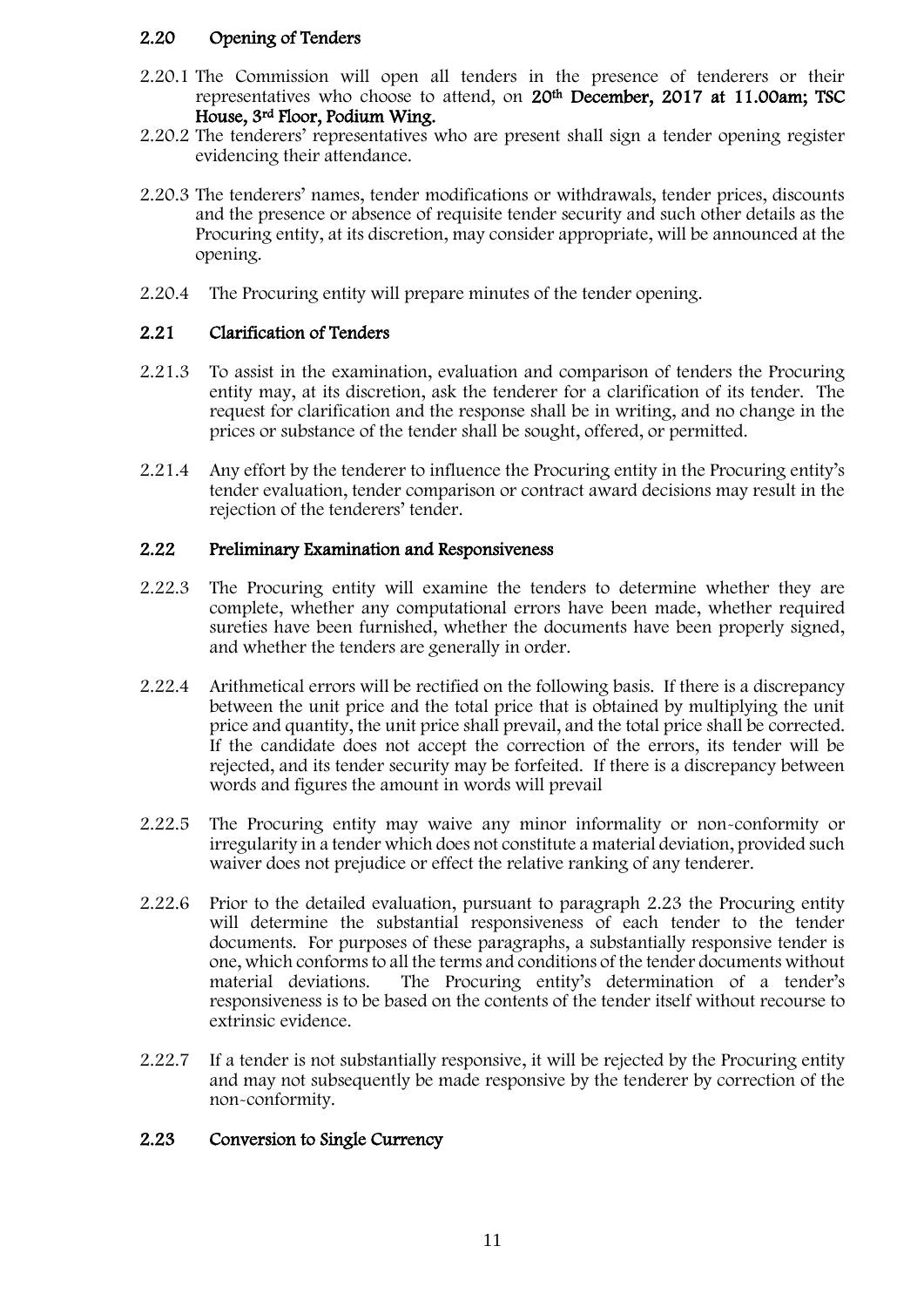## 2.20 Opening of Tenders

2.20.1 The Commission will open all tenders in the presence of tenderers or their representatives who choose to attend, on **20th December, 2017 at 11.00am; TSC House, 3rd Floor, Podium Wing.**

2.20.2 The tenderers' representatives who are present shall sign a tender opening register evidencing their attendance.

2.20.3 The tenderers' names, tender modifications or withdrawals, tender prices, discounts and the presence or absence of requisite tender security and such other details as the Procuring entity, at its discretion, may consider appropriate, will be announced at the opening.

2.20.4 The Procuring entity will prepare minutes of the tender opening.

## 2.21 Clarification of Tenders

2.21.3 To assist in the examination, evaluation and comparison of tenders the Procuring entity may, at its discretion, ask the tenderer for a clarification of its tender. The request for clarification and the response shall be in writing, and no change in the prices or substance of the tender shall be sought, offered, or permitted.

2.21.4 Any effort by the tenderer to influence the Procuring entity in the Procuring entity's tender evaluation, tender comparison or contract award decisions may result in the rejection of the tenderers' tender.

## 2.22 Preliminary Examination and Responsiveness

2.22.3 The Procuring entity will examine the tenders to determine whether they are complete, whether any computational errors have been made, whether required sureties have been furnished, whether the documents have been properly signed, and whether the tenders are generally in order.

2.22.4 Arithmetical errors will be rectified on the following basis. If there is a discrepancy between the unit price and the total price that is obtained by multiplying the unit price and quantity, the unit price shall prevail, and the total price shall be corrected. If the candidate does not accept the correction of the errors, its tender will be rejected, and its tender security may be forfeited. If there is a discrepancy between words and figures the amount in words will prevail

2.22.5 The Procuring entity may waive any minor informality or non-conformity or irregularity in a tender which does not constitute a material deviation, provided such waiver does not prejudice or effect the relative ranking of any tenderer.

2.22.6 Prior to the detailed evaluation, pursuant to paragraph 2.23 the Procuring entity will determine the substantial responsiveness of each tender to the tender documents. For purposes of these paragraphs, a substantially responsive tender is one, which conforms to all the terms and conditions of the tender documents without material deviations. The Procuring entity's determination of a tender's responsiveness is to be based on the contents of the tender itself without recourse to extrinsic evidence.

2.22.7 If a tender is not substantially responsive, it will be rejected by the Procuring entity and may not subsequently be made responsive by the tenderer by correction of the non-conformity.

## 2.23 Conversion to Single Currency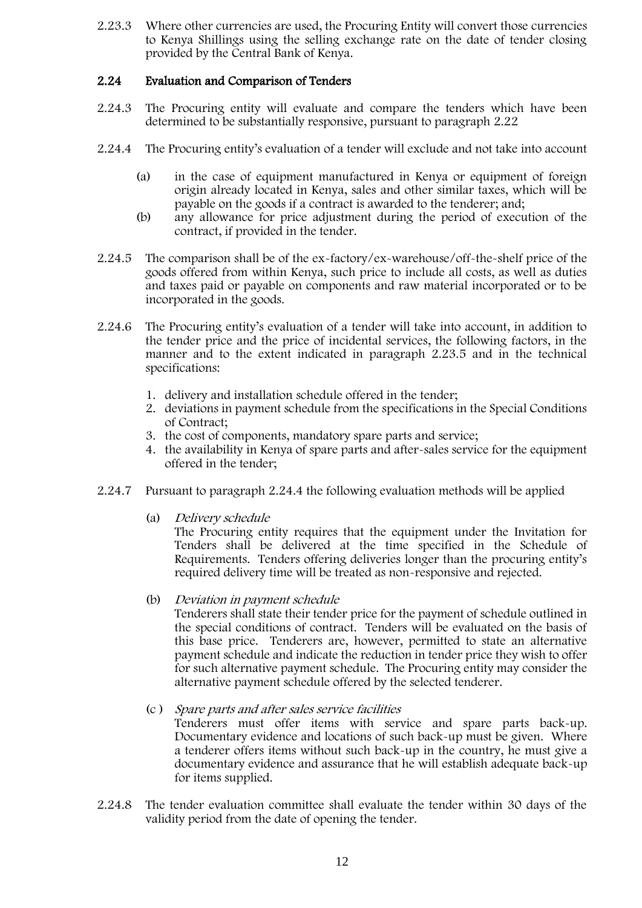2.23.3 Where other currencies are used, the Procuring Entity will convert those currencies to Kenya Shillings using the selling exchange rate on the date of tender closing provided by the Central Bank of Kenya.

## 2.24 Evaluation and Comparison of Tenders

2.24.3 The Procuring entity will evaluate and compare the tenders which have been determined to be substantially responsive, pursuant to paragraph 2.22

2.24.4 The Procuring entity's evaluation of a tender will exclude and not take into account

- (a) in the case of equipment manufactured in Kenya or equipment of foreign origin already located in Kenya, sales and other similar taxes, which will be payable on the goods if a contract is awarded to the tenderer; and;
- (b) any allowance for price adjustment during the period of execution of the contract, if provided in the tender.

2.24.5 The comparison shall be of the ex-factory/ex-warehouse/off-the-shelf price of the goods offered from within Kenya, such price to include all costs, as well as duties and taxes paid or payable on components and raw material incorporated or to be incorporated in the goods.

2.24.6 The Procuring entity's evaluation of a tender will take into account, in addition to the tender price and the price of incidental services, the following factors, in the manner and to the extent indicated in paragraph 2.23.5 and in the technical specifications:

1. delivery and installation schedule offered in the tender;
2. deviations in payment schedule from the specifications in the Special Conditions of Contract;
3. the cost of components, mandatory spare parts and service;
4. the availability in Kenya of spare parts and after-sales service for the equipment offered in the tender;

2.24.7 Pursuant to paragraph 2.24.4 the following evaluation methods will be applied

(a) *Delivery schedule*

The Procuring entity requires that the equipment under the Invitation for Tenders shall be delivered at the time specified in the Schedule of Requirements. Tenders offering deliveries longer than the procuring entity's required delivery time will be treated as non-responsive and rejected.

(b) *Deviation in payment schedule*

Tenderers shall state their tender price for the payment of schedule outlined in the special conditions of contract. Tenders will be evaluated on the basis of this base price. Tenderers are, however, permitted to state an alternative payment schedule and indicate the reduction in tender price they wish to offer for such alternative payment schedule. The Procuring entity may consider the alternative payment schedule offered by the selected tenderer.

(c ) *Spare parts and after sales service facilities*

Tenderers must offer items with service and spare parts back-up. Documentary evidence and locations of such back-up must be given. Where a tenderer offers items without such back-up in the country, he must give a documentary evidence and assurance that he will establish adequate back-up for items supplied.

2.24.8 The tender evaluation committee shall evaluate the tender within 30 days of the validity period from the date of opening the tender.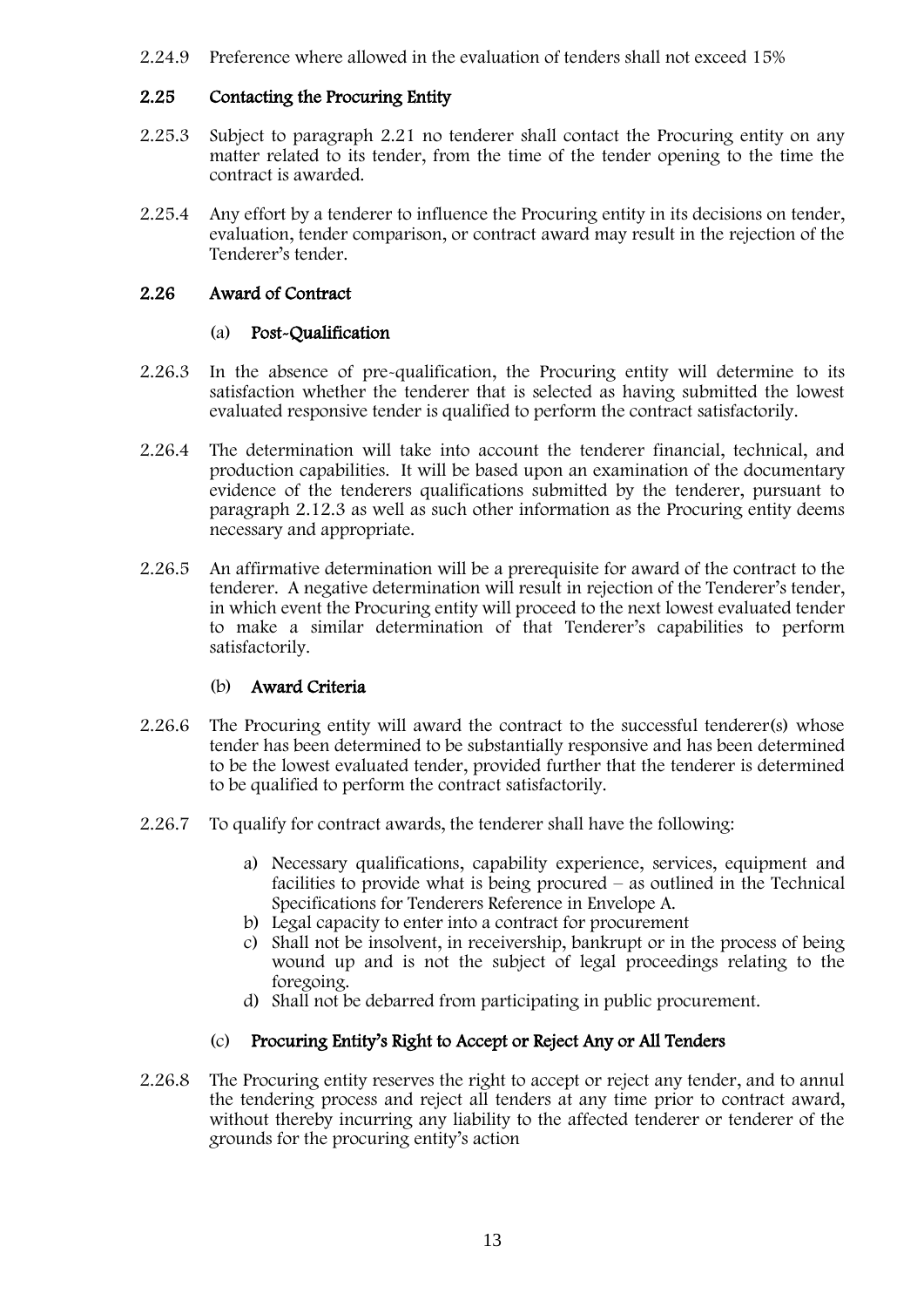2.24.9 Preference where allowed in the evaluation of tenders shall not exceed 15%

## 2.25 Contacting the Procuring Entity

2.25.3 Subject to paragraph 2.21 no tenderer shall contact the Procuring entity on any matter related to its tender, from the time of the tender opening to the time the contract is awarded.

2.25.4 Any effort by a tenderer to influence the Procuring entity in its decisions on tender, evaluation, tender comparison, or contract award may result in the rejection of the Tenderer's tender.

## 2.26 Award of Contract

### (a) Post-Qualification

2.26.3 In the absence of pre-qualification, the Procuring entity will determine to its satisfaction whether the tenderer that is selected as having submitted the lowest evaluated responsive tender is qualified to perform the contract satisfactorily.

2.26.4 The determination will take into account the tenderer financial, technical, and production capabilities. It will be based upon an examination of the documentary evidence of the tenderers qualifications submitted by the tenderer, pursuant to paragraph 2.12.3 as well as such other information as the Procuring entity deems necessary and appropriate.

2.26.5 An affirmative determination will be a prerequisite for award of the contract to the tenderer. A negative determination will result in rejection of the Tenderer's tender, in which event the Procuring entity will proceed to the next lowest evaluated tender to make a similar determination of that Tenderer's capabilities to perform satisfactorily.

### (b) Award Criteria

2.26.6 The Procuring entity will award the contract to the successful tenderer(s) whose tender has been determined to be substantially responsive and has been determined to be the lowest evaluated tender, provided further that the tenderer is determined to be qualified to perform the contract satisfactorily.

2.26.7 To qualify for contract awards, the tenderer shall have the following:

a) Necessary qualifications, capability experience, services, equipment and facilities to provide what is being procured – as outlined in the Technical Specifications for Tenderers Reference in Envelope A.
b) Legal capacity to enter into a contract for procurement
c) Shall not be insolvent, in receivership, bankrupt or in the process of being wound up and is not the subject of legal proceedings relating to the foregoing.
d) Shall not be debarred from participating in public procurement.

### (c) Procuring Entity's Right to Accept or Reject Any or All Tenders

2.26.8 The Procuring entity reserves the right to accept or reject any tender, and to annul the tendering process and reject all tenders at any time prior to contract award, without thereby incurring any liability to the affected tenderer or tenderer of the grounds for the procuring entity's action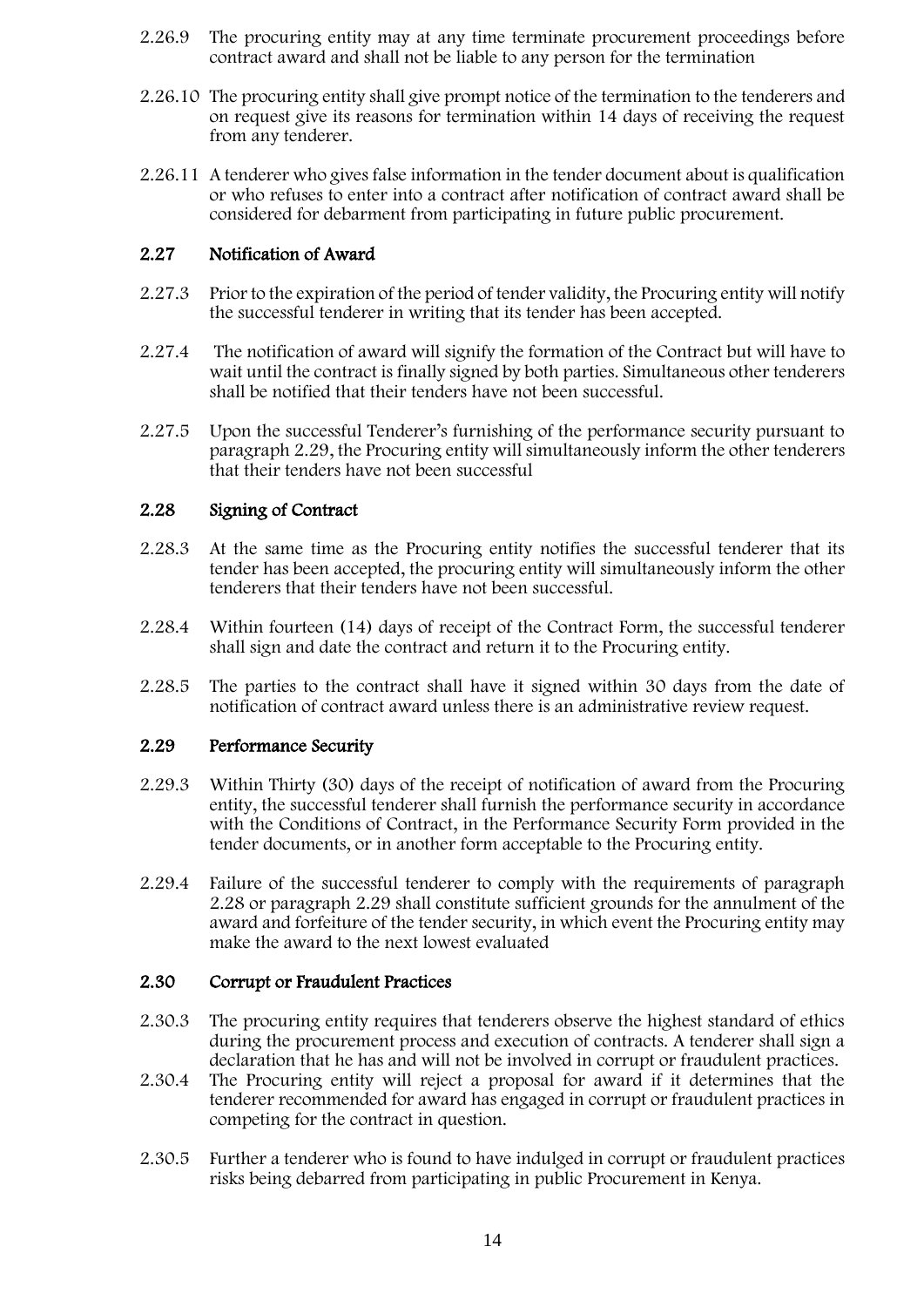2.26.9 The procuring entity may at any time terminate procurement proceedings before contract award and shall not be liable to any person for the termination

2.26.10 The procuring entity shall give prompt notice of the termination to the tenderers and on request give its reasons for termination within 14 days of receiving the request from any tenderer.

2.26.11 A tenderer who gives false information in the tender document about is qualification or who refuses to enter into a contract after notification of contract award shall be considered for debarment from participating in future public procurement.

## 2.27 Notification of Award

2.27.3 Prior to the expiration of the period of tender validity, the Procuring entity will notify the successful tenderer in writing that its tender has been accepted.

2.27.4 The notification of award will signify the formation of the Contract but will have to wait until the contract is finally signed by both parties. Simultaneous other tenderers shall be notified that their tenders have not been successful.

2.27.5 Upon the successful Tenderer's furnishing of the performance security pursuant to paragraph 2.29, the Procuring entity will simultaneously inform the other tenderers that their tenders have not been successful

## 2.28 Signing of Contract

2.28.3 At the same time as the Procuring entity notifies the successful tenderer that its tender has been accepted, the procuring entity will simultaneously inform the other tenderers that their tenders have not been successful.

2.28.4 Within fourteen (14) days of receipt of the Contract Form, the successful tenderer shall sign and date the contract and return it to the Procuring entity.

2.28.5 The parties to the contract shall have it signed within 30 days from the date of notification of contract award unless there is an administrative review request.

## 2.29 Performance Security

2.29.3 Within Thirty (30) days of the receipt of notification of award from the Procuring entity, the successful tenderer shall furnish the performance security in accordance with the Conditions of Contract, in the Performance Security Form provided in the tender documents, or in another form acceptable to the Procuring entity.

2.29.4 Failure of the successful tenderer to comply with the requirements of paragraph 2.28 or paragraph 2.29 shall constitute sufficient grounds for the annulment of the award and forfeiture of the tender security, in which event the Procuring entity may make the award to the next lowest evaluated

## 2.30 Corrupt or Fraudulent Practices

2.30.3 The procuring entity requires that tenderers observe the highest standard of ethics during the procurement process and execution of contracts. A tenderer shall sign a declaration that he has and will not be involved in corrupt or fraudulent practices.

2.30.4 The Procuring entity will reject a proposal for award if it determines that the tenderer recommended for award has engaged in corrupt or fraudulent practices in competing for the contract in question.

2.30.5 Further a tenderer who is found to have indulged in corrupt or fraudulent practices risks being debarred from participating in public Procurement in Kenya.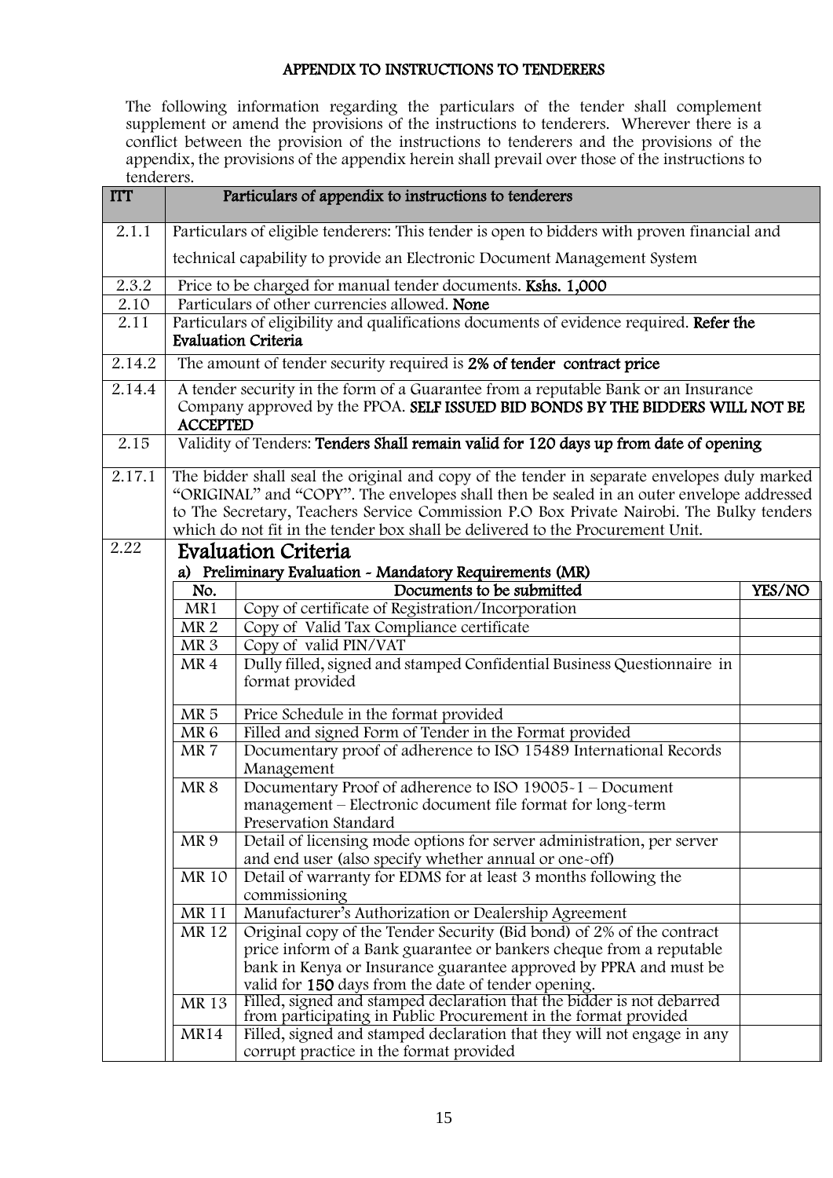# APPENDIX TO INSTRUCTIONS TO TENDERERS

The following information regarding the particulars of the tender shall complement supplement or amend the provisions of the instructions to tenderers. Wherever there is a conflict between the provision of the instructions to tenderers and the provisions of the appendix, the provisions of the appendix herein shall prevail over those of the instructions to tenderers.

| ITT | Particulars of appendix to instructions to tenderers |
|---|---|
| 2.1.1 | Particulars of eligible tenderers: This tender is open to bidders with proven financial and technical capability to provide an Electronic Document Management System |
| 2.3.2 | Price to be charged for manual tender documents. **Kshs. 1,000** |
| 2.10 | Particulars of other currencies allowed. **None** |
| 2.11 | Particulars of eligibility and qualifications documents of evidence required. **Refer the Evaluation Criteria** |
| 2.14.2 | The amount of tender security required is **2% of tender contract price** |
| 2.14.4 | A tender security in the form of a Guarantee from a reputable Bank or an Insurance Company approved by the PPOA. **SELF ISSUED BID BONDS BY THE BIDDERS WILL NOT BE ACCEPTED** |
| 2.15 | Validity of Tenders: **Tenders Shall remain valid for 120 days up from date of opening** |
| 2.17.1 | The bidder shall seal the original and copy of the tender in separate envelopes duly marked "ORIGINAL" and "COPY". The envelopes shall then be sealed in an outer envelope addressed to The Secretary, Teachers Service Commission P.O Box Private Nairobi. The Bulky tenders which do not fit in the tender box shall be delivered to the Procurement Unit. |
| 2.22 | **Evaluation Criteria** |

## Evaluation Criteria

### a) Preliminary Evaluation - Mandatory Requirements (MR)

| No. | Documents to be submitted | YES/NO |
|---|---|---|
| MR1 | Copy of certificate of Registration/Incorporation | |
| MR 2 | Copy of Valid Tax Compliance certificate | |
| MR 3 | Copy of valid PIN/VAT | |
| MR 4 | Dully filled, signed and stamped Confidential Business Questionnaire in format provided | |
| MR 5 | Price Schedule in the format provided | |
| MR 6 | Filled and signed Form of Tender in the Format provided | |
| MR 7 | Documentary proof of adherence to ISO 15489 International Records Management | |
| MR 8 | Documentary Proof of adherence to ISO 19005-1 – Document management – Electronic document file format for long-term Preservation Standard | |
| MR 9 | Detail of licensing mode options for server administration, per server and end user (also specify whether annual or one-off) | |
| MR 10 | Detail of warranty for EDMS for at least 3 months following the commissioning | |
| MR 11 | Manufacturer's Authorization or Dealership Agreement | |
| MR 12 | Original copy of the Tender Security (Bid bond) of 2% of the contract price inform of a Bank guarantee or bankers cheque from a reputable bank in Kenya or Insurance guarantee approved by PPRA and must be valid for **150** days from the date of tender opening. | |
| MR 13 | Filled, signed and stamped declaration that the bidder is not debarred from participating in Public Procurement in the format provided | |
| MR14 | Filled, signed and stamped declaration that they will not engage in any corrupt practice in the format provided | |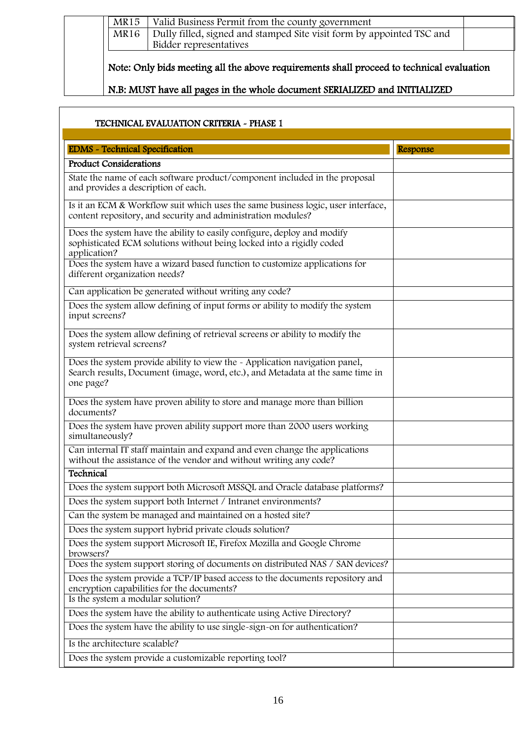| | | |
|---|---|---|
| MR15 | Valid Business Permit from the county government | |
| MR16 | Dully filled, signed and stamped Site visit form by appointed TSC and Bidder representatives | |

**Note: Only bids meeting all the above requirements shall proceed to technical evaluation**

**N.B: MUST have all pages in the whole document SERIALIZED and INITIALIZED**

**TECHNICAL EVALUATION CRITERIA - PHASE 1**

| EDMS - Technical Specification | Response |
|---|---|
| **Product Considerations** | |
| State the name of each software product/component included in the proposal and provides a description of each. | |
| Is it an ECM & Workflow suit which uses the same business logic, user interface, content repository, and security and administration modules? | |
| Does the system have the ability to easily configure, deploy and modify sophisticated ECM solutions without being locked into a rigidly coded application? | |
| Does the system have a wizard based function to customize applications for different organization needs? | |
| Can application be generated without writing any code? | |
| Does the system allow defining of input forms or ability to modify the system input screens? | |
| Does the system allow defining of retrieval screens or ability to modify the system retrieval screens? | |
| Does the system provide ability to view the - Application navigation panel, Search results, Document (image, word, etc.), and Metadata at the same time in one page? | |
| Does the system have proven ability to store and manage more than billion documents? | |
| Does the system have proven ability support more than 2000 users working simultaneously? | |
| Can internal IT staff maintain and expand and even change the applications without the assistance of the vendor and without writing any code? | |
| **Technical** | |
| Does the system support both Microsoft MSSQL and Oracle database platforms? | |
| Does the system support both Internet / Intranet environments? | |
| Can the system be managed and maintained on a hosted site? | |
| Does the system support hybrid private clouds solution? | |
| Does the system support Microsoft IE, Firefox Mozilla and Google Chrome browsers? | |
| Does the system support storing of documents on distributed NAS / SAN devices? | |
| Does the system provide a TCP/IP based access to the documents repository and encryption capabilities for the documents? | |
| Is the system a modular solution? | |
| Does the system have the ability to authenticate using Active Directory? | |
| Does the system have the ability to use single-sign-on for authentication? | |
| Is the architecture scalable? | |
| Does the system provide a customizable reporting tool? | |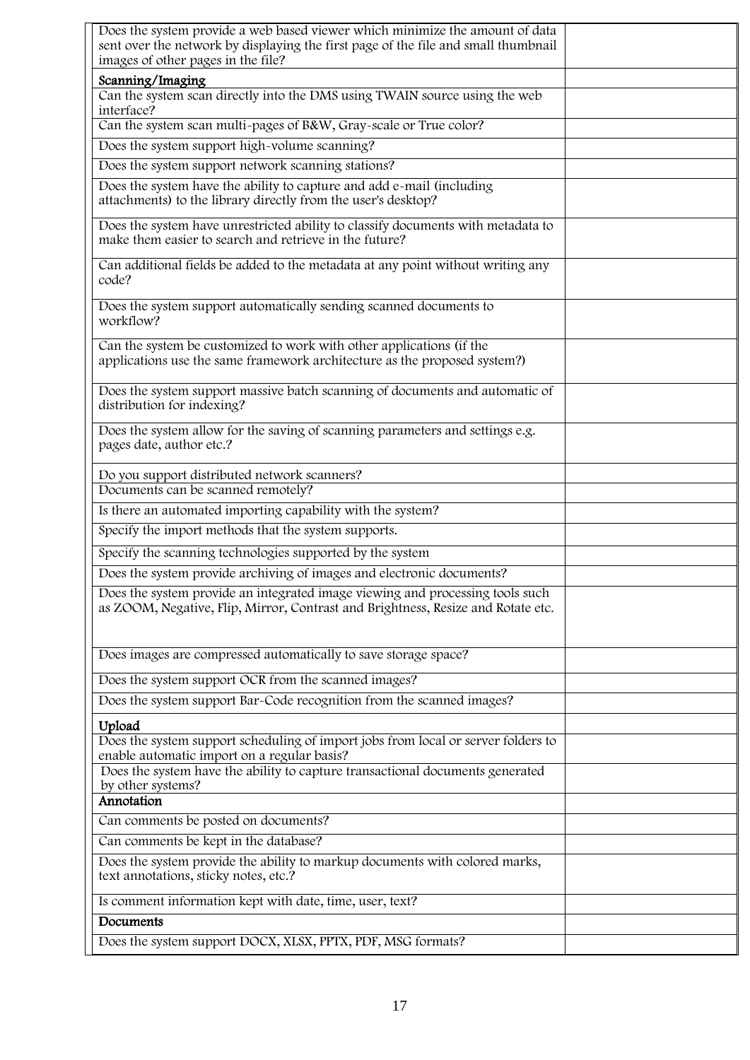| | |
|---|---|
| Does the system provide a web based viewer which minimize the amount of data sent over the network by displaying the first page of the file and small thumbnail images of other pages in the file? | |
| **Scanning/Imaging** | |
| Can the system scan directly into the DMS using TWAIN source using the web interface? | |
| Can the system scan multi-pages of B&W, Gray-scale or True color? | |
| Does the system support high-volume scanning? | |
| Does the system support network scanning stations? | |
| Does the system have the ability to capture and add e-mail (including attachments) to the library directly from the user's desktop? | |
| Does the system have unrestricted ability to classify documents with metadata to make them easier to search and retrieve in the future? | |
| Can additional fields be added to the metadata at any point without writing any code? | |
| Does the system support automatically sending scanned documents to workflow? | |
| Can the system be customized to work with other applications (if the applications use the same framework architecture as the proposed system?) | |
| Does the system support massive batch scanning of documents and automatic of distribution for indexing? | |
| Does the system allow for the saving of scanning parameters and settings e.g. pages date, author etc.? | |
| Do you support distributed network scanners? | |
| Documents can be scanned remotely? | |
| Is there an automated importing capability with the system? | |
| Specify the import methods that the system supports. | |
| Specify the scanning technologies supported by the system | |
| Does the system provide archiving of images and electronic documents? | |
| Does the system provide an integrated image viewing and processing tools such as ZOOM, Negative, Flip, Mirror, Contrast and Brightness, Resize and Rotate etc. | |
| Does images are compressed automatically to save storage space? | |
| Does the system support OCR from the scanned images? | |
| Does the system support Bar-Code recognition from the scanned images? | |
| **Upload** | |
| Does the system support scheduling of import jobs from local or server folders to enable automatic import on a regular basis? | |
| Does the system have the ability to capture transactional documents generated by other systems? | |
| **Annotation** | |
| Can comments be posted on documents? | |
| Can comments be kept in the database? | |
| Does the system provide the ability to markup documents with colored marks, text annotations, sticky notes, etc.? | |
| Is comment information kept with date, time, user, text? | |
| **Documents** | |
| Does the system support DOCX, XLSX, PPTX, PDF, MSG formats? | |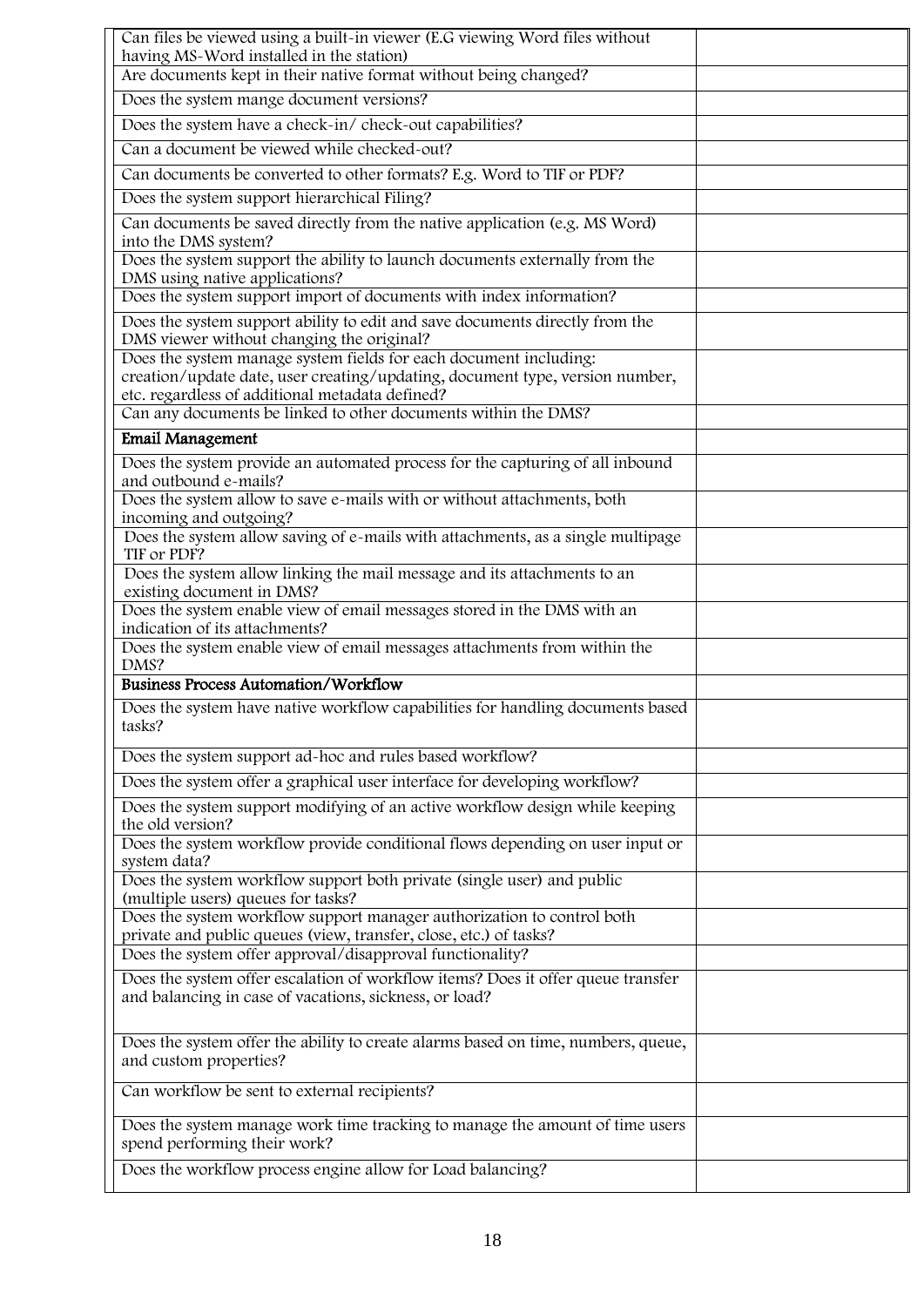| | |
|---|---|
| Can files be viewed using a built-in viewer (E.G viewing Word files without having MS-Word installed in the station) | |
| Are documents kept in their native format without being changed? | |
| Does the system mange document versions? | |
| Does the system have a check-in/ check-out capabilities? | |
| Can a document be viewed while checked-out? | |
| Can documents be converted to other formats? E.g. Word to TIF or PDF? | |
| Does the system support hierarchical Filing? | |
| Can documents be saved directly from the native application (e.g. MS Word) into the DMS system? | |
| Does the system support the ability to launch documents externally from the DMS using native applications? | |
| Does the system support import of documents with index information? | |
| Does the system support ability to edit and save documents directly from the DMS viewer without changing the original? | |
| Does the system manage system fields for each document including: creation/update date, user creating/updating, document type, version number, etc. regardless of additional metadata defined? | |
| Can any documents be linked to other documents within the DMS? | |
| **Email Management** | |
| Does the system provide an automated process for the capturing of all inbound and outbound e-mails? | |
| Does the system allow to save e-mails with or without attachments, both incoming and outgoing? | |
| Does the system allow saving of e-mails with attachments, as a single multipage TIF or PDF? | |
| Does the system allow linking the mail message and its attachments to an existing document in DMS? | |
| Does the system enable view of email messages stored in the DMS with an indication of its attachments? | |
| Does the system enable view of email messages attachments from within the DMS? | |
| **Business Process Automation/Workflow** | |
| Does the system have native workflow capabilities for handling documents based tasks? | |
| Does the system support ad-hoc and rules based workflow? | |
| Does the system offer a graphical user interface for developing workflow? | |
| Does the system support modifying of an active workflow design while keeping the old version? | |
| Does the system workflow provide conditional flows depending on user input or system data? | |
| Does the system workflow support both private (single user) and public (multiple users) queues for tasks? | |
| Does the system workflow support manager authorization to control both private and public queues (view, transfer, close, etc.) of tasks? | |
| Does the system offer approval/disapproval functionality? | |
| Does the system offer escalation of workflow items? Does it offer queue transfer and balancing in case of vacations, sickness, or load? | |
| Does the system offer the ability to create alarms based on time, numbers, queue, and custom properties? | |
| Can workflow be sent to external recipients? | |
| Does the system manage work time tracking to manage the amount of time users spend performing their work? | |
| Does the workflow process engine allow for Load balancing? | |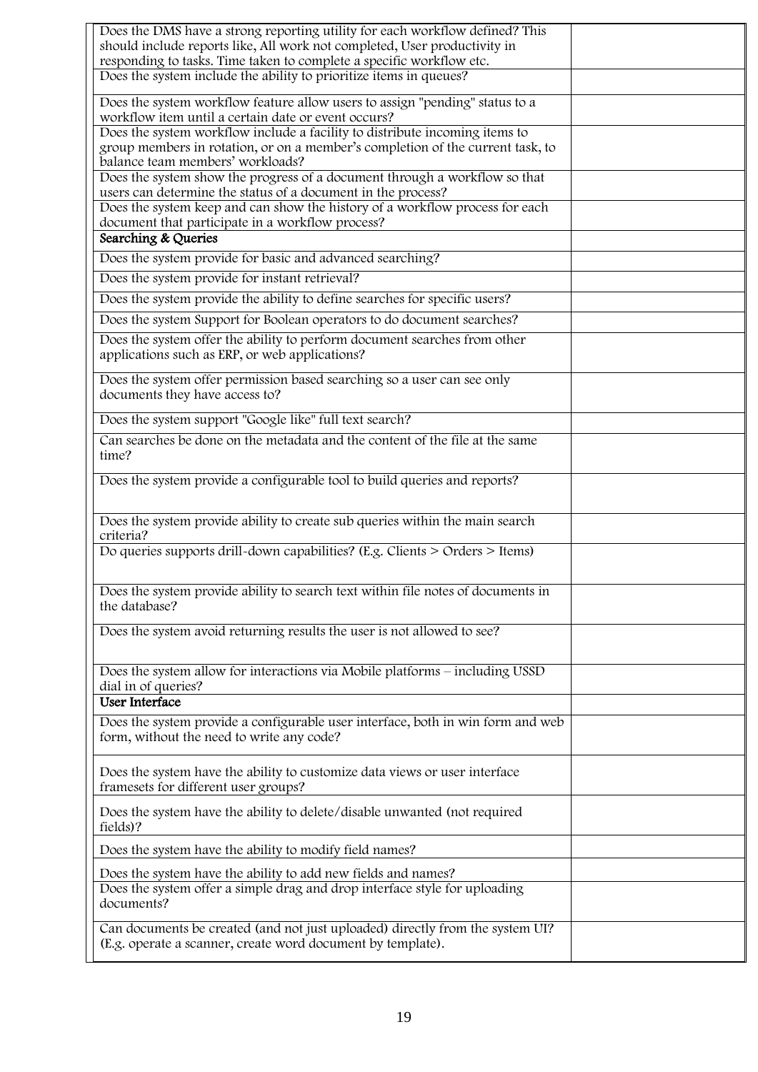| | |
|---|---|
| Does the DMS have a strong reporting utility for each workflow defined? This should include reports like, All work not completed, User productivity in responding to tasks. Time taken to complete a specific workflow etc. | |
| Does the system include the ability to prioritize items in queues? | |
| Does the system workflow feature allow users to assign "pending" status to a workflow item until a certain date or event occurs? | |
| Does the system workflow include a facility to distribute incoming items to group members in rotation, or on a member's completion of the current task, to balance team members' workloads? | |
| Does the system show the progress of a document through a workflow so that users can determine the status of a document in the process? | |
| Does the system keep and can show the history of a workflow process for each document that participate in a workflow process? | |
| **Searching & Queries** | |
| Does the system provide for basic and advanced searching? | |
| Does the system provide for instant retrieval? | |
| Does the system provide the ability to define searches for specific users? | |
| Does the system Support for Boolean operators to do document searches? | |
| Does the system offer the ability to perform document searches from other applications such as ERP, or web applications? | |
| Does the system offer permission based searching so a user can see only documents they have access to? | |
| Does the system support "Google like" full text search? | |
| Can searches be done on the metadata and the content of the file at the same time? | |
| Does the system provide a configurable tool to build queries and reports? | |
| Does the system provide ability to create sub queries within the main search criteria? | |
| Do queries supports drill-down capabilities? (E.g. Clients > Orders > Items) | |
| Does the system provide ability to search text within file notes of documents in the database? | |
| Does the system avoid returning results the user is not allowed to see? | |
| Does the system allow for interactions via Mobile platforms – including USSD dial in of queries? | |
| **User Interface** | |
| Does the system provide a configurable user interface, both in win form and web form, without the need to write any code? | |
| Does the system have the ability to customize data views or user interface framesets for different user groups? | |
| Does the system have the ability to delete/disable unwanted (not required fields)? | |
| Does the system have the ability to modify field names? | |
| Does the system have the ability to add new fields and names? | |
| Does the system offer a simple drag and drop interface style for uploading documents? | |
| Can documents be created (and not just uploaded) directly from the system UI? (E.g. operate a scanner, create word document by template). | |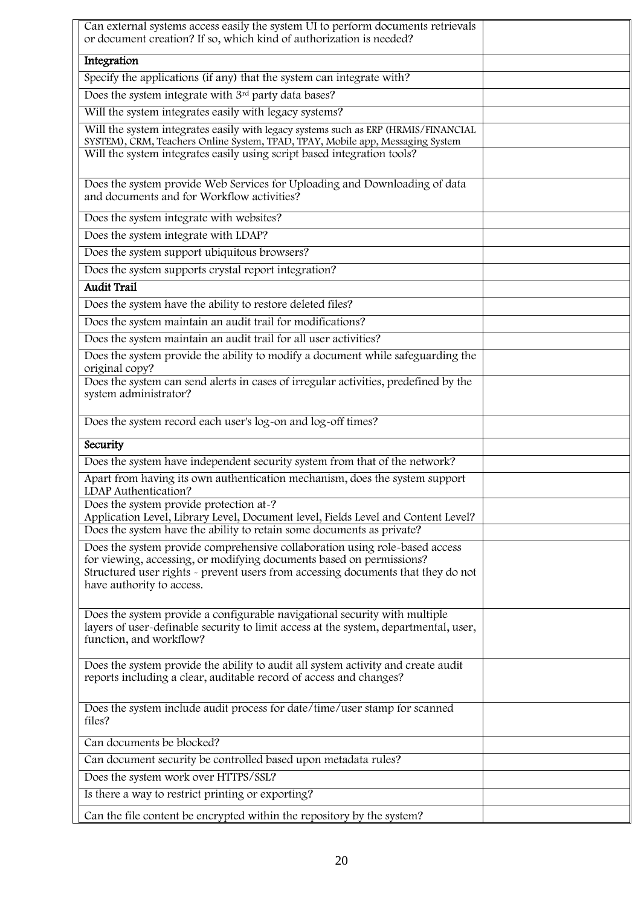| | |
|---|---|
| Can external systems access easily the system UI to perform documents retrievals or document creation? If so, which kind of authorization is needed? | |
| **Integration** | |
| Specify the applications (if any) that the system can integrate with? | |
| Does the system integrate with 3rd party data bases? | |
| Will the system integrates easily with legacy systems? | |
| Will the system integrates easily with legacy systems such as ERP (HRMIS/FINANCIAL SYSTEM), CRM, Teachers Online System, TPAD, TPAY, Mobile app, Messaging System | |
| Will the system integrates easily using script based integration tools? | |
| Does the system provide Web Services for Uploading and Downloading of data and documents and for Workflow activities? | |
| Does the system integrate with websites? | |
| Does the system integrate with LDAP? | |
| Does the system support ubiquitous browsers? | |
| Does the system supports crystal report integration? | |
| **Audit Trail** | |
| Does the system have the ability to restore deleted files? | |
| Does the system maintain an audit trail for modifications? | |
| Does the system maintain an audit trail for all user activities? | |
| Does the system provide the ability to modify a document while safeguarding the original copy? | |
| Does the system can send alerts in cases of irregular activities, predefined by the system administrator? | |
| Does the system record each user's log-on and log-off times? | |
| **Security** | |
| Does the system have independent security system from that of the network? | |
| Apart from having its own authentication mechanism, does the system support LDAP Authentication? | |
| Does the system provide protection at-?<br>Application Level, Library Level, Document level, Fields Level and Content Level? | |
| Does the system have the ability to retain some documents as private? | |
| Does the system provide comprehensive collaboration using role-based access for viewing, accessing, or modifying documents based on permissions?<br>Structured user rights - prevent users from accessing documents that they do not have authority to access. | |
| Does the system provide a configurable navigational security with multiple layers of user-definable security to limit access at the system, departmental, user, function, and workflow? | |
| Does the system provide the ability to audit all system activity and create audit reports including a clear, auditable record of access and changes? | |
| Does the system include audit process for date/time/user stamp for scanned files? | |
| Can documents be blocked? | |
| Can document security be controlled based upon metadata rules? | |
| Does the system work over HTTPS/SSL? | |
| Is there a way to restrict printing or exporting? | |
| Can the file content be encrypted within the repository by the system? | |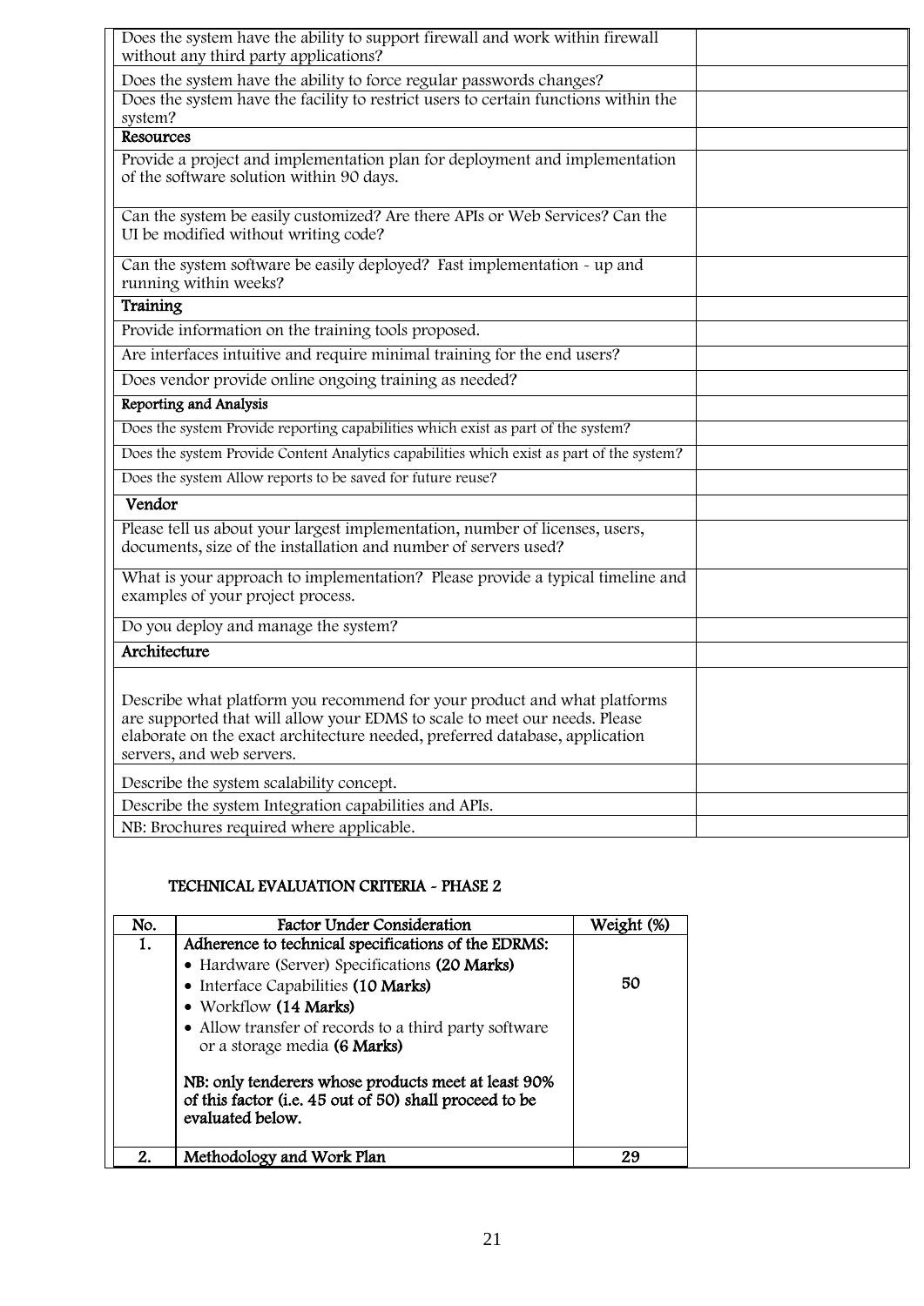| | |
|---|---|
| Does the system have the ability to support firewall and work within firewall without any third party applications? | |
| Does the system have the ability to force regular passwords changes? | |
| Does the system have the facility to restrict users to certain functions within the system? | |
| **Resources** | |
| Provide a project and implementation plan for deployment and implementation of the software solution within 90 days. | |
| Can the system be easily customized? Are there APIs or Web Services? Can the UI be modified without writing code? | |
| Can the system software be easily deployed? Fast implementation - up and running within weeks? | |
| **Training** | |
| Provide information on the training tools proposed. | |
| Are interfaces intuitive and require minimal training for the end users? | |
| Does vendor provide online ongoing training as needed? | |
| **Reporting and Analysis** | |
| Does the system Provide reporting capabilities which exist as part of the system? | |
| Does the system Provide Content Analytics capabilities which exist as part of the system? | |
| Does the system Allow reports to be saved for future reuse? | |
| **Vendor** | |
| Please tell us about your largest implementation, number of licenses, users, documents, size of the installation and number of servers used? | |
| What is your approach to implementation? Please provide a typical timeline and examples of your project process. | |
| Do you deploy and manage the system? | |
| **Architecture** | |
| Describe what platform you recommend for your product and what platforms are supported that will allow your EDMS to scale to meet our needs. Please elaborate on the exact architecture needed, preferred database, application servers, and web servers. | |
| Describe the system scalability concept. | |
| Describe the system Integration capabilities and APIs. | |
| NB: Brochures required where applicable. | |

## TECHNICAL EVALUATION CRITERIA - PHASE 2

| No. | Factor Under Consideration | Weight (%) |
|---|---|---|
| 1. | **Adherence to technical specifications of the EDRMS:**<br>• Hardware (Server) Specifications **(20 Marks)**<br>• Interface Capabilities **(10 Marks)**<br>• Workflow **(14 Marks)**<br>• Allow transfer of records to a third party software or a storage media **(6 Marks)**<br><br>**NB: only tenderers whose products meet at least 90% of this factor (i.e. 45 out of 50) shall proceed to be evaluated below.** | 50 |
| 2. | **Methodology and Work Plan** | 29 |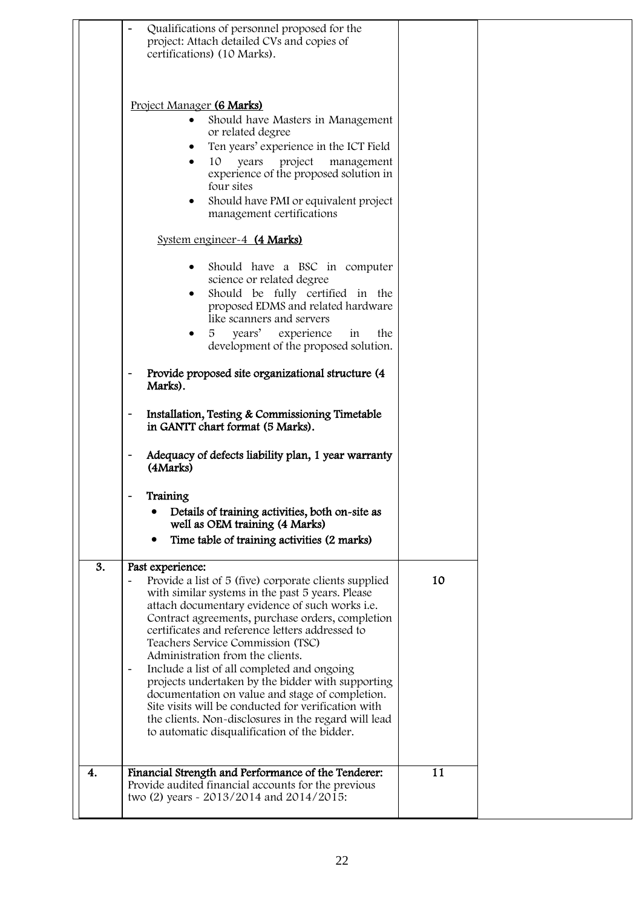| | | | |
|---|---|---|---|
| | - Qualifications of personnel proposed for the project: Attach detailed CVs and copies of certifications) (10 Marks).<br><br>Project Manager **(6 Marks)**<br>• Should have Masters in Management or related degree<br>• Ten years' experience in the ICT Field<br>• 10 years project management experience of the proposed solution in four sites<br>• Should have PMI or equivalent project management certifications<br><br>System engineer-4 **(4 Marks)**<br>• Should have a BSC in computer science or related degree<br>• Should be fully certified in the proposed EDMS and related hardware like scanners and servers<br>• 5 years' experience in the development of the proposed solution.<br><br>- **Provide proposed site organizational structure (4 Marks).**<br><br>- **Installation, Testing & Commissioning Timetable in GANTT chart format (5 Marks).**<br><br>- **Adequacy of defects liability plan, 1 year warranty (4Marks)**<br><br>- **Training**<br>• **Details of training activities, both on-site as well as OEM training (4 Marks)**<br>• **Time table of training activities (2 marks)** | | |
| **3.** | **Past experience:**<br>- Provide a list of 5 (five) corporate clients supplied with similar systems in the past 5 years. Please attach documentary evidence of such works i.e. Contract agreements, purchase orders, completion certificates and reference letters addressed to Teachers Service Commission (TSC) Administration from the clients.<br>- Include a list of all completed and ongoing projects undertaken by the bidder with supporting documentation on value and stage of completion. Site visits will be conducted for verification with the clients. Non-disclosures in the regard will lead to automatic disqualification of the bidder. | **10** | |
| **4.** | **Financial Strength and Performance of the Tenderer:**<br>Provide audited financial accounts for the previous two (2) years - 2013/2014 and 2014/2015: | **11** | |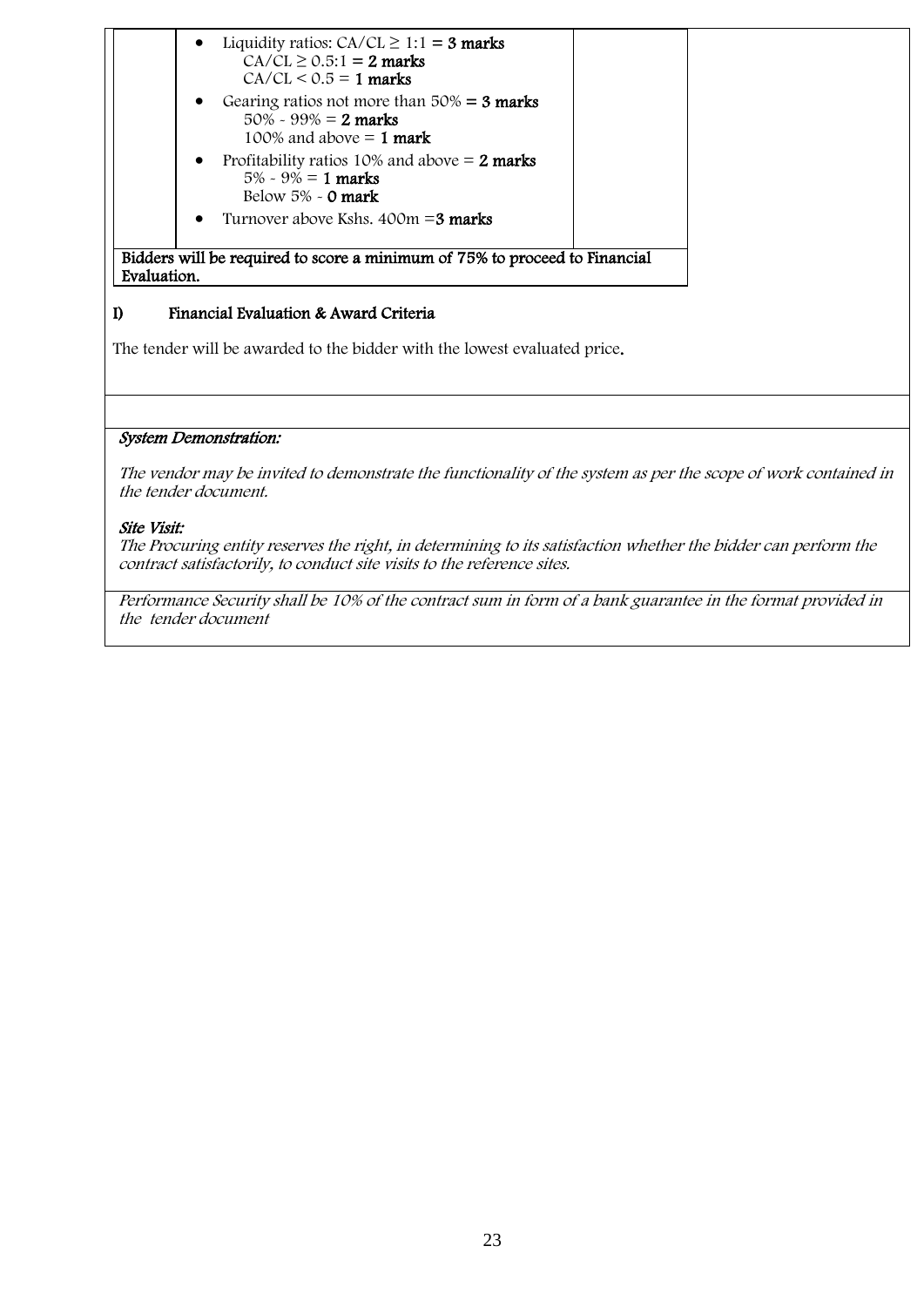| | | |
|---|---|---|
| | • Liquidity ratios: CA/CL ≥ 1:1 = **3 marks**<br>CA/CL ≥ 0.5:1 = **2 marks**<br>CA/CL < 0.5 = **1 marks**<br>• Gearing ratios not more than 50% = **3 marks**<br>50% - 99% = **2 marks**<br>100% and above = **1 mark**<br>• Profitability ratios 10% and above = **2 marks**<br>5% - 9% = **1 marks**<br>Below 5% - **0 mark**<br>• Turnover above Kshs. 400m =**3 marks** | |
| **Bidders will be required to score a minimum of 75% to proceed to Financial Evaluation.** | | |

**I) Financial Evaluation & Award Criteria**

The tender will be awarded to the bidder with the lowest evaluated price.

***System Demonstration:***

*The vendor may be invited to demonstrate the functionality of the system as per the scope of work contained in the tender document.*

***Site Visit:***

*The Procuring entity reserves the right, in determining to its satisfaction whether the bidder can perform the contract satisfactorily, to conduct site visits to the reference sites.*

*Performance Security shall be 10% of the contract sum in form of a bank guarantee in the format provided in the tender document*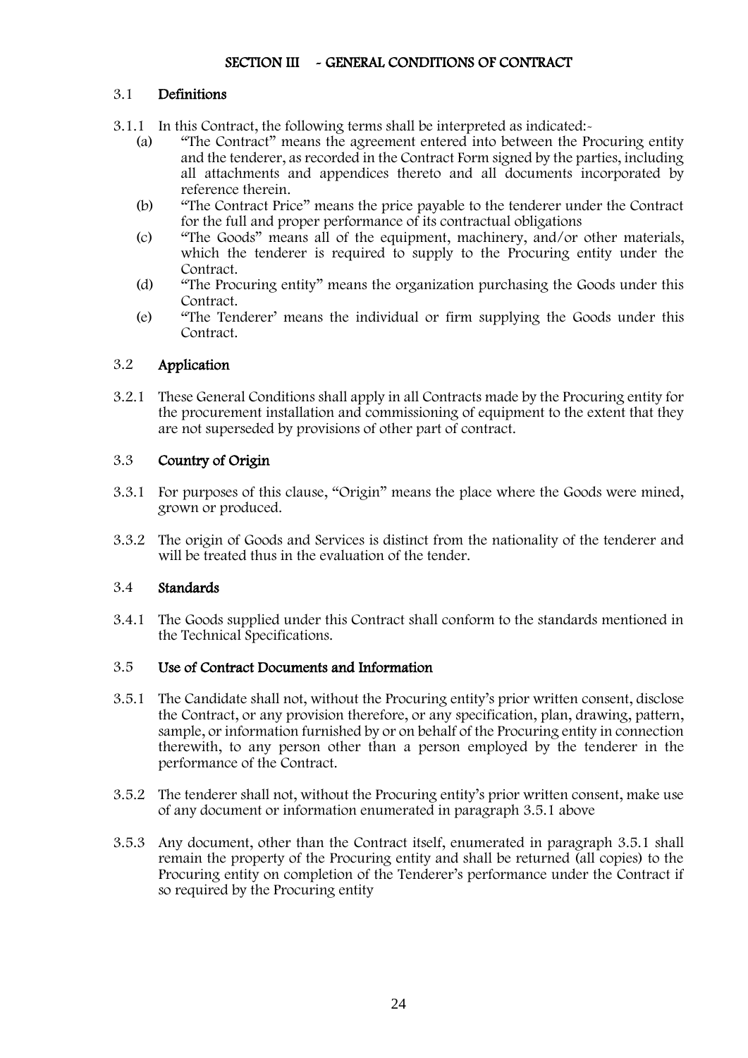# SECTION III - GENERAL CONDITIONS OF CONTRACT

## 3.1 Definitions

3.1.1 In this Contract, the following terms shall be interpreted as indicated:-

(a) "The Contract" means the agreement entered into between the Procuring entity and the tenderer, as recorded in the Contract Form signed by the parties, including all attachments and appendices thereto and all documents incorporated by reference therein.

(b) "The Contract Price" means the price payable to the tenderer under the Contract for the full and proper performance of its contractual obligations

(c) "The Goods" means all of the equipment, machinery, and/or other materials, which the tenderer is required to supply to the Procuring entity under the Contract.

(d) "The Procuring entity" means the organization purchasing the Goods under this Contract.

(e) "The Tenderer' means the individual or firm supplying the Goods under this Contract.

## 3.2 Application

3.2.1 These General Conditions shall apply in all Contracts made by the Procuring entity for the procurement installation and commissioning of equipment to the extent that they are not superseded by provisions of other part of contract.

## 3.3 Country of Origin

3.3.1 For purposes of this clause, "Origin" means the place where the Goods were mined, grown or produced.

3.3.2 The origin of Goods and Services is distinct from the nationality of the tenderer and will be treated thus in the evaluation of the tender.

## 3.4 Standards

3.4.1 The Goods supplied under this Contract shall conform to the standards mentioned in the Technical Specifications.

## 3.5 Use of Contract Documents and Information

3.5.1 The Candidate shall not, without the Procuring entity's prior written consent, disclose the Contract, or any provision therefore, or any specification, plan, drawing, pattern, sample, or information furnished by or on behalf of the Procuring entity in connection therewith, to any person other than a person employed by the tenderer in the performance of the Contract.

3.5.2 The tenderer shall not, without the Procuring entity's prior written consent, make use of any document or information enumerated in paragraph 3.5.1 above

3.5.3 Any document, other than the Contract itself, enumerated in paragraph 3.5.1 shall remain the property of the Procuring entity and shall be returned (all copies) to the Procuring entity on completion of the Tenderer's performance under the Contract if so required by the Procuring entity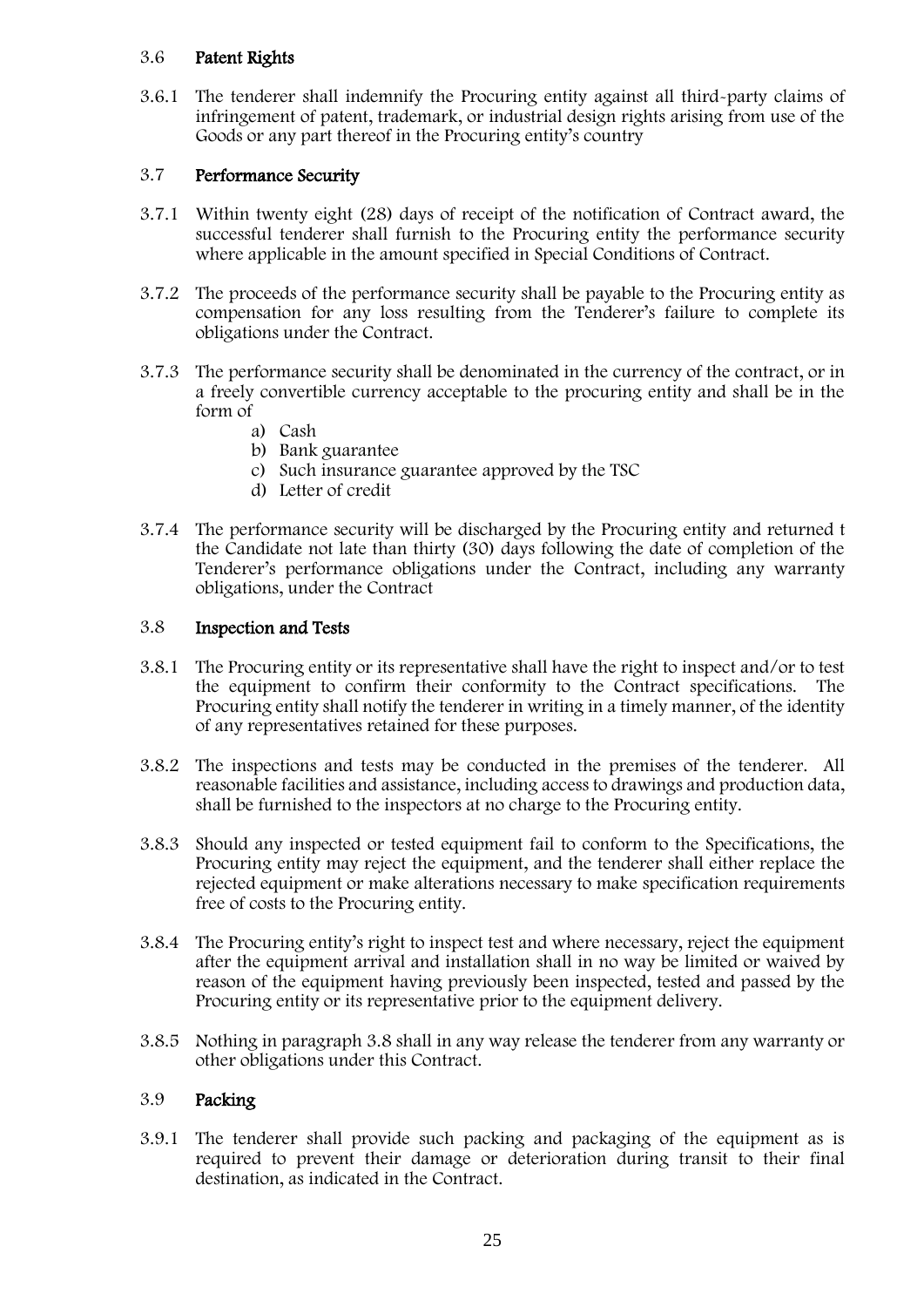### 3.6 Patent Rights

3.6.1 The tenderer shall indemnify the Procuring entity against all third-party claims of infringement of patent, trademark, or industrial design rights arising from use of the Goods or any part thereof in the Procuring entity's country

### 3.7 Performance Security

3.7.1 Within twenty eight (28) days of receipt of the notification of Contract award, the successful tenderer shall furnish to the Procuring entity the performance security where applicable in the amount specified in Special Conditions of Contract.

3.7.2 The proceeds of the performance security shall be payable to the Procuring entity as compensation for any loss resulting from the Tenderer's failure to complete its obligations under the Contract.

3.7.3 The performance security shall be denominated in the currency of the contract, or in a freely convertible currency acceptable to the procuring entity and shall be in the form of

a) Cash
b) Bank guarantee
c) Such insurance guarantee approved by the TSC
d) Letter of credit

3.7.4 The performance security will be discharged by the Procuring entity and returned t the Candidate not late than thirty (30) days following the date of completion of the Tenderer's performance obligations under the Contract, including any warranty obligations, under the Contract

### 3.8 Inspection and Tests

3.8.1 The Procuring entity or its representative shall have the right to inspect and/or to test the equipment to confirm their conformity to the Contract specifications. The Procuring entity shall notify the tenderer in writing in a timely manner, of the identity of any representatives retained for these purposes.

3.8.2 The inspections and tests may be conducted in the premises of the tenderer. All reasonable facilities and assistance, including access to drawings and production data, shall be furnished to the inspectors at no charge to the Procuring entity.

3.8.3 Should any inspected or tested equipment fail to conform to the Specifications, the Procuring entity may reject the equipment, and the tenderer shall either replace the rejected equipment or make alterations necessary to make specification requirements free of costs to the Procuring entity.

3.8.4 The Procuring entity's right to inspect test and where necessary, reject the equipment after the equipment arrival and installation shall in no way be limited or waived by reason of the equipment having previously been inspected, tested and passed by the Procuring entity or its representative prior to the equipment delivery.

3.8.5 Nothing in paragraph 3.8 shall in any way release the tenderer from any warranty or other obligations under this Contract.

### 3.9 Packing

3.9.1 The tenderer shall provide such packing and packaging of the equipment as is required to prevent their damage or deterioration during transit to their final destination, as indicated in the Contract.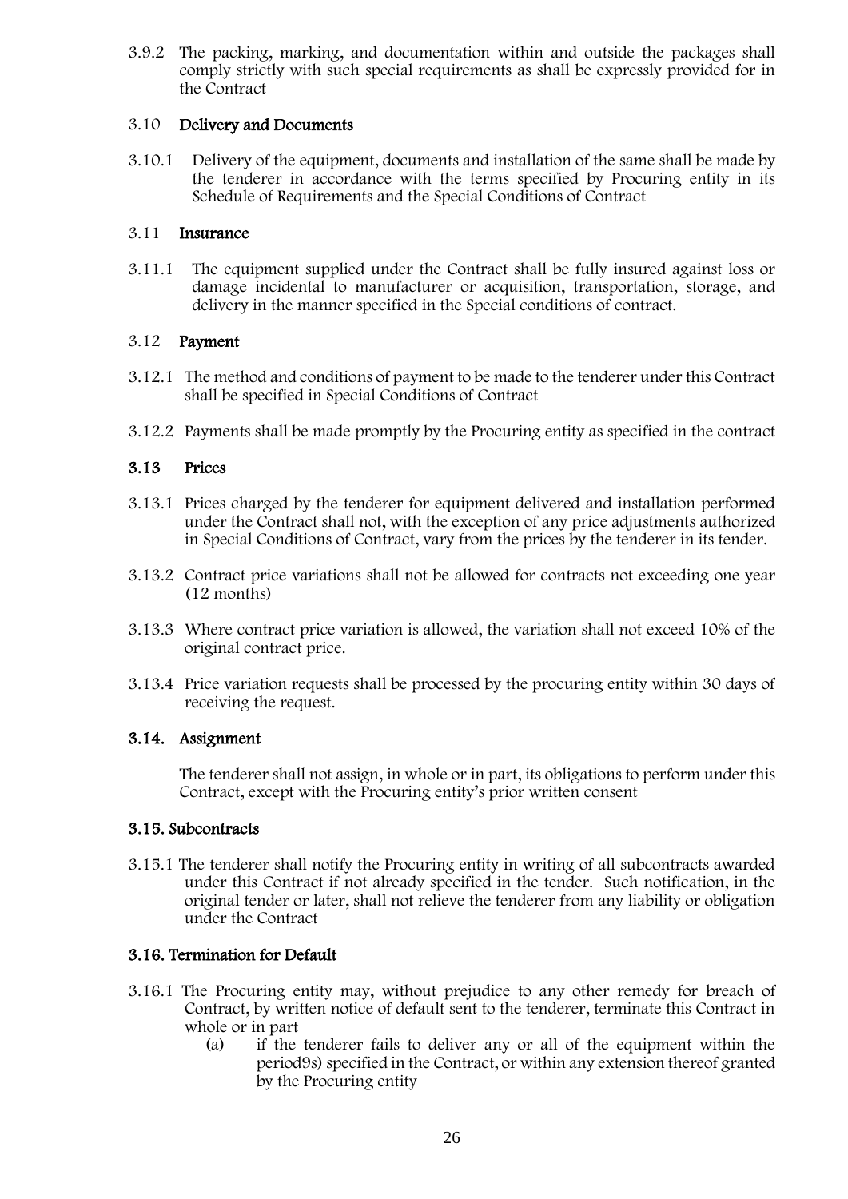3.9.2 The packing, marking, and documentation within and outside the packages shall comply strictly with such special requirements as shall be expressly provided for in the Contract

### 3.10 Delivery and Documents

3.10.1 Delivery of the equipment, documents and installation of the same shall be made by the tenderer in accordance with the terms specified by Procuring entity in its Schedule of Requirements and the Special Conditions of Contract

### 3.11 Insurance

3.11.1 The equipment supplied under the Contract shall be fully insured against loss or damage incidental to manufacturer or acquisition, transportation, storage, and delivery in the manner specified in the Special conditions of contract.

### 3.12 Payment

3.12.1 The method and conditions of payment to be made to the tenderer under this Contract shall be specified in Special Conditions of Contract

3.12.2 Payments shall be made promptly by the Procuring entity as specified in the contract

### 3.13 Prices

3.13.1 Prices charged by the tenderer for equipment delivered and installation performed under the Contract shall not, with the exception of any price adjustments authorized in Special Conditions of Contract, vary from the prices by the tenderer in its tender.

3.13.2 Contract price variations shall not be allowed for contracts not exceeding one year (12 months)

3.13.3 Where contract price variation is allowed, the variation shall not exceed 10% of the original contract price.

3.13.4 Price variation requests shall be processed by the procuring entity within 30 days of receiving the request.

### 3.14. Assignment

The tenderer shall not assign, in whole or in part, its obligations to perform under this Contract, except with the Procuring entity's prior written consent

### 3.15. Subcontracts

3.15.1 The tenderer shall notify the Procuring entity in writing of all subcontracts awarded under this Contract if not already specified in the tender. Such notification, in the original tender or later, shall not relieve the tenderer from any liability or obligation under the Contract

### 3.16. Termination for Default

3.16.1 The Procuring entity may, without prejudice to any other remedy for breach of Contract, by written notice of default sent to the tenderer, terminate this Contract in whole or in part

(a) if the tenderer fails to deliver any or all of the equipment within the period9s) specified in the Contract, or within any extension thereof granted by the Procuring entity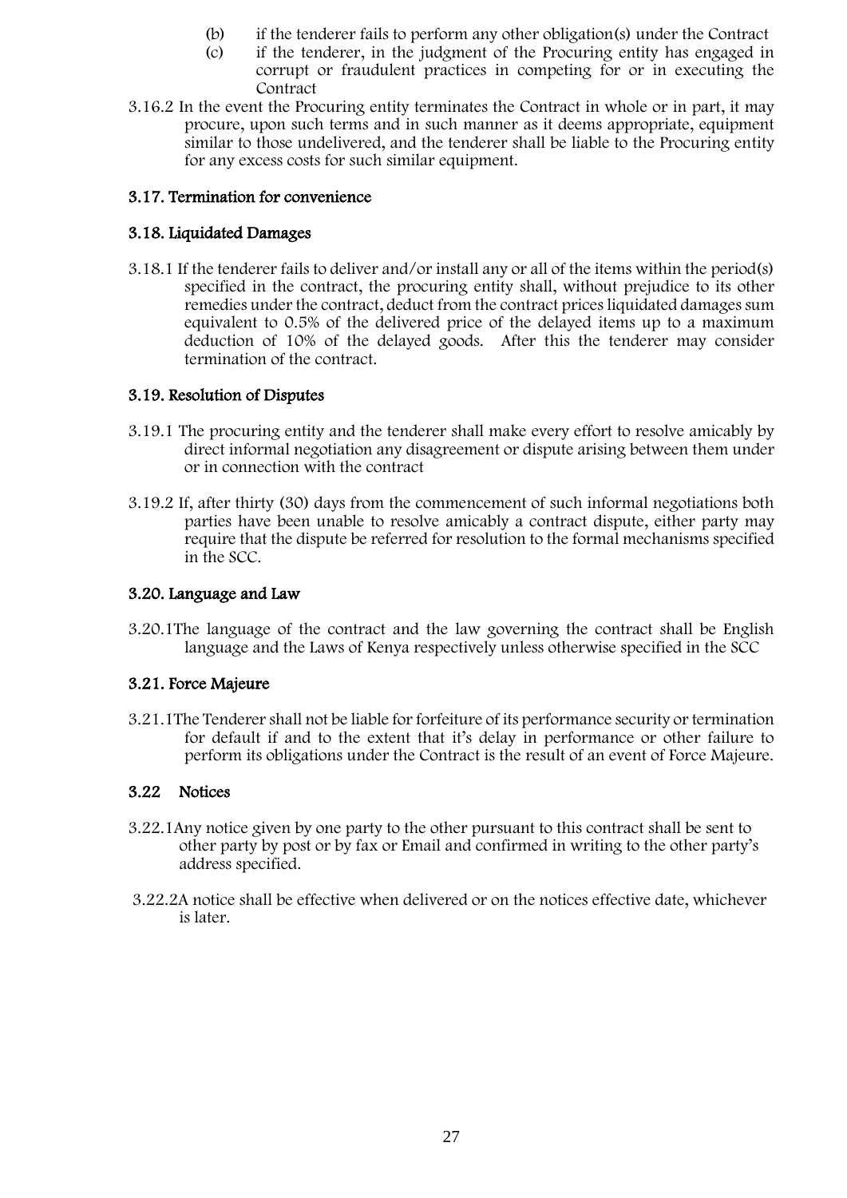(b) if the tenderer fails to perform any other obligation(s) under the Contract

(c) if the tenderer, in the judgment of the Procuring entity has engaged in corrupt or fraudulent practices in competing for or in executing the Contract

3.16.2 In the event the Procuring entity terminates the Contract in whole or in part, it may procure, upon such terms and in such manner as it deems appropriate, equipment similar to those undelivered, and the tenderer shall be liable to the Procuring entity for any excess costs for such similar equipment.

### 3.17. Termination for convenience

### 3.18. Liquidated Damages

3.18.1 If the tenderer fails to deliver and/or install any or all of the items within the period(s) specified in the contract, the procuring entity shall, without prejudice to its other remedies under the contract, deduct from the contract prices liquidated damages sum equivalent to 0.5% of the delivered price of the delayed items up to a maximum deduction of 10% of the delayed goods. After this the tenderer may consider termination of the contract.

### 3.19. Resolution of Disputes

3.19.1 The procuring entity and the tenderer shall make every effort to resolve amicably by direct informal negotiation any disagreement or dispute arising between them under or in connection with the contract

3.19.2 If, after thirty (30) days from the commencement of such informal negotiations both parties have been unable to resolve amicably a contract dispute, either party may require that the dispute be referred for resolution to the formal mechanisms specified in the SCC.

### 3.20. Language and Law

3.20.1The language of the contract and the law governing the contract shall be English language and the Laws of Kenya respectively unless otherwise specified in the SCC

### 3.21. Force Majeure

3.21.1The Tenderer shall not be liable for forfeiture of its performance security or termination for default if and to the extent that it's delay in performance or other failure to perform its obligations under the Contract is the result of an event of Force Majeure.

### 3.22 Notices

3.22.1Any notice given by one party to the other pursuant to this contract shall be sent to other party by post or by fax or Email and confirmed in writing to the other party's address specified.

3.22.2A notice shall be effective when delivered or on the notices effective date, whichever is later.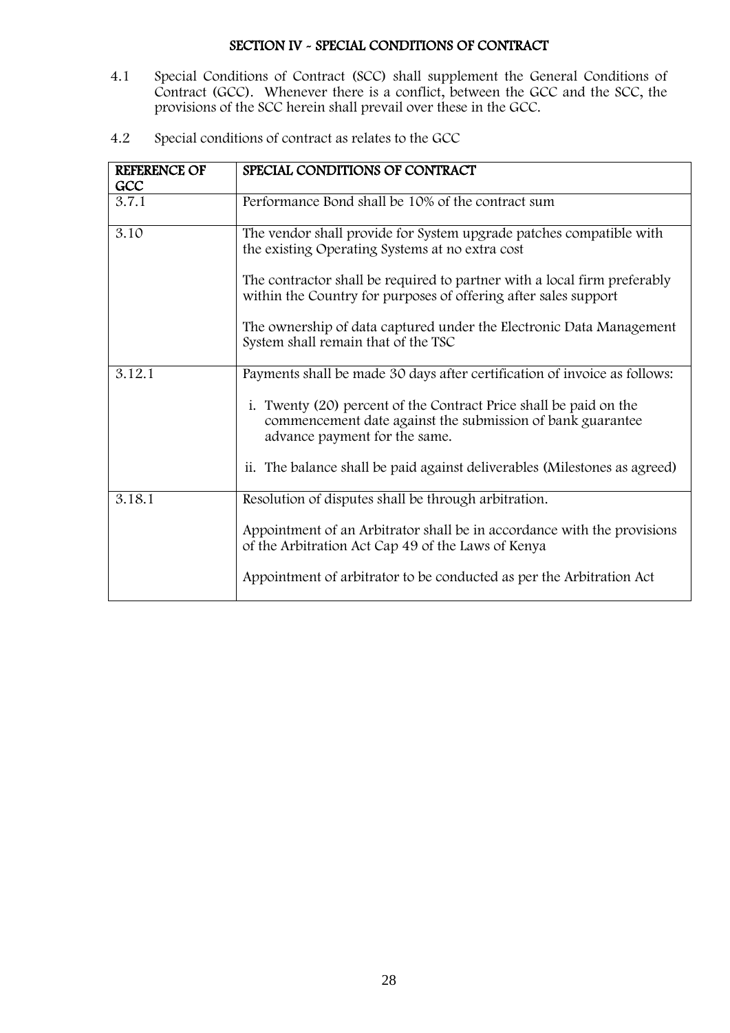## SECTION IV - SPECIAL CONDITIONS OF CONTRACT

4.1 Special Conditions of Contract (SCC) shall supplement the General Conditions of Contract (GCC). Whenever there is a conflict, between the GCC and the SCC, the provisions of the SCC herein shall prevail over these in the GCC.

4.2 Special conditions of contract as relates to the GCC

| REFERENCE OF GCC | SPECIAL CONDITIONS OF CONTRACT |
|---|---|
| 3.7.1 | Performance Bond shall be 10% of the contract sum |
| 3.10 | The vendor shall provide for System upgrade patches compatible with the existing Operating Systems at no extra cost<br><br>The contractor shall be required to partner with a local firm preferably within the Country for purposes of offering after sales support<br><br>The ownership of data captured under the Electronic Data Management System shall remain that of the TSC |
| 3.12.1 | Payments shall be made 30 days after certification of invoice as follows:<br><br>i. Twenty (20) percent of the Contract Price shall be paid on the commencement date against the submission of bank guarantee advance payment for the same.<br><br>ii. The balance shall be paid against deliverables (Milestones as agreed) |
| 3.18.1 | Resolution of disputes shall be through arbitration.<br><br>Appointment of an Arbitrator shall be in accordance with the provisions of the Arbitration Act Cap 49 of the Laws of Kenya<br><br>Appointment of arbitrator to be conducted as per the Arbitration Act |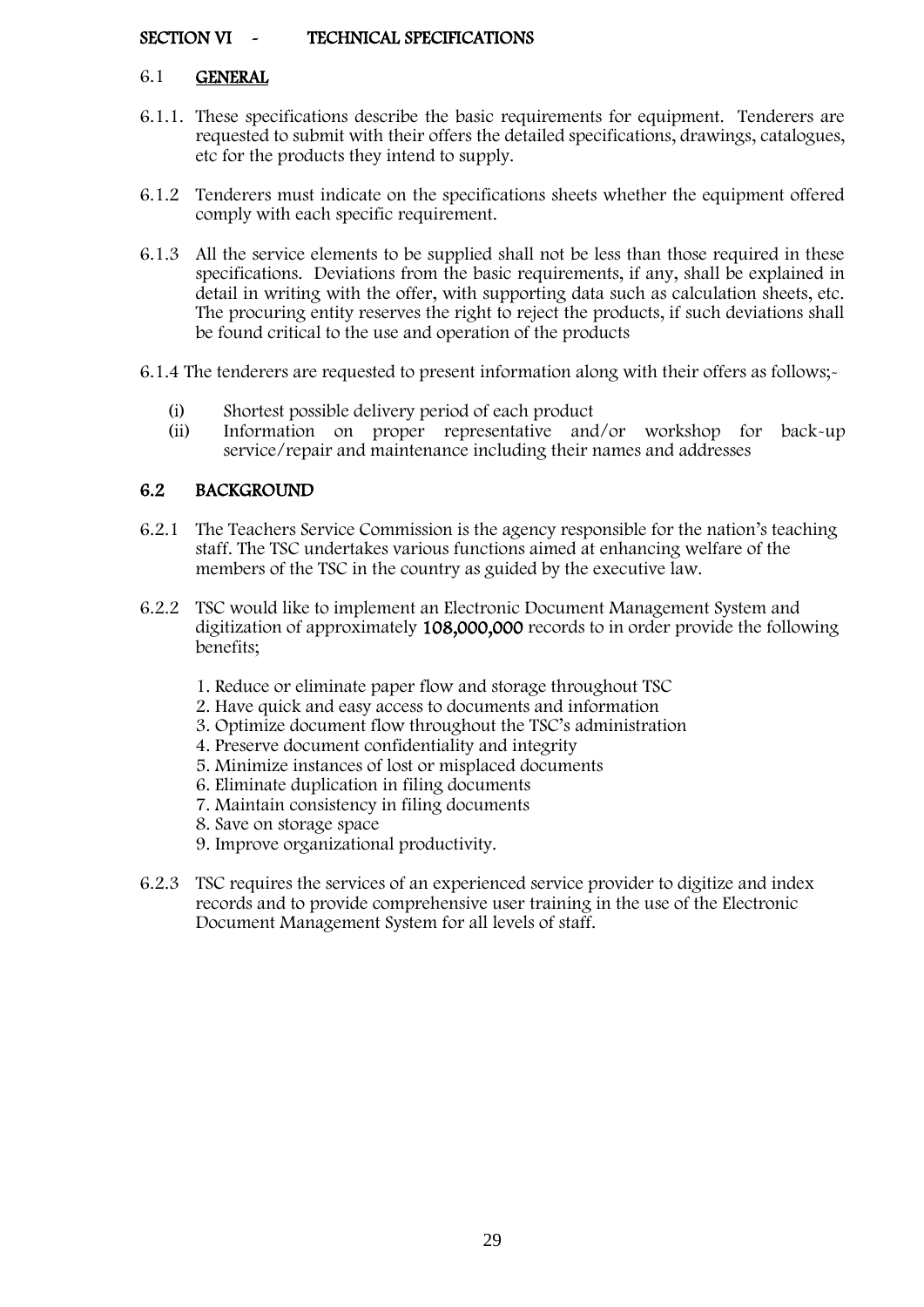## SECTION VI - TECHNICAL SPECIFICATIONS

### 6.1 GENERAL

6.1.1. These specifications describe the basic requirements for equipment. Tenderers are requested to submit with their offers the detailed specifications, drawings, catalogues, etc for the products they intend to supply.

6.1.2 Tenderers must indicate on the specifications sheets whether the equipment offered comply with each specific requirement.

6.1.3 All the service elements to be supplied shall not be less than those required in these specifications. Deviations from the basic requirements, if any, shall be explained in detail in writing with the offer, with supporting data such as calculation sheets, etc. The procuring entity reserves the right to reject the products, if such deviations shall be found critical to the use and operation of the products

6.1.4 The tenderers are requested to present information along with their offers as follows;-

- (i) Shortest possible delivery period of each product
- (ii) Information on proper representative and/or workshop for back-up service/repair and maintenance including their names and addresses

### 6.2 BACKGROUND

6.2.1 The Teachers Service Commission is the agency responsible for the nation's teaching staff. The TSC undertakes various functions aimed at enhancing welfare of the members of the TSC in the country as guided by the executive law.

6.2.2 TSC would like to implement an Electronic Document Management System and digitization of approximately **108,000,000** records to in order provide the following benefits;

1. Reduce or eliminate paper flow and storage throughout TSC
2. Have quick and easy access to documents and information
3. Optimize document flow throughout the TSC's administration
4. Preserve document confidentiality and integrity
5. Minimize instances of lost or misplaced documents
6. Eliminate duplication in filing documents
7. Maintain consistency in filing documents
8. Save on storage space
9. Improve organizational productivity.

6.2.3 TSC requires the services of an experienced service provider to digitize and index records and to provide comprehensive user training in the use of the Electronic Document Management System for all levels of staff.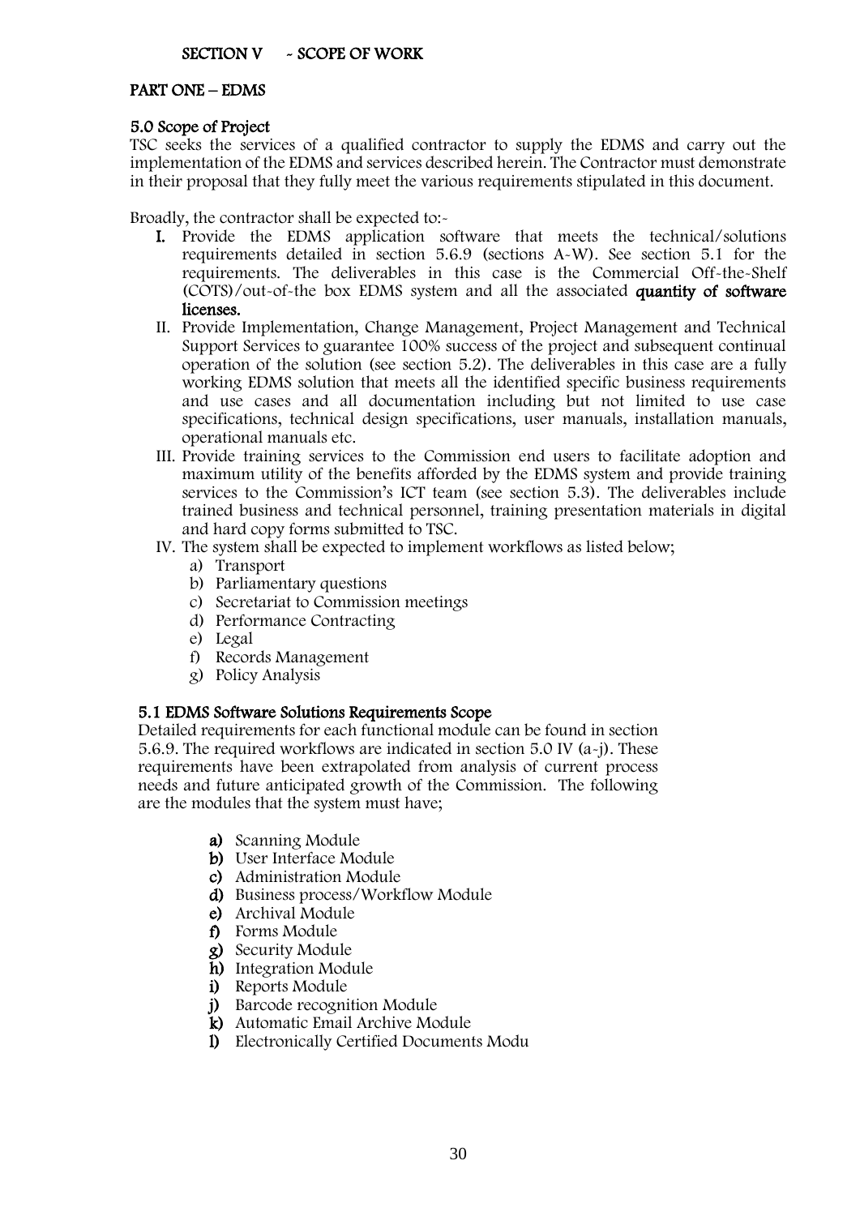## SECTION V - SCOPE OF WORK

## PART ONE – EDMS

### 5.0 Scope of Project

TSC seeks the services of a qualified contractor to supply the EDMS and carry out the implementation of the EDMS and services described herein. The Contractor must demonstrate in their proposal that they fully meet the various requirements stipulated in this document.

Broadly, the contractor shall be expected to:-

- **I.** Provide the EDMS application software that meets the technical/solutions requirements detailed in section 5.6.9 (sections A-W). See section 5.1 for the requirements. The deliverables in this case is the Commercial Off-the-Shelf (COTS)/out-of-the box EDMS system and all the associated **quantity of software licenses.**
- II. Provide Implementation, Change Management, Project Management and Technical Support Services to guarantee 100% success of the project and subsequent continual operation of the solution (see section 5.2). The deliverables in this case are a fully working EDMS solution that meets all the identified specific business requirements and use cases and all documentation including but not limited to use case specifications, technical design specifications, user manuals, installation manuals, operational manuals etc.
- III. Provide training services to the Commission end users to facilitate adoption and maximum utility of the benefits afforded by the EDMS system and provide training services to the Commission's ICT team (see section 5.3). The deliverables include trained business and technical personnel, training presentation materials in digital and hard copy forms submitted to TSC.
- IV. The system shall be expected to implement workflows as listed below;
  - a) Transport
  - b) Parliamentary questions
  - c) Secretariat to Commission meetings
  - d) Performance Contracting
  - e) Legal
  - f) Records Management
  - g) Policy Analysis

### 5.1 EDMS Software Solutions Requirements Scope

Detailed requirements for each functional module can be found in section 5.6.9. The required workflows are indicated in section 5.0 IV (a-j). These requirements have been extrapolated from analysis of current process needs and future anticipated growth of the Commission. The following are the modules that the system must have;

- **a)** Scanning Module
- **b)** User Interface Module
- **c)** Administration Module
- **d)** Business process/Workflow Module
- **e)** Archival Module
- **f)** Forms Module
- **g)** Security Module
- **h)** Integration Module
- **i)** Reports Module
- **j)** Barcode recognition Module
- **k)** Automatic Email Archive Module
- **l)** Electronically Certified Documents Modu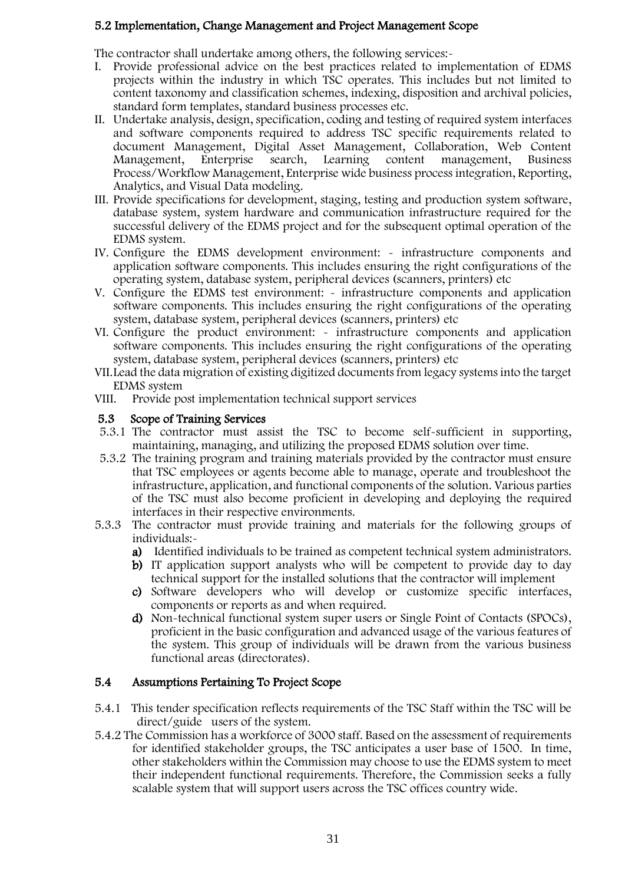### 5.2 Implementation, Change Management and Project Management Scope

The contractor shall undertake among others, the following services:-

I. Provide professional advice on the best practices related to implementation of EDMS projects within the industry in which TSC operates. This includes but not limited to content taxonomy and classification schemes, indexing, disposition and archival policies, standard form templates, standard business processes etc.
II. Undertake analysis, design, specification, coding and testing of required system interfaces and software components required to address TSC specific requirements related to document Management, Digital Asset Management, Collaboration, Web Content Management, Enterprise search, Learning content management, Business Process/Workflow Management, Enterprise wide business process integration, Reporting, Analytics, and Visual Data modeling.
III. Provide specifications for development, staging, testing and production system software, database system, system hardware and communication infrastructure required for the successful delivery of the EDMS project and for the subsequent optimal operation of the EDMS system.
IV. Configure the EDMS development environment: - infrastructure components and application software components. This includes ensuring the right configurations of the operating system, database system, peripheral devices (scanners, printers) etc
V. Configure the EDMS test environment: - infrastructure components and application software components. This includes ensuring the right configurations of the operating system, database system, peripheral devices (scanners, printers) etc
VI. Configure the product environment: - infrastructure components and application software components. This includes ensuring the right configurations of the operating system, database system, peripheral devices (scanners, printers) etc
VII. Lead the data migration of existing digitized documents from legacy systems into the target EDMS system
VIII. Provide post implementation technical support services

### 5.3 Scope of Training Services

5.3.1 The contractor must assist the TSC to become self-sufficient in supporting, maintaining, managing, and utilizing the proposed EDMS solution over time.

5.3.2 The training program and training materials provided by the contractor must ensure that TSC employees or agents become able to manage, operate and troubleshoot the infrastructure, application, and functional components of the solution. Various parties of the TSC must also become proficient in developing and deploying the required interfaces in their respective environments.

5.3.3 The contractor must provide training and materials for the following groups of individuals:-

**a)** Identified individuals to be trained as competent technical system administrators.
**b)** IT application support analysts who will be competent to provide day to day technical support for the installed solutions that the contractor will implement
**c)** Software developers who will develop or customize specific interfaces, components or reports as and when required.
**d)** Non-technical functional system super users or Single Point of Contacts (SPOCs), proficient in the basic configuration and advanced usage of the various features of the system. This group of individuals will be drawn from the various business functional areas (directorates).

### 5.4 Assumptions Pertaining To Project Scope

5.4.1 This tender specification reflects requirements of the TSC Staff within the TSC will be direct/guide users of the system.

5.4.2 The Commission has a workforce of 3000 staff. Based on the assessment of requirements for identified stakeholder groups, the TSC anticipates a user base of 1500. In time, other stakeholders within the Commission may choose to use the EDMS system to meet their independent functional requirements. Therefore, the Commission seeks a fully scalable system that will support users across the TSC offices country wide.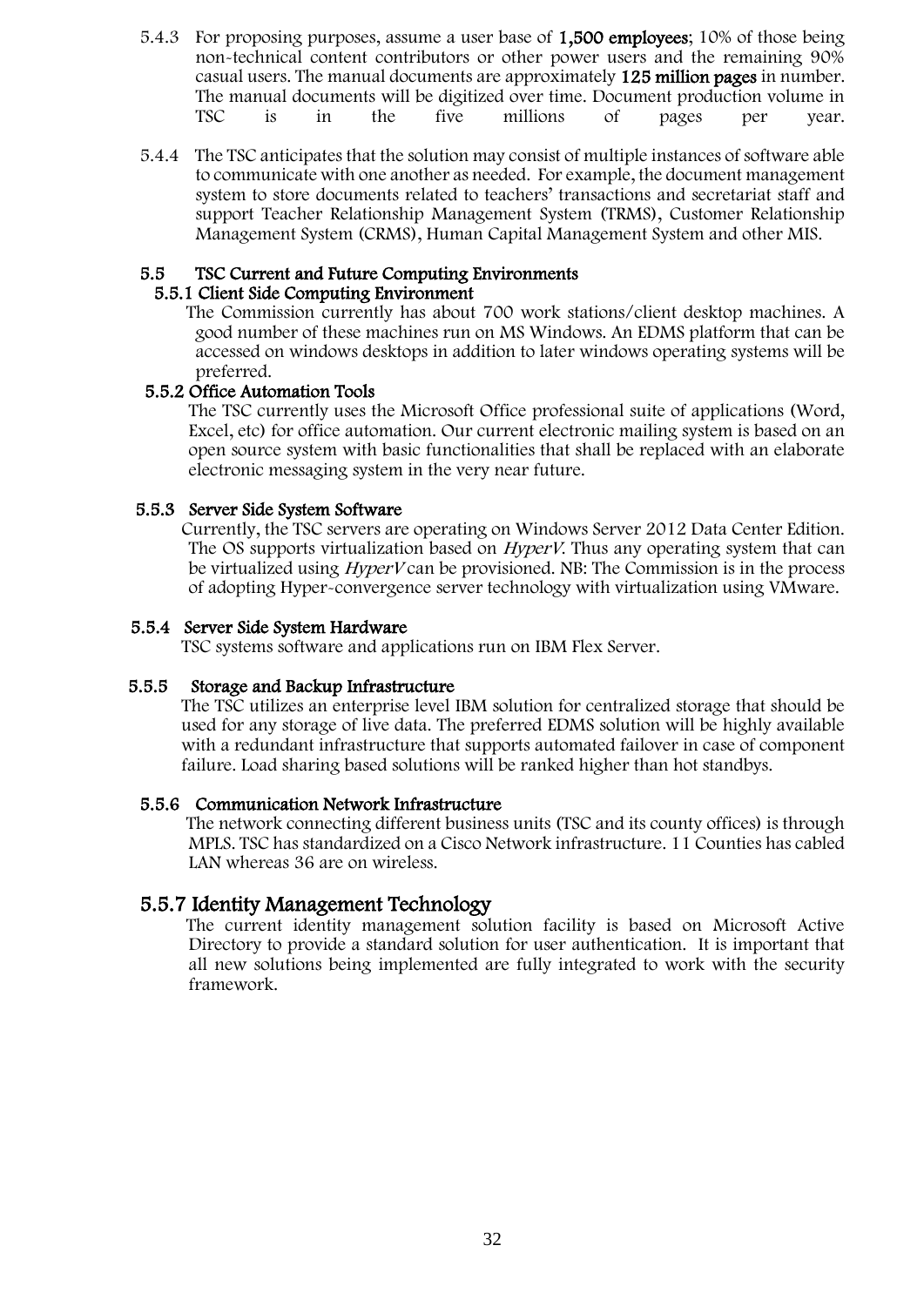5.4.3 For proposing purposes, assume a user base of **1,500 employees**; 10% of those being non-technical content contributors or other power users and the remaining 90% casual users. The manual documents are approximately **125 million pages** in number. The manual documents will be digitized over time. Document production volume in TSC is in the five millions of pages per year.

5.4.4 The TSC anticipates that the solution may consist of multiple instances of software able to communicate with one another as needed. For example, the document management system to store documents related to teachers' transactions and secretariat staff and support Teacher Relationship Management System (TRMS), Customer Relationship Management System (CRMS), Human Capital Management System and other MIS.

### 5.5 TSC Current and Future Computing Environments

#### 5.5.1 Client Side Computing Environment

The Commission currently has about 700 work stations/client desktop machines. A good number of these machines run on MS Windows. An EDMS platform that can be accessed on windows desktops in addition to later windows operating systems will be preferred.

#### 5.5.2 Office Automation Tools

The TSC currently uses the Microsoft Office professional suite of applications (Word, Excel, etc) for office automation. Our current electronic mailing system is based on an open source system with basic functionalities that shall be replaced with an elaborate electronic messaging system in the very near future.

#### 5.5.3 Server Side System Software

Currently, the TSC servers are operating on Windows Server 2012 Data Center Edition. The OS supports virtualization based on *HyperV*. Thus any operating system that can be virtualized using *HyperV* can be provisioned. NB: The Commission is in the process of adopting Hyper-convergence server technology with virtualization using VMware.

#### 5.5.4 Server Side System Hardware

TSC systems software and applications run on IBM Flex Server.

#### 5.5.5 Storage and Backup Infrastructure

The TSC utilizes an enterprise level IBM solution for centralized storage that should be used for any storage of live data. The preferred EDMS solution will be highly available with a redundant infrastructure that supports automated failover in case of component failure. Load sharing based solutions will be ranked higher than hot standbys.

#### 5.5.6 Communication Network Infrastructure

The network connecting different business units (TSC and its county offices) is through MPLS. TSC has standardized on a Cisco Network infrastructure. 11 Counties has cabled LAN whereas 36 are on wireless.

#### 5.5.7 Identity Management Technology

The current identity management solution facility is based on Microsoft Active Directory to provide a standard solution for user authentication. It is important that all new solutions being implemented are fully integrated to work with the security framework.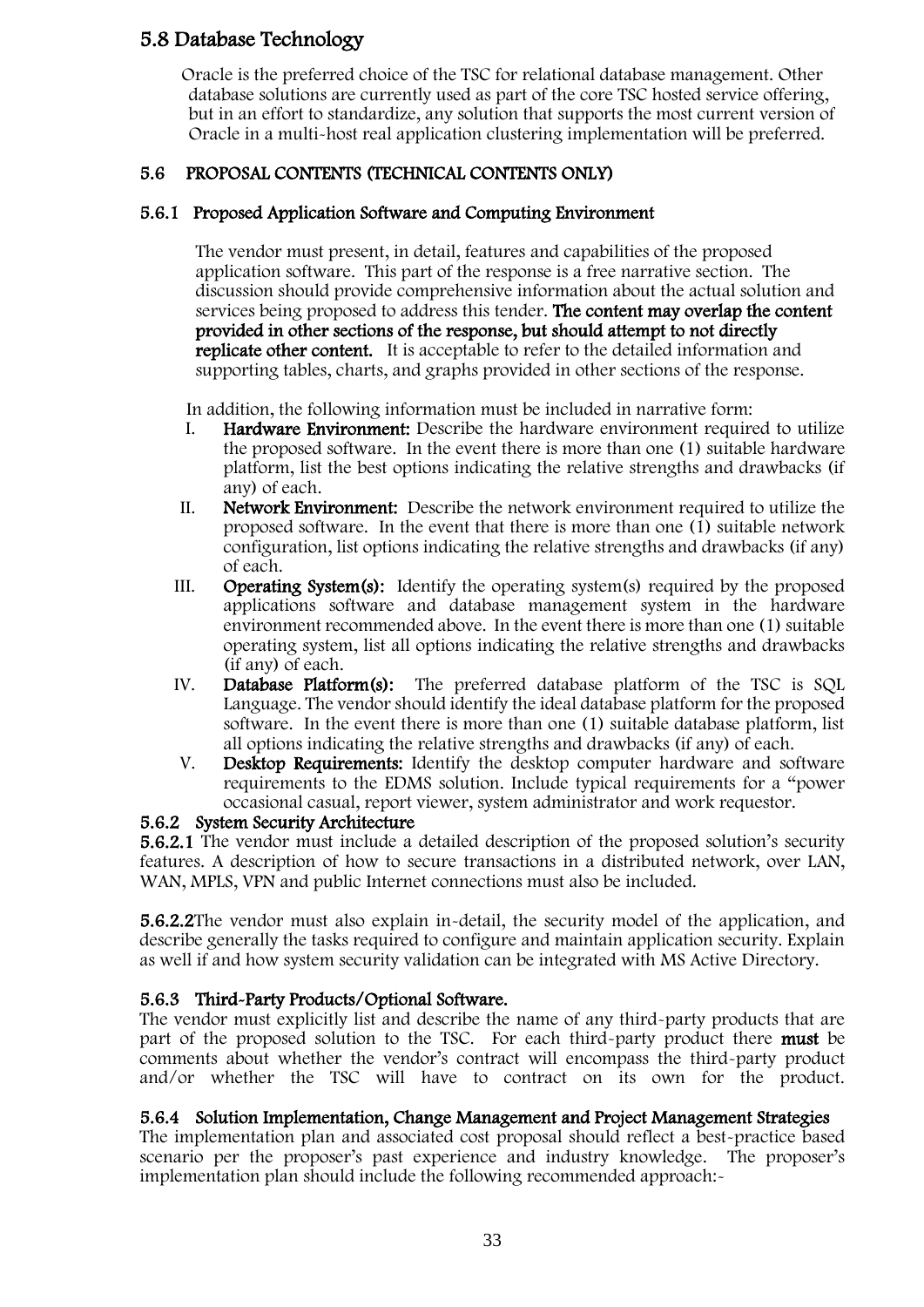## 5.8 Database Technology

Oracle is the preferred choice of the TSC for relational database management. Other database solutions are currently used as part of the core TSC hosted service offering, but in an effort to standardize, any solution that supports the most current version of Oracle in a multi-host real application clustering implementation will be preferred.

### 5.6 PROPOSAL CONTENTS (TECHNICAL CONTENTS ONLY)

#### 5.6.1 Proposed Application Software and Computing Environment

The vendor must present, in detail, features and capabilities of the proposed application software. This part of the response is a free narrative section. The discussion should provide comprehensive information about the actual solution and services being proposed to address this tender. **The content may overlap the content provided in other sections of the response, but should attempt to not directly replicate other content.** It is acceptable to refer to the detailed information and supporting tables, charts, and graphs provided in other sections of the response.

In addition, the following information must be included in narrative form:

I. **Hardware Environment:** Describe the hardware environment required to utilize the proposed software. In the event there is more than one (1) suitable hardware platform, list the best options indicating the relative strengths and drawbacks (if any) of each.

II. **Network Environment:** Describe the network environment required to utilize the proposed software. In the event that there is more than one (1) suitable network configuration, list options indicating the relative strengths and drawbacks (if any) of each.

III. **Operating System(s):** Identify the operating system(s) required by the proposed applications software and database management system in the hardware environment recommended above. In the event there is more than one (1) suitable operating system, list all options indicating the relative strengths and drawbacks (if any) of each.

IV. **Database Platform(s):** The preferred database platform of the TSC is SQL Language. The vendor should identify the ideal database platform for the proposed software. In the event there is more than one (1) suitable database platform, list all options indicating the relative strengths and drawbacks (if any) of each.

V. **Desktop Requirements:** Identify the desktop computer hardware and software requirements to the EDMS solution. Include typical requirements for a "power occasional casual, report viewer, system administrator and work requestor.

#### 5.6.2 System Security Architecture

**5.6.2.1** The vendor must include a detailed description of the proposed solution's security features. A description of how to secure transactions in a distributed network, over LAN, WAN, MPLS, VPN and public Internet connections must also be included.

**5.6.2.2**The vendor must also explain in-detail, the security model of the application, and describe generally the tasks required to configure and maintain application security. Explain as well if and how system security validation can be integrated with MS Active Directory.

#### 5.6.3 Third-Party Products/Optional Software.

The vendor must explicitly list and describe the name of any third-party products that are part of the proposed solution to the TSC. For each third-party product there **must** be comments about whether the vendor's contract will encompass the third-party product and/or whether the TSC will have to contract on its own for the product.

#### 5.6.4 Solution Implementation, Change Management and Project Management Strategies

The implementation plan and associated cost proposal should reflect a best-practice based scenario per the proposer's past experience and industry knowledge. The proposer's implementation plan should include the following recommended approach:-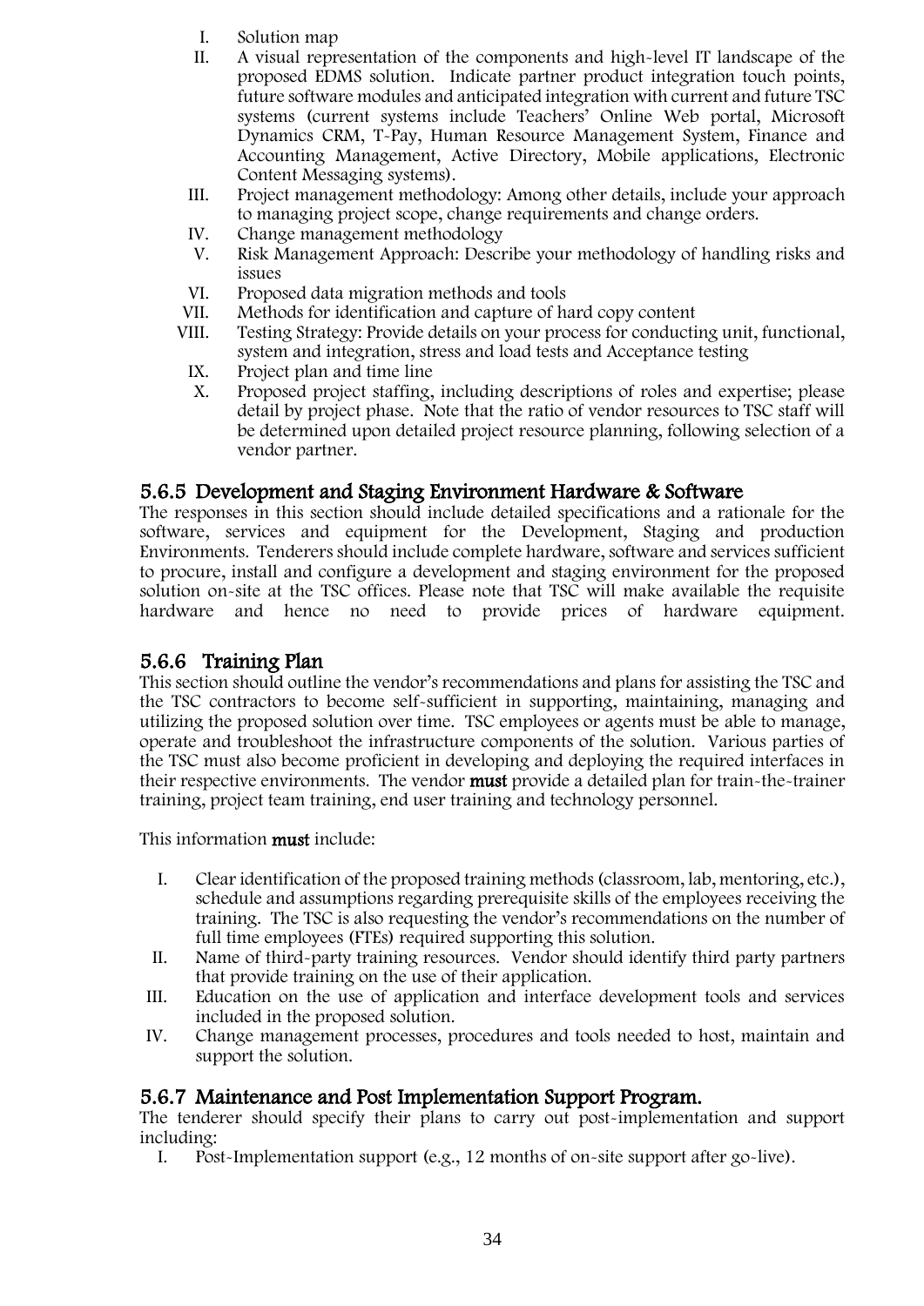I. Solution map
II. A visual representation of the components and high-level IT landscape of the proposed EDMS solution. Indicate partner product integration touch points, future software modules and anticipated integration with current and future TSC systems (current systems include Teachers' Online Web portal, Microsoft Dynamics CRM, T-Pay, Human Resource Management System, Finance and Accounting Management, Active Directory, Mobile applications, Electronic Content Messaging systems).
III. Project management methodology: Among other details, include your approach to managing project scope, change requirements and change orders.
IV. Change management methodology
V. Risk Management Approach: Describe your methodology of handling risks and issues
VI. Proposed data migration methods and tools
VII. Methods for identification and capture of hard copy content
VIII. Testing Strategy: Provide details on your process for conducting unit, functional, system and integration, stress and load tests and Acceptance testing
IX. Project plan and time line
X. Proposed project staffing, including descriptions of roles and expertise; please detail by project phase. Note that the ratio of vendor resources to TSC staff will be determined upon detailed project resource planning, following selection of a vendor partner.

### 5.6.5 Development and Staging Environment Hardware & Software

The responses in this section should include detailed specifications and a rationale for the software, services and equipment for the Development, Staging and production Environments. Tenderers should include complete hardware, software and services sufficient to procure, install and configure a development and staging environment for the proposed solution on-site at the TSC offices. Please note that TSC will make available the requisite hardware and hence no need to provide prices of hardware equipment.

### 5.6.6 Training Plan

This section should outline the vendor's recommendations and plans for assisting the TSC and the TSC contractors to become self-sufficient in supporting, maintaining, managing and utilizing the proposed solution over time. TSC employees or agents must be able to manage, operate and troubleshoot the infrastructure components of the solution. Various parties of the TSC must also become proficient in developing and deploying the required interfaces in their respective environments. The vendor **must** provide a detailed plan for train-the-trainer training, project team training, end user training and technology personnel.

This information **must** include:

I. Clear identification of the proposed training methods (classroom, lab, mentoring, etc.), schedule and assumptions regarding prerequisite skills of the employees receiving the training. The TSC is also requesting the vendor's recommendations on the number of full time employees (FTEs) required supporting this solution.
II. Name of third-party training resources. Vendor should identify third party partners that provide training on the use of their application.
III. Education on the use of application and interface development tools and services included in the proposed solution.
IV. Change management processes, procedures and tools needed to host, maintain and support the solution.

### 5.6.7 Maintenance and Post Implementation Support Program.

The tenderer should specify their plans to carry out post-implementation and support including:

I. Post-Implementation support (e.g., 12 months of on-site support after go-live).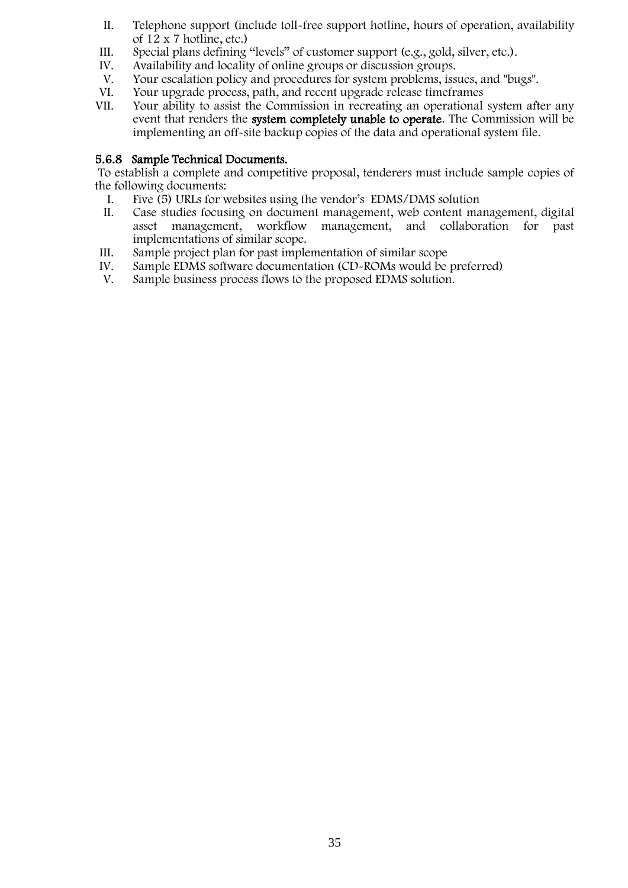II. Telephone support (include toll-free support hotline, hours of operation, availability of 12 x 7 hotline, etc.)
III. Special plans defining “levels” of customer support (e.g., gold, silver, etc.).
IV. Availability and locality of online groups or discussion groups.
V. Your escalation policy and procedures for system problems, issues, and "bugs".
VI. Your upgrade process, path, and recent upgrade release timeframes
VII. Your ability to assist the Commission in recreating an operational system after any event that renders the **system completely unable to operate**. The Commission will be implementing an off-site backup copies of the data and operational system file.

### 5.6.8 Sample Technical Documents.

To establish a complete and competitive proposal, tenderers must include sample copies of the following documents:

I. Five (5) URLs for websites using the vendor’s EDMS/DMS solution
II. Case studies focusing on document management, web content management, digital asset management, workflow management, and collaboration for past implementations of similar scope.
III. Sample project plan for past implementation of similar scope
IV. Sample EDMS software documentation (CD-ROMs would be preferred)
V. Sample business process flows to the proposed EDMS solution.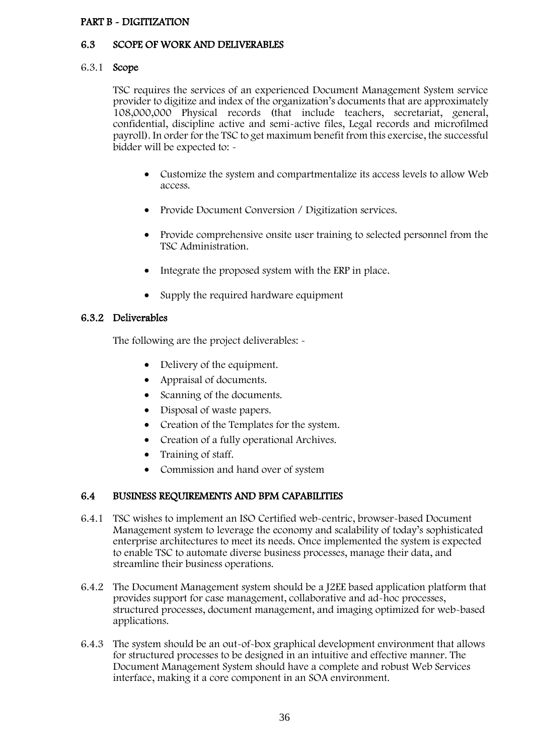## PART B - DIGITIZATION

### 6.3 SCOPE OF WORK AND DELIVERABLES

#### 6.3.1 Scope

TSC requires the services of an experienced Document Management System service provider to digitize and index of the organization's documents that are approximately 108,000,000 Physical records (that include teachers, secretariat, general, confidential, discipline active and semi-active files, Legal records and microfilmed payroll). In order for the TSC to get maximum benefit from this exercise, the successful bidder will be expected to: -

- Customize the system and compartmentalize its access levels to allow Web access.
- Provide Document Conversion / Digitization services.
- Provide comprehensive onsite user training to selected personnel from the TSC Administration.
- Integrate the proposed system with the ERP in place.
- Supply the required hardware equipment

#### 6.3.2 Deliverables

The following are the project deliverables: -

- Delivery of the equipment.
- Appraisal of documents.
- Scanning of the documents.
- Disposal of waste papers.
- Creation of the Templates for the system.
- Creation of a fully operational Archives.
- Training of staff.
- Commission and hand over of system

### 6.4 BUSINESS REQUIREMENTS AND BPM CAPABILITIES

6.4.1 TSC wishes to implement an ISO Certified web-centric, browser-based Document Management system to leverage the economy and scalability of today's sophisticated enterprise architectures to meet its needs. Once implemented the system is expected to enable TSC to automate diverse business processes, manage their data, and streamline their business operations.

6.4.2 The Document Management system should be a J2EE based application platform that provides support for case management, collaborative and ad-hoc processes, structured processes, document management, and imaging optimized for web-based applications.

6.4.3 The system should be an out-of-box graphical development environment that allows for structured processes to be designed in an intuitive and effective manner. The Document Management System should have a complete and robust Web Services interface, making it a core component in an SOA environment.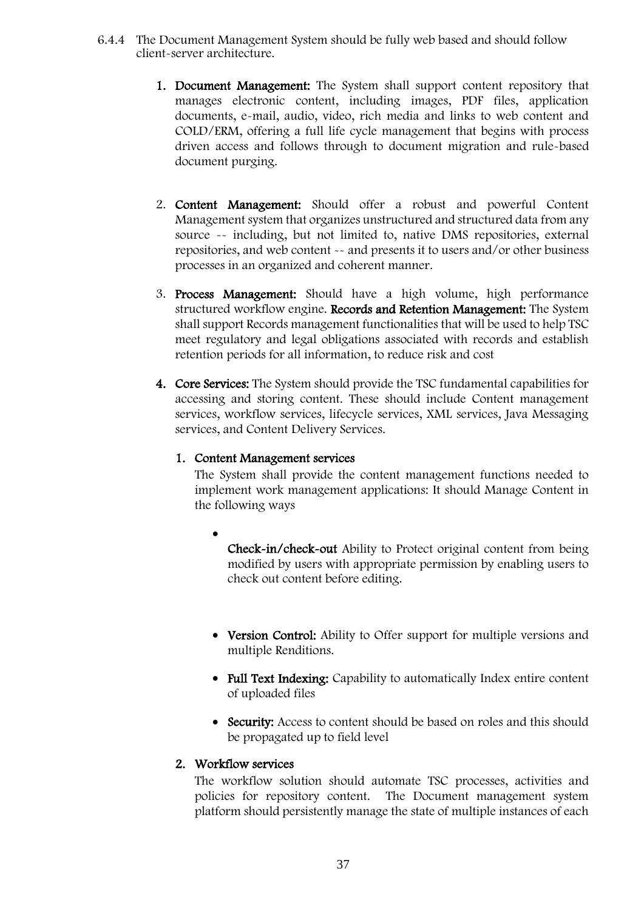6.4.4 The Document Management System should be fully web based and should follow client-server architecture.

1. **Document Management:** The System shall support content repository that manages electronic content, including images, PDF files, application documents, e-mail, audio, video, rich media and links to web content and COLD/ERM, offering a full life cycle management that begins with process driven access and follows through to document migration and rule-based document purging.

2. **Content Management:** Should offer a robust and powerful Content Management system that organizes unstructured and structured data from any source -- including, but not limited to, native DMS repositories, external repositories, and web content -- and presents it to users and/or other business processes in an organized and coherent manner.

3. **Process Management:** Should have a high volume, high performance structured workflow engine. **Records and Retention Management:** The System shall support Records management functionalities that will be used to help TSC meet regulatory and legal obligations associated with records and establish retention periods for all information, to reduce risk and cost

4. **Core Services:** The System should provide the TSC fundamental capabilities for accessing and storing content. These should include Content management services, workflow services, lifecycle services, XML services, Java Messaging services, and Content Delivery Services.

   1. **Content Management services**

      The System shall provide the content management functions needed to implement work management applications: It should Manage Content in the following ways

      - **Check-in/check-out** Ability to Protect original content from being modified by users with appropriate permission by enabling users to check out content before editing.

      - **Version Control:** Ability to Offer support for multiple versions and multiple Renditions.

      - **Full Text Indexing:** Capability to automatically Index entire content of uploaded files

      - **Security:** Access to content should be based on roles and this should be propagated up to field level

   2. **Workflow services**

      The workflow solution should automate TSC processes, activities and policies for repository content. The Document management system platform should persistently manage the state of multiple instances of each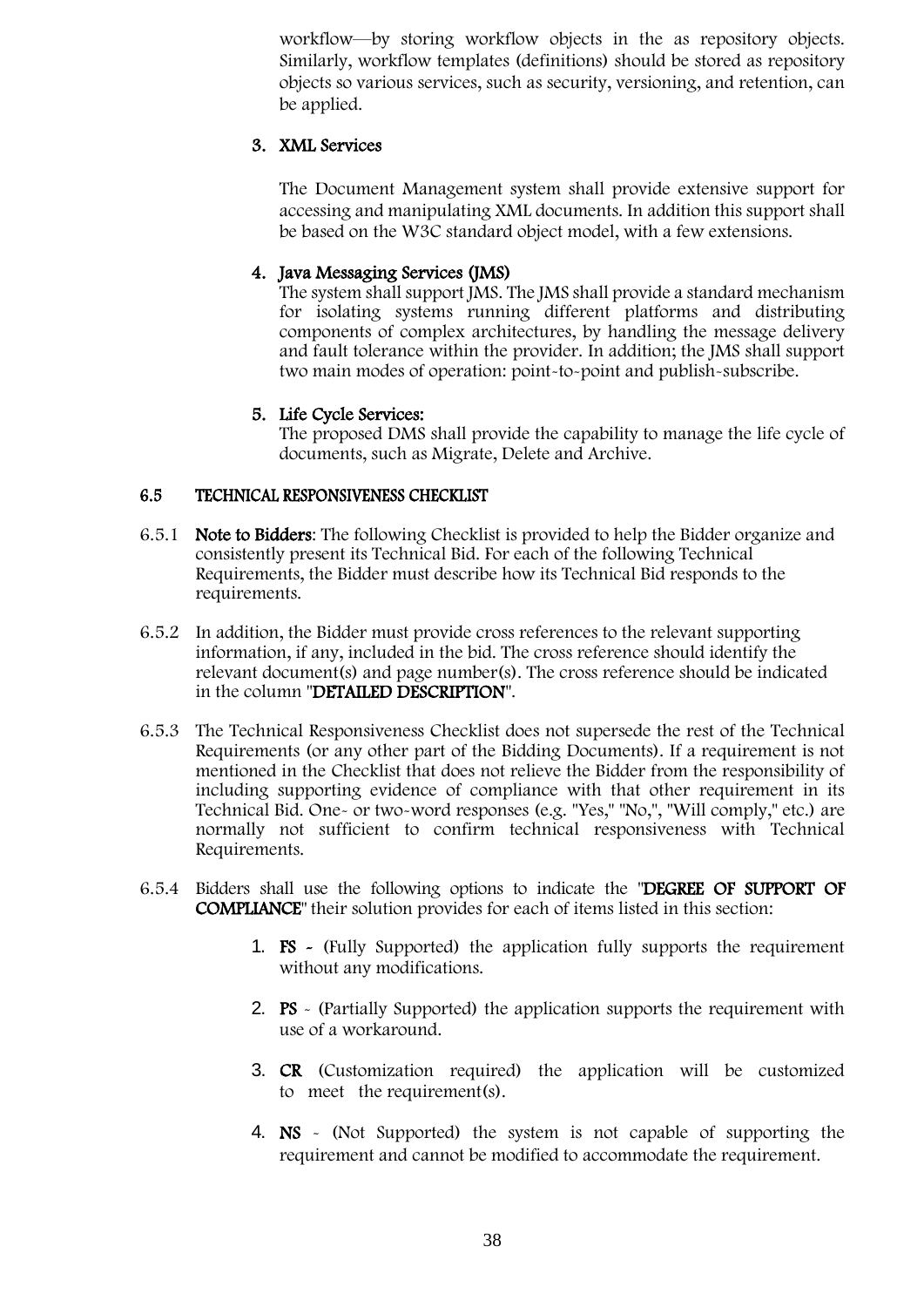workflow—by storing workflow objects in the as repository objects. Similarly, workflow templates (definitions) should be stored as repository objects so various services, such as security, versioning, and retention, can be applied.

3. **XML Services**

   The Document Management system shall provide extensive support for accessing and manipulating XML documents. In addition this support shall be based on the W3C standard object model, with a few extensions.

4. **Java Messaging Services (JMS)**
   The system shall support JMS. The JMS shall provide a standard mechanism for isolating systems running different platforms and distributing components of complex architectures, by handling the message delivery and fault tolerance within the provider. In addition; the JMS shall support two main modes of operation: point-to-point and publish-subscribe.

5. **Life Cycle Services:**
   The proposed DMS shall provide the capability to manage the life cycle of documents, such as Migrate, Delete and Archive.

### 6.5 TECHNICAL RESPONSIVENESS CHECKLIST

6.5.1 **Note to Bidders**: The following Checklist is provided to help the Bidder organize and consistently present its Technical Bid. For each of the following Technical Requirements, the Bidder must describe how its Technical Bid responds to the requirements.

6.5.2 In addition, the Bidder must provide cross references to the relevant supporting information, if any, included in the bid. The cross reference should identify the relevant document(s) and page number(s). The cross reference should be indicated in the column "**DETAILED DESCRIPTION**".

6.5.3 The Technical Responsiveness Checklist does not supersede the rest of the Technical Requirements (or any other part of the Bidding Documents). If a requirement is not mentioned in the Checklist that does not relieve the Bidder from the responsibility of including supporting evidence of compliance with that other requirement in its Technical Bid. One- or two-word responses (e.g. "Yes," "No,", "Will comply," etc.) are normally not sufficient to confirm technical responsiveness with Technical Requirements.

6.5.4 Bidders shall use the following options to indicate the "**DEGREE OF SUPPORT OF COMPLIANCE**" their solution provides for each of items listed in this section:

1. **FS -** (Fully Supported) the application fully supports the requirement without any modifications.
2. **PS** - (Partially Supported) the application supports the requirement with use of a workaround.
3. **CR** (Customization required) the application will be customized to meet the requirement(s).
4. **NS** - (Not Supported) the system is not capable of supporting the requirement and cannot be modified to accommodate the requirement.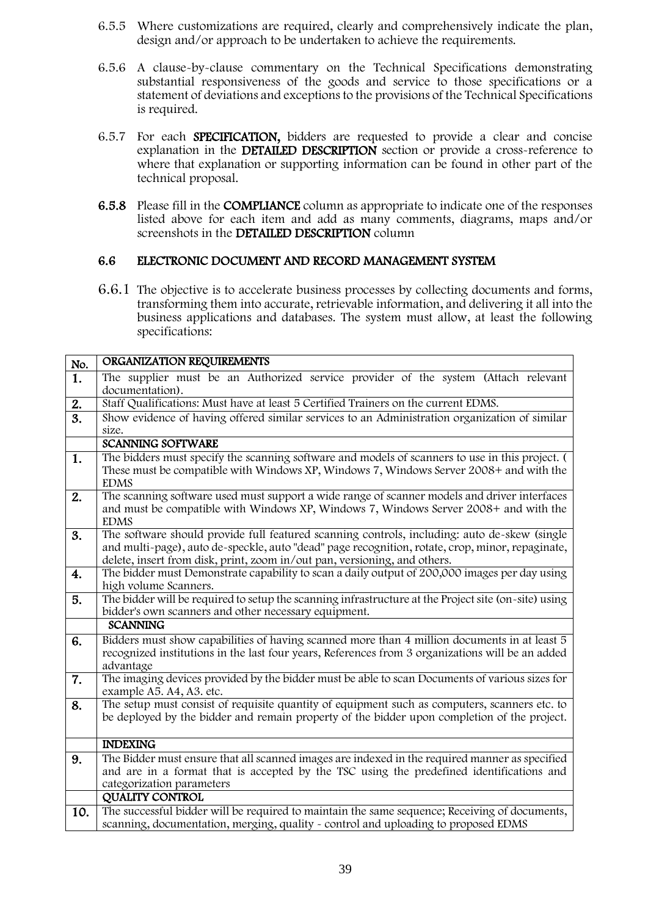6.5.5 Where customizations are required, clearly and comprehensively indicate the plan, design and/or approach to be undertaken to achieve the requirements.

6.5.6 A clause-by-clause commentary on the Technical Specifications demonstrating substantial responsiveness of the goods and service to those specifications or a statement of deviations and exceptions to the provisions of the Technical Specifications is required.

6.5.7 For each **SPECIFICATION,** bidders are requested to provide a clear and concise explanation in the **DETAILED DESCRIPTION** section or provide a cross-reference to where that explanation or supporting information can be found in other part of the technical proposal.

**6.5.8** Please fill in the **COMPLIANCE** column as appropriate to indicate one of the responses listed above for each item and add as many comments, diagrams, maps and/or screenshots in the **DETAILED DESCRIPTION** column

### 6.6 ELECTRONIC DOCUMENT AND RECORD MANAGEMENT SYSTEM

6.6.1 The objective is to accelerate business processes by collecting documents and forms, transforming them into accurate, retrievable information, and delivering it all into the business applications and databases. The system must allow, at least the following specifications:

| No. | ORGANIZATION REQUIREMENTS |
|---|---|
| **1.** | The supplier must be an Authorized service provider of the system (Attach relevant documentation). |
| **2.** | Staff Qualifications: Must have at least 5 Certified Trainers on the current EDMS. |
| **3.** | Show evidence of having offered similar services to an Administration organization of similar size. |
| | **SCANNING SOFTWARE** |
| **1.** | The bidders must specify the scanning software and models of scanners to use in this project. ( These must be compatible with Windows XP, Windows 7, Windows Server 2008+ and with the EDMS |
| **2.** | The scanning software used must support a wide range of scanner models and driver interfaces and must be compatible with Windows XP, Windows 7, Windows Server 2008+ and with the EDMS |
| **3.** | The software should provide full featured scanning controls, including: auto de-skew (single and multi-page), auto de-speckle, auto "dead" page recognition, rotate, crop, minor, repaginate, delete, insert from disk, print, zoom in/out pan, versioning, and others. |
| **4.** | The bidder must Demonstrate capability to scan a daily output of 200,000 images per day using high volume Scanners. |
| **5.** | The bidder will be required to setup the scanning infrastructure at the Project site (on-site) using bidder's own scanners and other necessary equipment. |
| | **SCANNING** |
| **6.** | Bidders must show capabilities of having scanned more than 4 million documents in at least 5 recognized institutions in the last four years, References from 3 organizations will be an added advantage |
| **7.** | The imaging devices provided by the bidder must be able to scan Documents of various sizes for example A5. A4, A3. etc. |
| **8.** | The setup must consist of requisite quantity of equipment such as computers, scanners etc. to be deployed by the bidder and remain property of the bidder upon completion of the project. |
| | **INDEXING** |
| **9.** | The Bidder must ensure that all scanned images are indexed in the required manner as specified and are in a format that is accepted by the TSC using the predefined identifications and categorization parameters |
| | **QUALITY CONTROL** |
| **10.** | The successful bidder will be required to maintain the same sequence; Receiving of documents, scanning, documentation, merging, quality - control and uploading to proposed EDMS |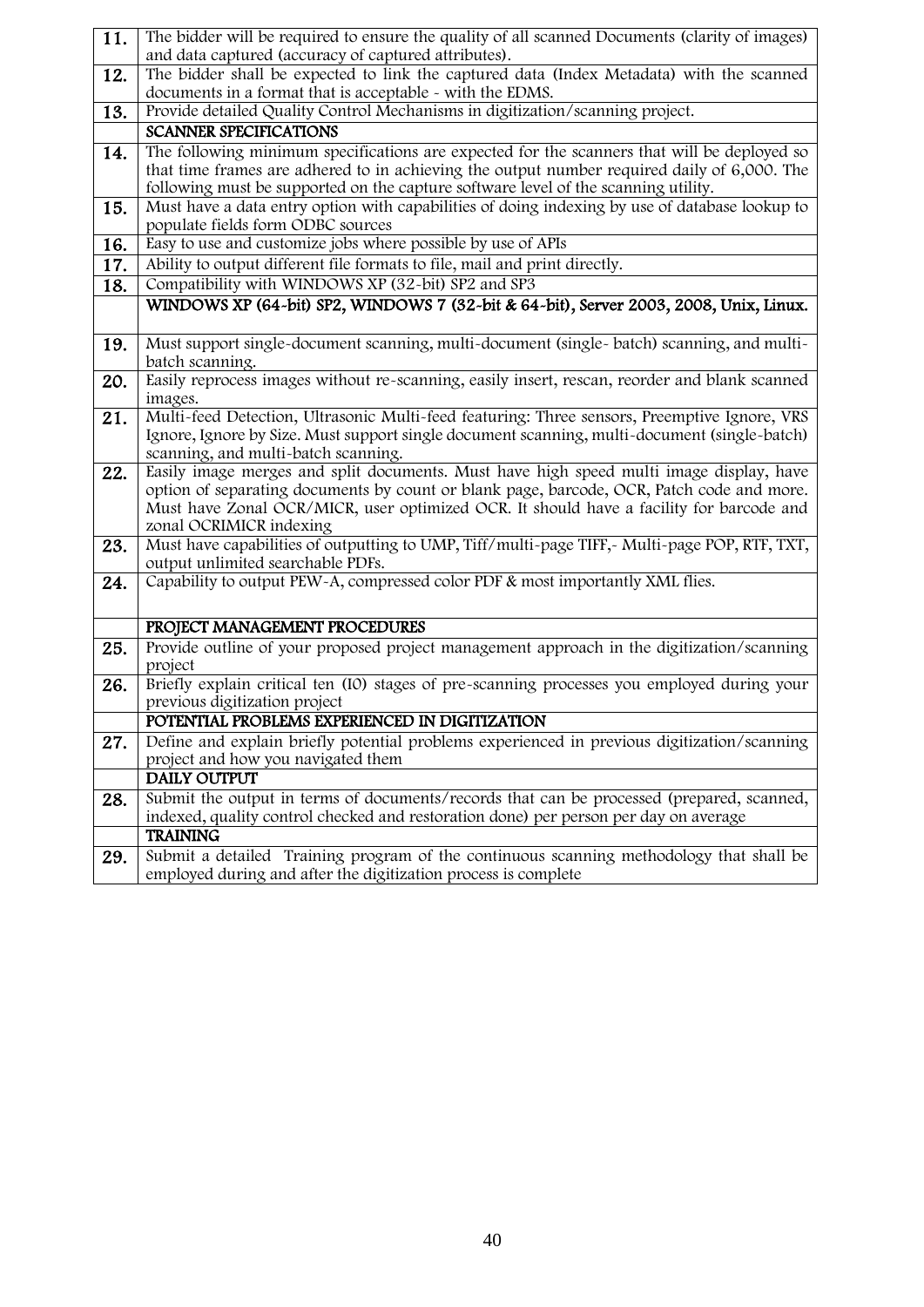| | |
|---|---|
| **11.** | The bidder will be required to ensure the quality of all scanned Documents (clarity of images) and data captured (accuracy of captured attributes). |
| **12.** | The bidder shall be expected to link the captured data (Index Metadata) with the scanned documents in a format that is acceptable - with the EDMS. |
| **13.** | Provide detailed Quality Control Mechanisms in digitization/scanning project. |
| | **SCANNER SPECIFICATIONS** |
| **14.** | The following minimum specifications are expected for the scanners that will be deployed so that time frames are adhered to in achieving the output number required daily of 6,000. The following must be supported on the capture software level of the scanning utility. |
| **15.** | Must have a data entry option with capabilities of doing indexing by use of database lookup to populate fields form ODBC sources |
| **16.** | Easy to use and customize jobs where possible by use of APIs |
| **17.** | Ability to output different file formats to file, mail and print directly. |
| **18.** | Compatibility with WINDOWS XP (32-bit) SP2 and SP3 |
| | **WINDOWS XP (64-bit) SP2, WINDOWS 7 (32-bit & 64-bit), Server 2003, 2008, Unix, Linux.** |
| **19.** | Must support single-document scanning, multi-document (single- batch) scanning, and multi-batch scanning. |
| **20.** | Easily reprocess images without re-scanning, easily insert, rescan, reorder and blank scanned images. |
| **21.** | Multi-feed Detection, Ultrasonic Multi-feed featuring: Three sensors, Preemptive Ignore, VRS Ignore, Ignore by Size. Must support single document scanning, multi-document (single-batch) scanning, and multi-batch scanning. |
| **22.** | Easily image merges and split documents. Must have high speed multi image display, have option of separating documents by count or blank page, barcode, OCR, Patch code and more. Must have Zonal OCR/MICR, user optimized OCR. It should have a facility for barcode and zonal OCRIMICR indexing |
| **23.** | Must have capabilities of outputting to UMP, Tiff/multi-page TIFF,- Multi-page POP, RTF, TXT, output unlimited searchable PDFs. |
| **24.** | Capability to output PEW-A, compressed color PDF & most importantly XML flies. |
| | **PROJECT MANAGEMENT PROCEDURES** |
| **25.** | Provide outline of your proposed project management approach in the digitization/scanning project |
| **26.** | Briefly explain critical ten (I0) stages of pre-scanning processes you employed during your previous digitization project |
| | **POTENTIAL PROBLEMS EXPERIENCED IN DIGITIZATION** |
| **27.** | Define and explain briefly potential problems experienced in previous digitization/scanning project and how you navigated them |
| | **DAILY OUTPUT** |
| **28.** | Submit the output in terms of documents/records that can be processed (prepared, scanned, indexed, quality control checked and restoration done) per person per day on average |
| | **TRAINING** |
| **29.** | Submit a detailed Training program of the continuous scanning methodology that shall be employed during and after the digitization process is complete |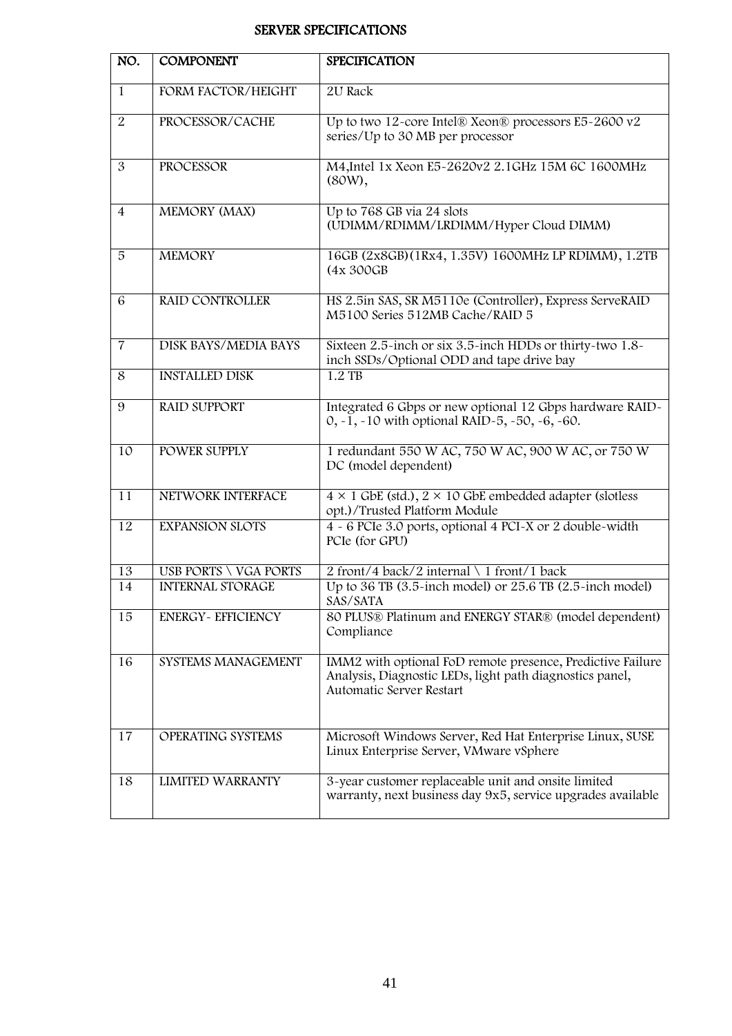# SERVER SPECIFICATIONS

| NO. | COMPONENT | SPECIFICATION |
|---|---|---|
| 1 | FORM FACTOR/HEIGHT | 2U Rack |
| 2 | PROCESSOR/CACHE | Up to two 12-core Intel® Xeon® processors E5-2600 v2 series/Up to 30 MB per processor |
| 3 | PROCESSOR | M4,Intel 1x Xeon E5-2620v2 2.1GHz 15M 6C 1600MHz (80W), |
| 4 | MEMORY (MAX) | Up to 768 GB via 24 slots (UDIMM/RDIMM/LRDIMM/Hyper Cloud DIMM) |
| 5 | MEMORY | 16GB (2x8GB)(1Rx4, 1.35V) 1600MHz LP RDIMM), 1.2TB (4x 300GB |
| 6 | RAID CONTROLLER | HS 2.5in SAS, SR M5110e (Controller), Express ServeRAID M5100 Series 512MB Cache/RAID 5 |
| 7 | DISK BAYS/MEDIA BAYS | Sixteen 2.5-inch or six 3.5-inch HDDs or thirty-two 1.8-inch SSDs/Optional ODD and tape drive bay |
| 8 | INSTALLED DISK | 1.2 TB |
| 9 | RAID SUPPORT | Integrated 6 Gbps or new optional 12 Gbps hardware RAID-0, -1, -10 with optional RAID-5, -50, -6, -60. |
| 10 | POWER SUPPLY | 1 redundant 550 W AC, 750 W AC, 900 W AC, or 750 W DC (model dependent) |
| 11 | NETWORK INTERFACE | 4 × 1 GbE (std.), 2 × 10 GbE embedded adapter (slotless opt.)/Trusted Platform Module |
| 12 | EXPANSION SLOTS | 4 - 6 PCIe 3.0 ports, optional 4 PCI-X or 2 double-width PCIe (for GPU) |
| 13 | USB PORTS \ VGA PORTS | 2 front/4 back/2 internal \ 1 front/1 back |
| 14 | INTERNAL STORAGE | Up to 36 TB (3.5-inch model) or 25.6 TB (2.5-inch model) SAS/SATA |
| 15 | ENERGY- EFFICIENCY | 80 PLUS® Platinum and ENERGY STAR® (model dependent) Compliance |
| 16 | SYSTEMS MANAGEMENT | IMM2 with optional FoD remote presence, Predictive Failure Analysis, Diagnostic LEDs, light path diagnostics panel, Automatic Server Restart |
| 17 | OPERATING SYSTEMS | Microsoft Windows Server, Red Hat Enterprise Linux, SUSE Linux Enterprise Server, VMware vSphere |
| 18 | LIMITED WARRANTY | 3-year customer replaceable unit and onsite limited warranty, next business day 9x5, service upgrades available |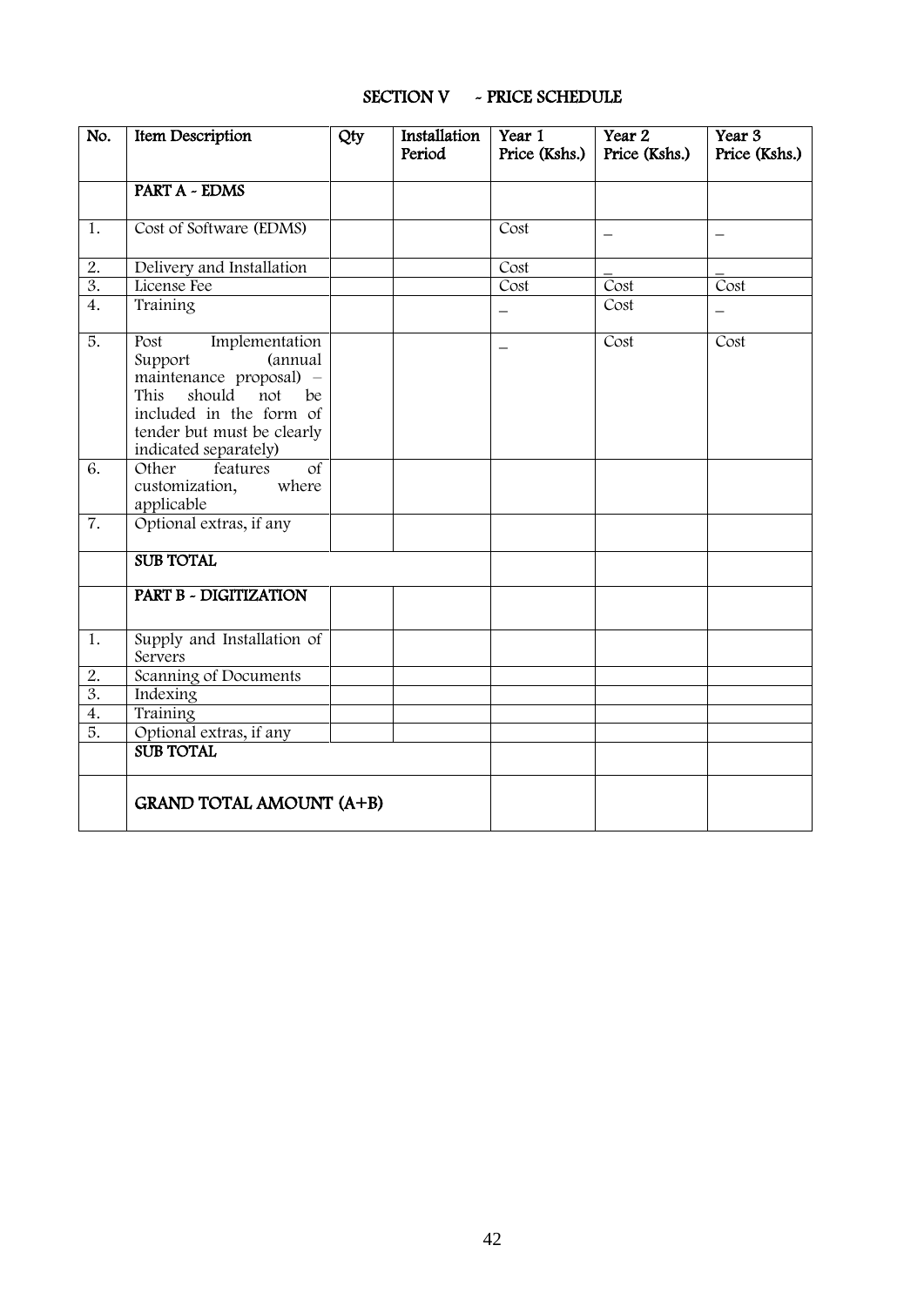## SECTION V - PRICE SCHEDULE

| No. | Item Description | Qty | Installation Period | Year 1 Price (Kshs.) | Year 2 Price (Kshs.) | Year 3 Price (Kshs.) |
|---|---|---|---|---|---|---|
| | **PART A - EDMS** | | | | | |
| 1. | Cost of Software (EDMS) | | | Cost | _ | _ |
| 2. | Delivery and Installation | | | Cost | _ | _ |
| 3. | License Fee | | | Cost | Cost | Cost |
| 4. | Training | | | _ | Cost | _ |
| 5. | Post Implementation Support (annual maintenance proposal) – This should not be included in the form of tender but must be clearly indicated separately) | | | _ | Cost | Cost |
| 6. | Other features of customization, where applicable | | | | | |
| 7. | Optional extras, if any | | | | | |
| | **SUB TOTAL** | | | | | |
| | **PART B - DIGITIZATION** | | | | | |
| 1. | Supply and Installation of Servers | | | | | |
| 2. | Scanning of Documents | | | | | |
| 3. | Indexing | | | | | |
| 4. | Training | | | | | |
| 5. | Optional extras, if any | | | | | |
| | **SUB TOTAL** | | | | | |
| | **GRAND TOTAL AMOUNT (A+B)** | | | | | |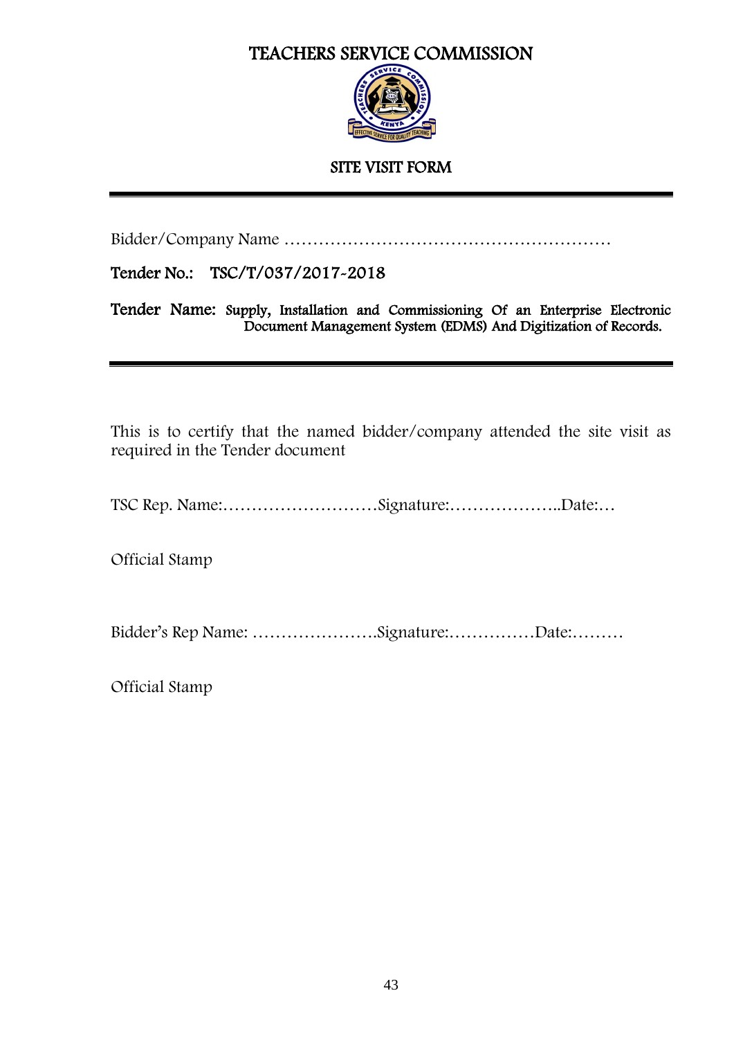# TEACHERS SERVICE COMMISSION

## SITE VISIT FORM

---

Bidder/Company Name …………………………………………………

**Tender No.:** TSC/T/037/2017-2018

**Tender Name:** Supply, Installation and Commissioning Of an Enterprise Electronic Document Management System (EDMS) And Digitization of Records.

---

This is to certify that the named bidder/company attended the site visit as required in the Tender document

TSC Rep. Name:………………………Signature:………………..Date:…

Official Stamp

Bidder's Rep Name: ………………….Signature:……………Date:………

Official Stamp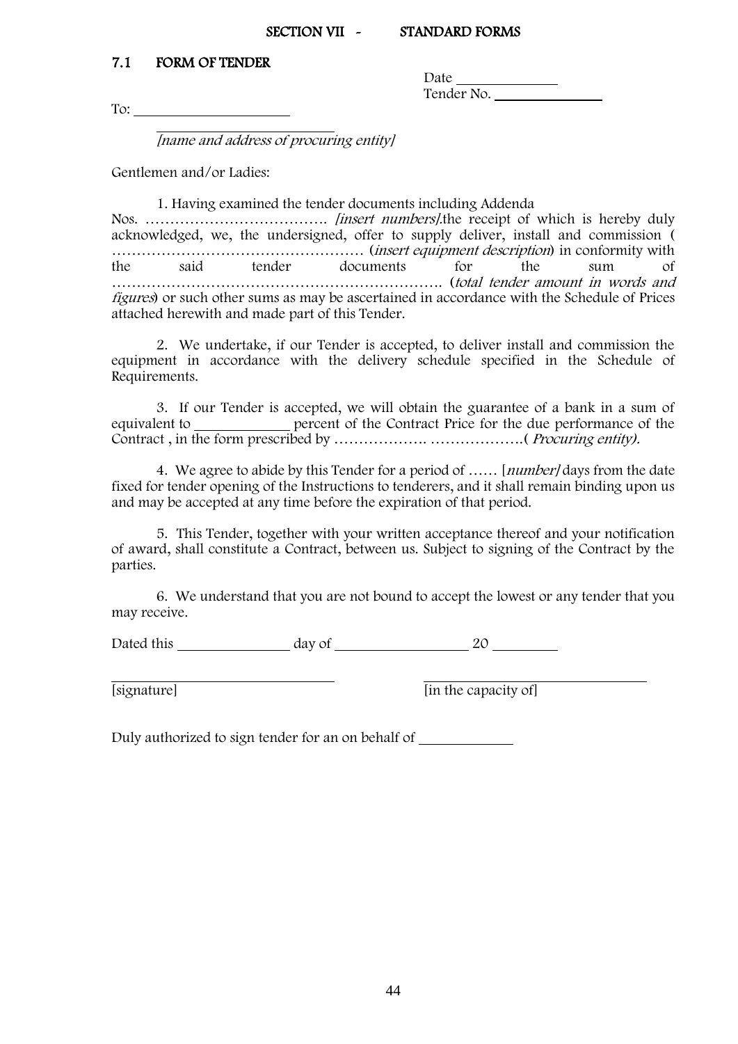# SECTION VII - STANDARD FORMS

## 7.1 FORM OF TENDER

Date \_\_\_\_\_\_\_\_\_\_\_\_\_\_

Tender No. \_\_\_\_\_\_\_\_\_\_\_\_\_\_\_

To: \_\_\_\_\_\_\_\_\_\_\_\_\_\_\_\_\_\_\_\_\_\_

\_\_\_\_\_\_\_\_\_\_\_\_\_\_\_\_\_\_\_\_\_\_\_\_\_\_

*[name and address of procuring entity]*

Gentlemen and/or Ladies:

1. Having examined the tender documents including Addenda Nos. ………………………………. *[insert numbers]*.the receipt of which is hereby duly acknowledged, we, the undersigned, offer to supply deliver, install and commission ( …………………………………………… (*insert equipment description*) in conformity with the said tender documents for the sum of ……………………………………………………………. (*total tender amount in words and figures*) or such other sums as may be ascertained in accordance with the Schedule of Prices attached herewith and made part of this Tender.

2. We undertake, if our Tender is accepted, to deliver install and commission the equipment in accordance with the delivery schedule specified in the Schedule of Requirements.

3. If our Tender is accepted, we will obtain the guarantee of a bank in a sum of equivalent to \_\_\_\_\_\_\_\_\_\_\_\_\_ percent of the Contract Price for the due performance of the Contract , in the form prescribed by ………………. ……………….( *Procuring entity).*

4. We agree to abide by this Tender for a period of …… [*number]* days from the date fixed for tender opening of the Instructions to tenderers, and it shall remain binding upon us and may be accepted at any time before the expiration of that period.

5. This Tender, together with your written acceptance thereof and your notification of award, shall constitute a Contract, between us. Subject to signing of the Contract by the parties.

6. We understand that you are not bound to accept the lowest or any tender that you may receive.

Dated this \_\_\_\_\_\_\_\_\_\_\_\_\_\_\_\_ day of \_\_\_\_\_\_\_\_\_\_\_\_\_\_\_\_\_\_\_ 20 \_\_\_\_\_\_\_\_\_

\_\_\_\_\_\_\_\_\_\_\_\_\_\_\_\_\_\_\_\_\_\_\_\_\_\_\_\_\_\_\_\_ \_\_\_\_\_\_\_\_\_\_\_\_\_\_\_\_\_\_\_\_\_\_\_\_\_\_\_\_\_\_\_\_

[signature] [in the capacity of]

Duly authorized to sign tender for an on behalf of \_\_\_\_\_\_\_\_\_\_\_\_\_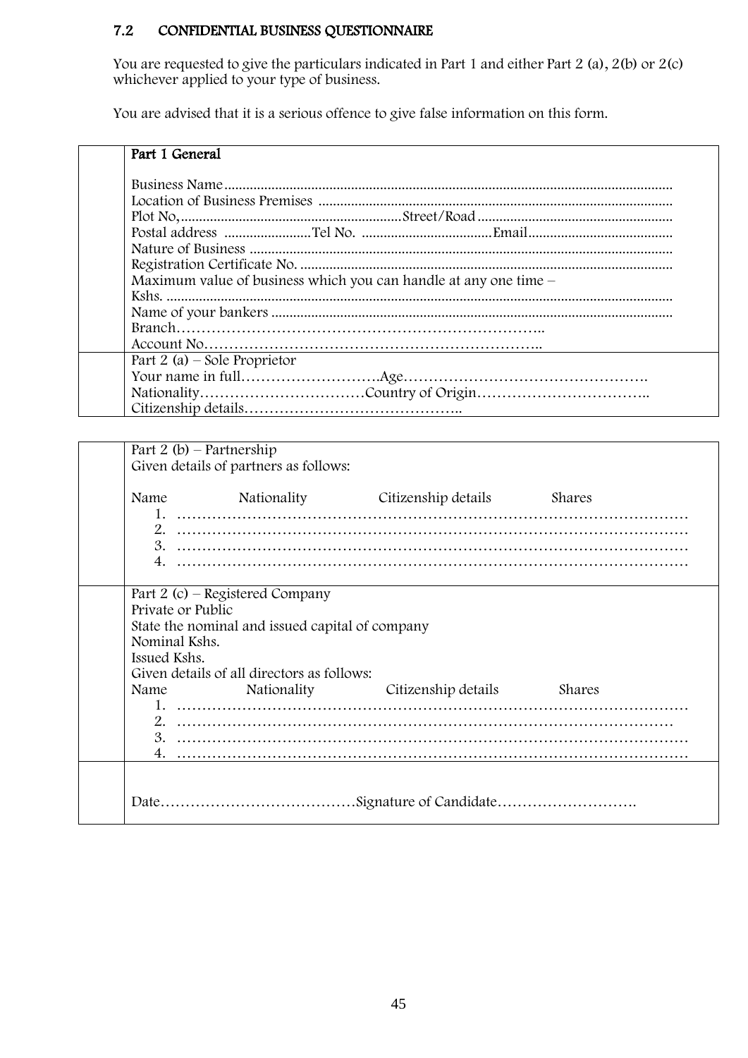## 7.2 CONFIDENTIAL BUSINESS QUESTIONNAIRE

You are requested to give the particulars indicated in Part 1 and either Part 2 (a), 2(b) or 2(c) whichever applied to your type of business.

You are advised that it is a serious offence to give false information on this form.

**Part 1 General**

Business Name..........................................................................................................................
Location of Business Premises ................................................................................................
Plot No,............................................................Street/Road.....................................................
Postal address ........................Tel No. ...................................Email........................................
Nature of Business ...................................................................................................................
Registration Certificate No. .....................................................................................................
Maximum value of business which you can handle at any one time –
Kshs. .........................................................................................................................................
Name of your bankers .............................................................................................................
Branch……………………………………………………………..
Account No…………………………………………………………..

Part 2 (a) – Sole Proprietor
Your name in full……………………….Age………………………………………….
Nationality……………………………Country of Origin……………………………..
Citizenship details……………………………………..

Part 2 (b) – Partnership
Given details of partners as follows:

| Name | Nationality | Citizenship details | Shares |
|---|---|---|---|
| 1. ……… | | | |
| 2. ……… | | | |
| 3. ……… | | | |
| 4. ……… | | | |

Part 2 (c) – Registered Company
Private or Public
State the nominal and issued capital of company
Nominal Kshs.
Issued Kshs.
Given details of all directors as follows:

| Name | Nationality | Citizenship details | Shares |
|---|---|---|---|
| 1. ……… | | | |
| 2. ……… | | | |
| 3. ……… | | | |
| 4. ……… | | | |

Date…………………………………Signature of Candidate……………………….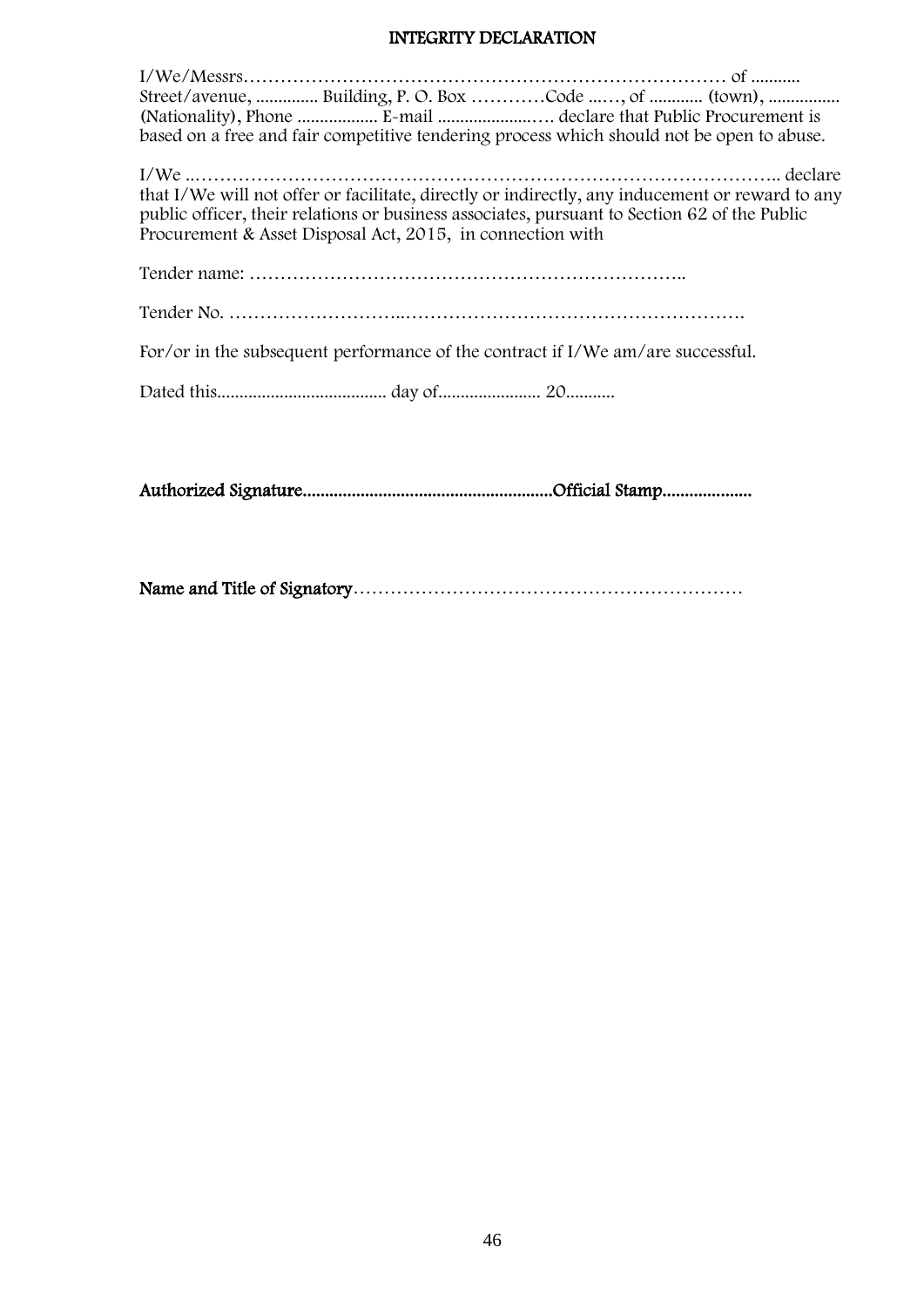# INTEGRITY DECLARATION

I/We/Messrs……………………………………………………………………… of ........... Street/avenue, .............. Building, P. O. Box …………Code ...…, of ............ (town), ................ (Nationality), Phone .................. E-mail ......................…. declare that Public Procurement is based on a free and fair competitive tendering process which should not be open to abuse.

I/We ..………………………………………………………………………………….. declare that I/We will not offer or facilitate, directly or indirectly, any inducement or reward to any public officer, their relations or business associates, pursuant to Section 62 of the Public Procurement & Asset Disposal Act, 2015, in connection with

Tender name: ……………………………………………………………..

Tender No. ………………………..………………………………………………….

For/or in the subsequent performance of the contract if I/We am/are successful.

Dated this...................................... day of....................... 20...........

**Authorized Signature.......................................................Official Stamp...................**

**Name and Title of Signatory**………………………………………………………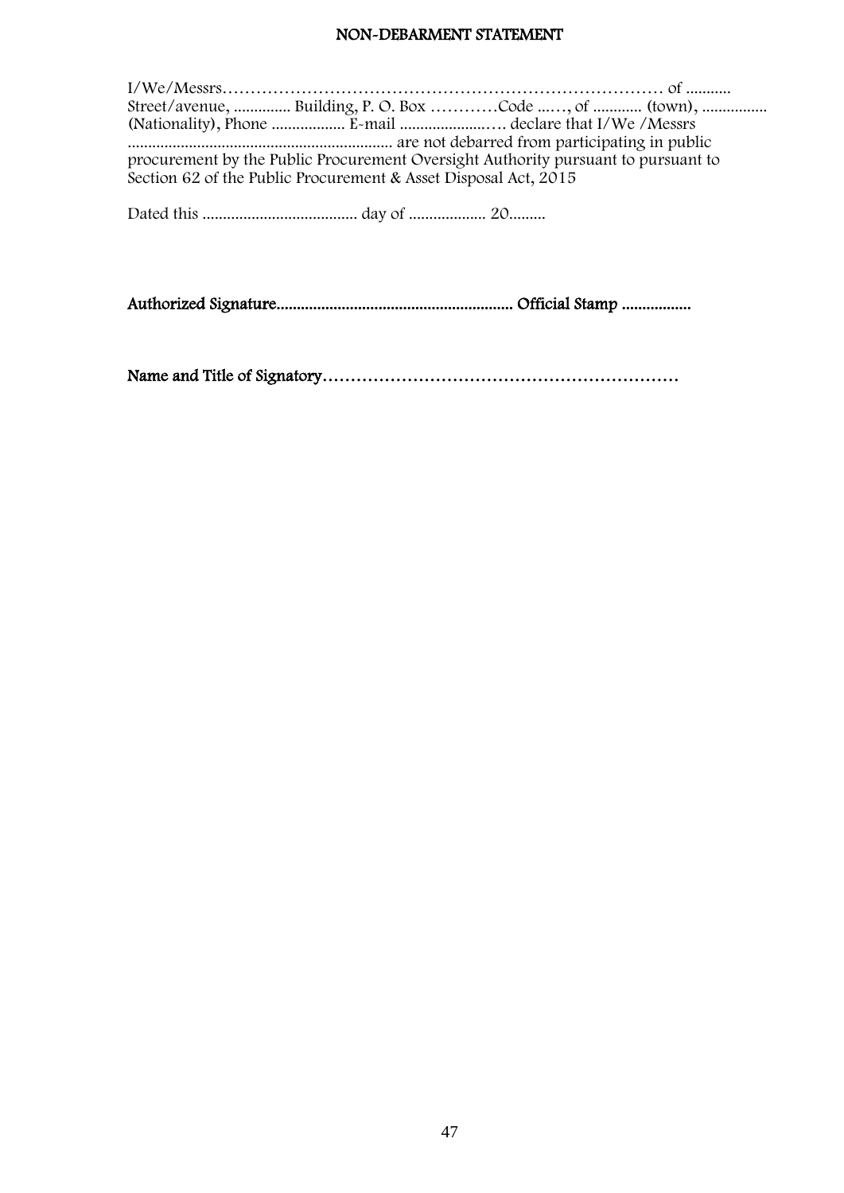# NON-DEBARMENT STATEMENT

I/We/Messrs………………………………………………………………………… of ...........
Street/avenue, .............. Building, P. O. Box …………Code ...…, of ............ (town), ................
(Nationality), Phone .................. E-mail ......................…. declare that I/We /Messrs
................................................................. are not debarred from participating in public procurement by the Public Procurement Oversight Authority pursuant to pursuant to Section 62 of the Public Procurement & Asset Disposal Act, 2015

Dated this ...................................... day of ................... 20.........

**Authorized Signature.......................................................... Official Stamp .................**

**Name and Title of Signatory………………………………………………………**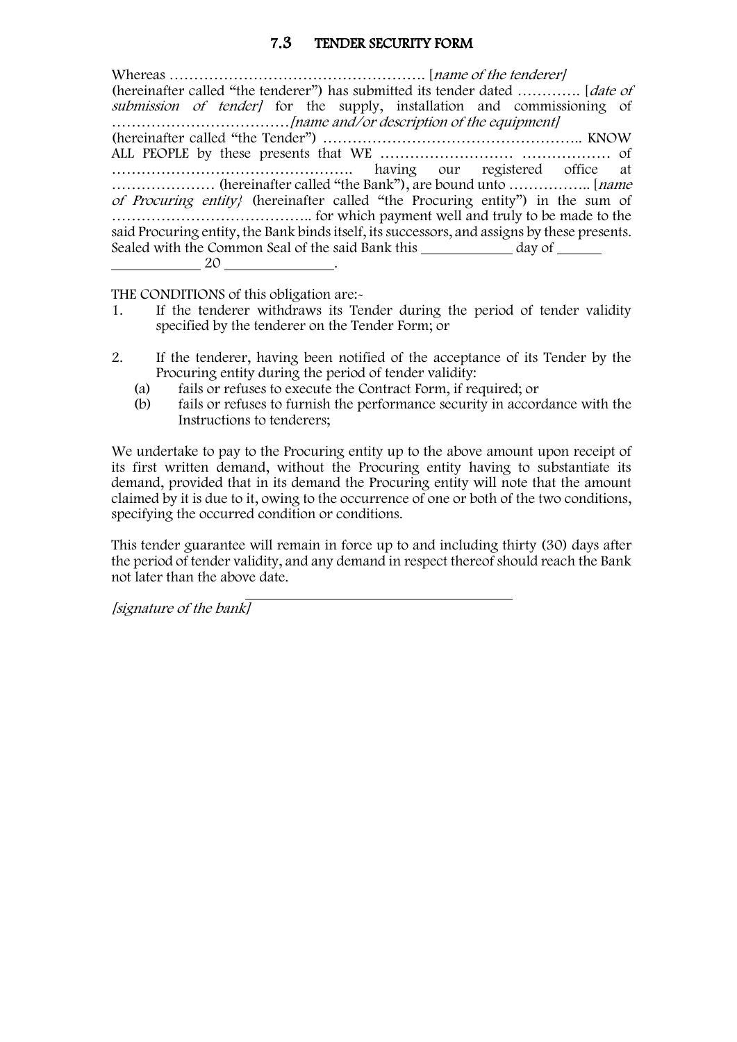## 7.3 TENDER SECURITY FORM

Whereas ………………………………………………. [*name of the tenderer]* (hereinafter called "the tenderer") has submitted its tender dated …………. [*date of submission of tender]* for the supply, installation and commissioning of ………………………………*[name and/or description of the equipment]* (hereinafter called "the Tender") …………………………………………….. KNOW ALL PEOPLE by these presents that WE ……………………… ……………… of …………………………………………. having our registered office at ………………… (hereinafter called "the Bank"), are bound unto …………….. [*name of Procuring entity}* (hereinafter called "the Procuring entity") in the sum of ………………………………….. for which payment well and truly to be made to the said Procuring entity, the Bank binds itself, its successors, and assigns by these presents. Sealed with the Common Seal of the said Bank this ____________ day of ______ ____________ 20 ______________.

THE CONDITIONS of this obligation are:-

1. If the tenderer withdraws its Tender during the period of tender validity specified by the tenderer on the Tender Form; or

2. If the tenderer, having been notified of the acceptance of its Tender by the Procuring entity during the period of tender validity:
   (a) fails or refuses to execute the Contract Form, if required; or
   (b) fails or refuses to furnish the performance security in accordance with the Instructions to tenderers;

We undertake to pay to the Procuring entity up to the above amount upon receipt of its first written demand, without the Procuring entity having to substantiate its demand, provided that in its demand the Procuring entity will note that the amount claimed by it is due to it, owing to the occurrence of one or both of the two conditions, specifying the occurred condition or conditions.

This tender guarantee will remain in force up to and including thirty (30) days after the period of tender validity, and any demand in respect thereof should reach the Bank not later than the above date.

____________________________________

*[signature of the bank]*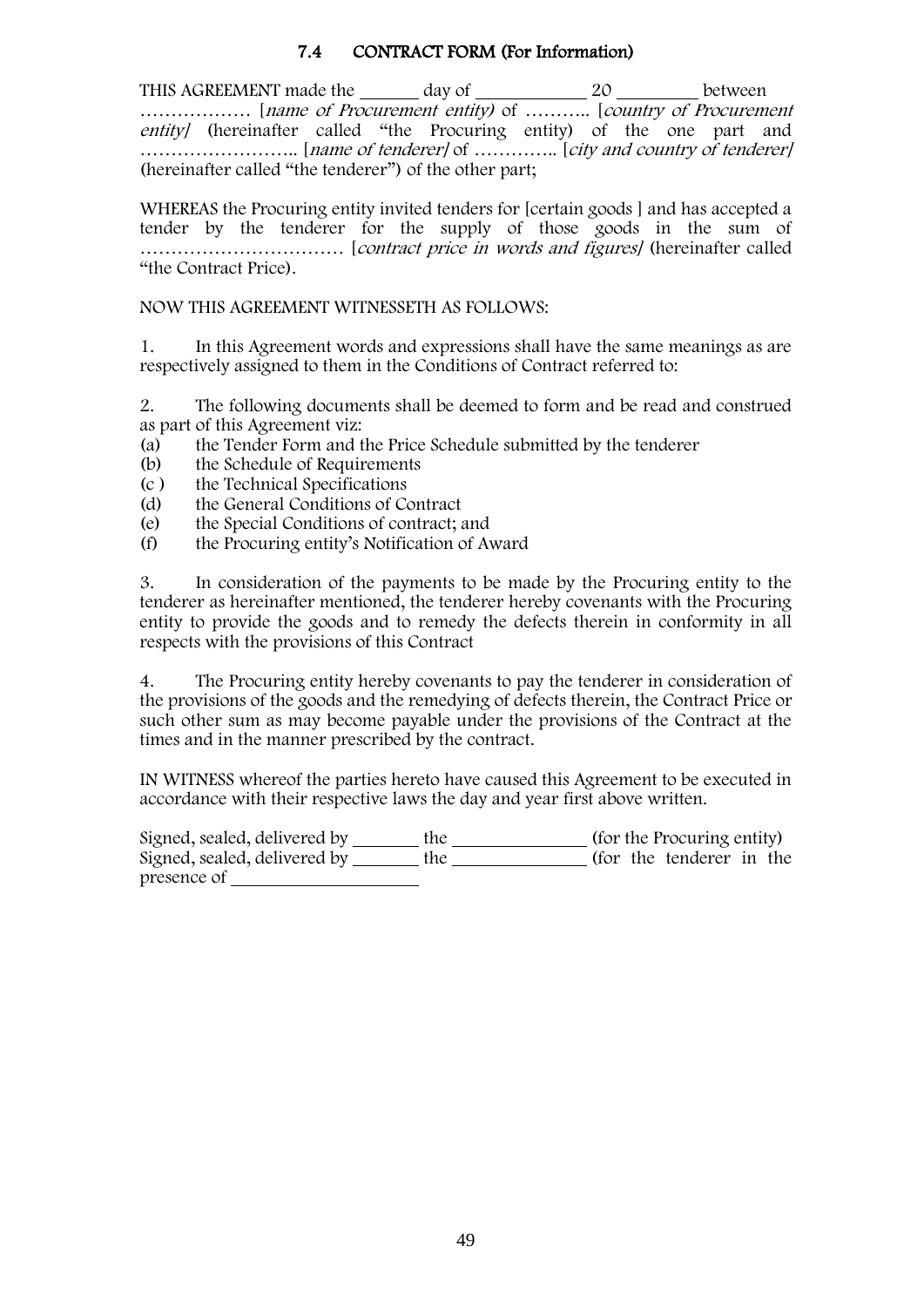## 7.4 CONTRACT FORM (For Information)

THIS AGREEMENT made the _______ day of _____________ 20 _________ between ……………… [*name of Procurement entity)* of ……….. [*country of Procurement entity]* (hereinafter called "the Procuring entity) of the one part and …………………….. [*name of tenderer]* of ………….. [*city and country of tenderer]* (hereinafter called "the tenderer") of the other part;

WHEREAS the Procuring entity invited tenders for [certain goods ] and has accepted a tender by the tenderer for the supply of those goods in the sum of …………………………… [*contract price in words and figures]* (hereinafter called "the Contract Price).

NOW THIS AGREEMENT WITNESSETH AS FOLLOWS:

1. In this Agreement words and expressions shall have the same meanings as are respectively assigned to them in the Conditions of Contract referred to:

2. The following documents shall be deemed to form and be read and construed as part of this Agreement viz:
(a) the Tender Form and the Price Schedule submitted by the tenderer
(b) the Schedule of Requirements
(c ) the Technical Specifications
(d) the General Conditions of Contract
(e) the Special Conditions of contract; and
(f) the Procuring entity's Notification of Award

3. In consideration of the payments to be made by the Procuring entity to the tenderer as hereinafter mentioned, the tenderer hereby covenants with the Procuring entity to provide the goods and to remedy the defects therein in conformity in all respects with the provisions of this Contract

4. The Procuring entity hereby covenants to pay the tenderer in consideration of the provisions of the goods and the remedying of defects therein, the Contract Price or such other sum as may become payable under the provisions of the Contract at the times and in the manner prescribed by the contract.

IN WITNESS whereof the parties hereto have caused this Agreement to be executed in accordance with their respective laws the day and year first above written.

Signed, sealed, delivered by ________ the ________________ (for the Procuring entity)
Signed, sealed, delivered by ________ the ________________ (for the tenderer in the presence of ______________________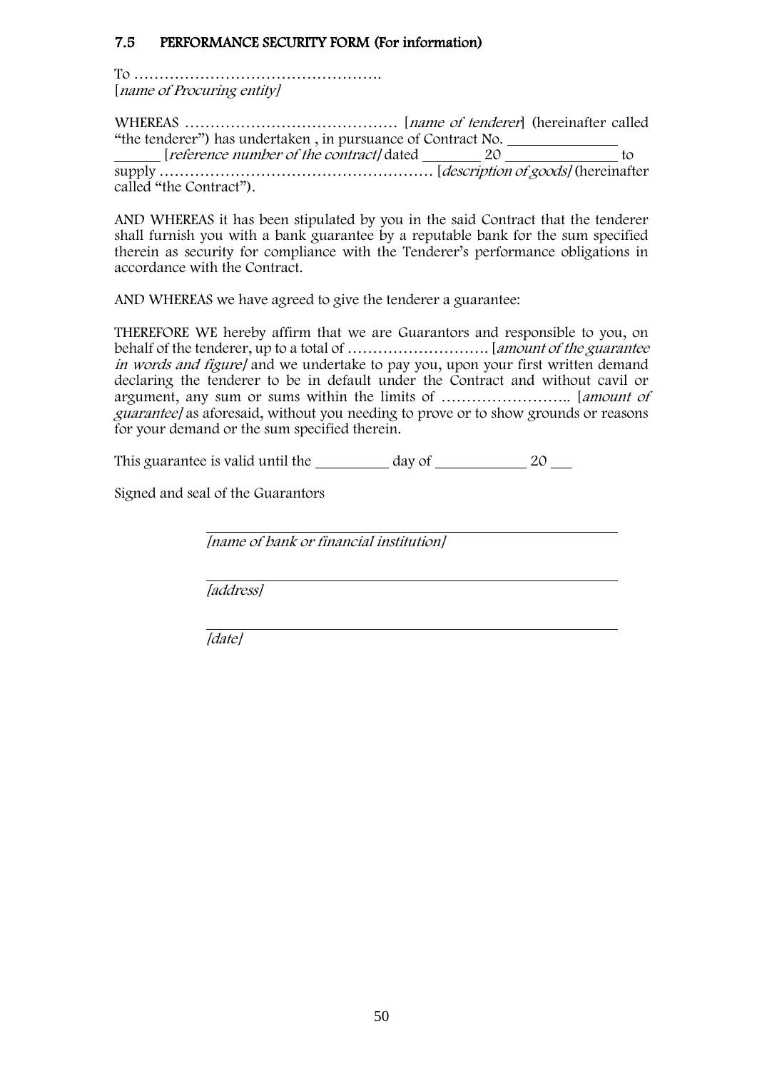### 7.5 PERFORMANCE SECURITY FORM (For information)

To ………………………………………….
[*name of Procuring entity]*

WHEREAS …………………………………… [*name of tenderer*] (hereinafter called "the tenderer") has undertaken , in pursuance of Contract No. ______________ ______ [*reference number of the contract]* dated ________ 20 ______________ to supply ……………………………………………… [*description of goods]* (hereinafter called "the Contract").

AND WHEREAS it has been stipulated by you in the said Contract that the tenderer shall furnish you with a bank guarantee by a reputable bank for the sum specified therein as security for compliance with the Tenderer's performance obligations in accordance with the Contract.

AND WHEREAS we have agreed to give the tenderer a guarantee:

THEREFORE WE hereby affirm that we are Guarantors and responsible to you, on behalf of the tenderer, up to a total of ………………………. [*amount of the guarantee in words and figure]* and we undertake to pay you, upon your first written demand declaring the tenderer to be in default under the Contract and without cavil or argument, any sum or sums within the limits of …………………….. [*amount of guarantee]* as aforesaid, without you needing to prove or to show grounds or reasons for your demand or the sum specified therein.

This guarantee is valid until the __________ day of ____________ 20 ___

Signed and seal of the Guarantors

_____________________________________________
*[name of bank or financial institution]*

_____________________________________________
*[address]*

_____________________________________________
*[date]*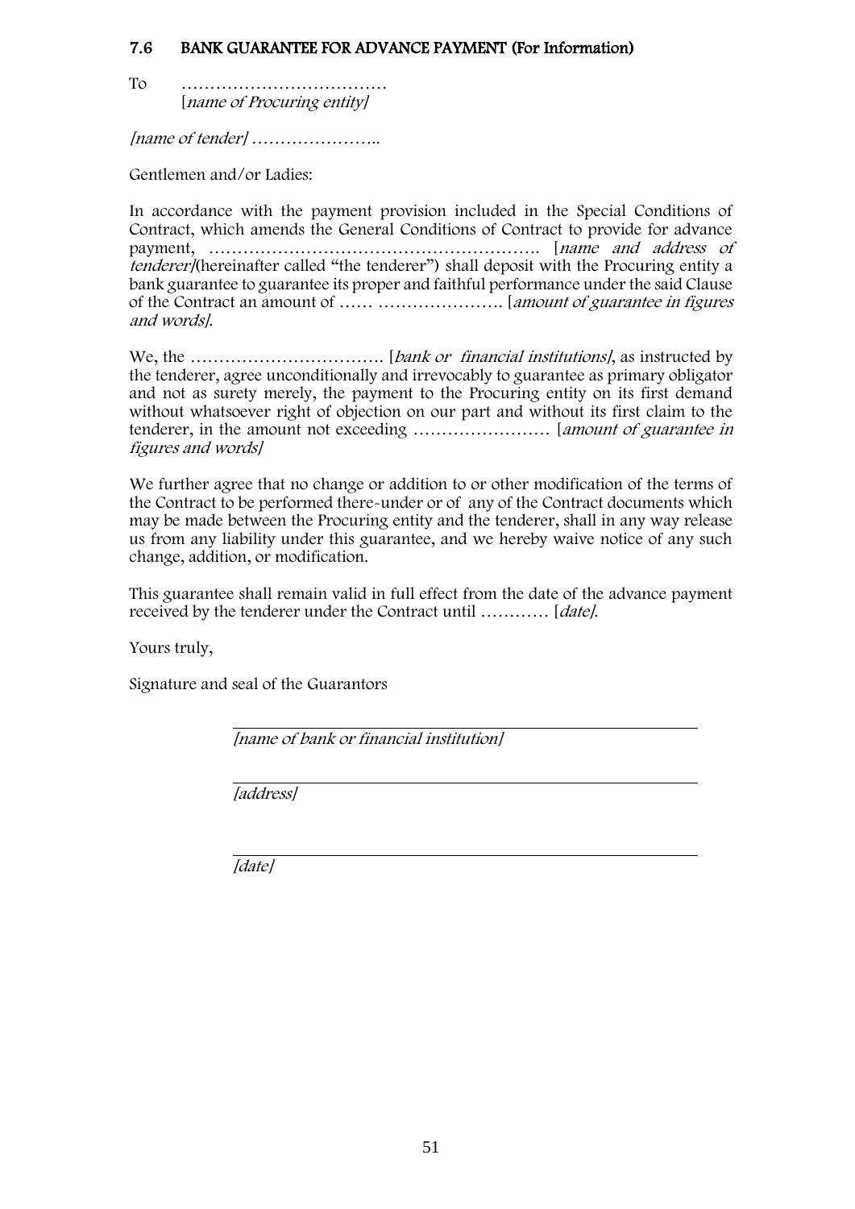### 7.6 BANK GUARANTEE FOR ADVANCE PAYMENT (For Information)

To ………………………………
[*name of Procuring entity]*

*[name of tender]* …………………..

Gentlemen and/or Ladies:

In accordance with the payment provision included in the Special Conditions of Contract, which amends the General Conditions of Contract to provide for advance payment, …………………………………………………. [*name and address of tenderer]*(hereinafter called "the tenderer") shall deposit with the Procuring entity a bank guarantee to guarantee its proper and faithful performance under the said Clause of the Contract an amount of …… …………………. [*amount of guarantee in figures and words]*.

We, the ……………………………. [*bank or financial institutions]*, as instructed by the tenderer, agree unconditionally and irrevocably to guarantee as primary obligator and not as surety merely, the payment to the Procuring entity on its first demand without whatsoever right of objection on our part and without its first claim to the tenderer, in the amount not exceeding …………………… [*amount of guarantee in figures and words]*

We further agree that no change or addition to or other modification of the terms of the Contract to be performed there-under or of any of the Contract documents which may be made between the Procuring entity and the tenderer, shall in any way release us from any liability under this guarantee, and we hereby waive notice of any such change, addition, or modification.

This guarantee shall remain valid in full effect from the date of the advance payment received by the tenderer under the Contract until ………… [*date]*.

Yours truly,

Signature and seal of the Guarantors

______________________________
*[name of bank or financial institution]*

______________________________
*[address]*

______________________________
*[date]*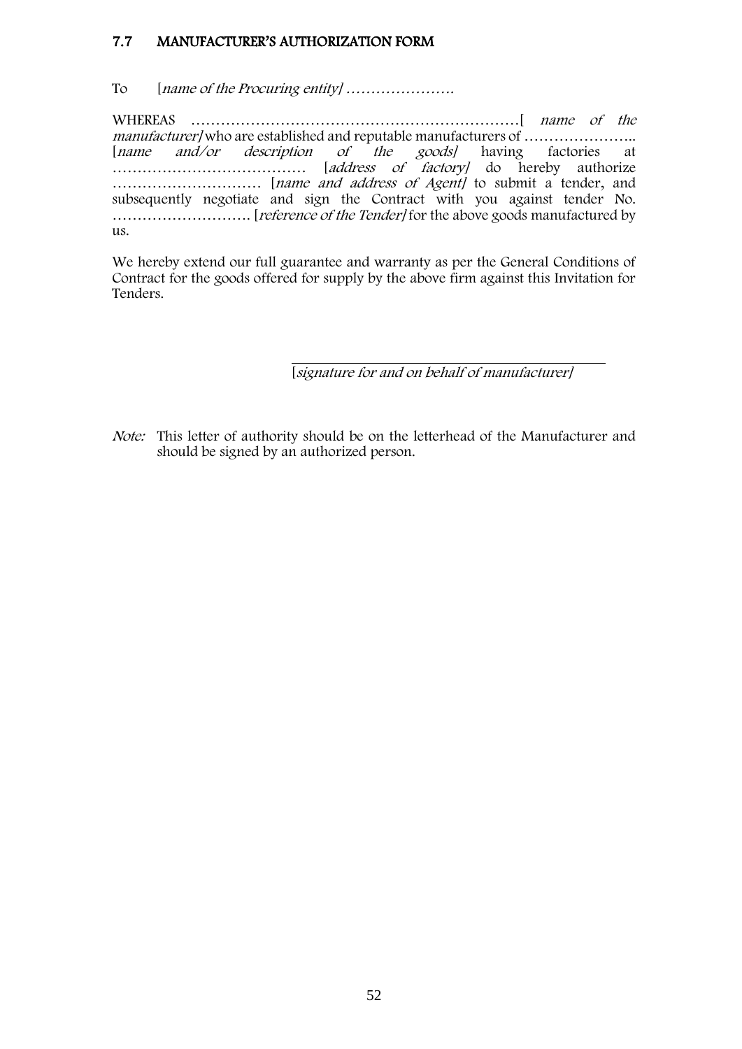## 7.7 MANUFACTURER'S AUTHORIZATION FORM

To [*name of the Procuring entity*] ………………….

WHEREAS …………………………………………………………[ *name of the manufacturer*] who are established and reputable manufacturers of ………………….. [*name and/or description of the goods*] having factories at ………………………………… [*address of factory*] do hereby authorize ………………………… [*name and address of Agent*] to submit a tender, and subsequently negotiate and sign the Contract with you against tender No. ………………………. [*reference of the Tender*] for the above goods manufactured by us.

We hereby extend our full guarantee and warranty as per the General Conditions of Contract for the goods offered for supply by the above firm against this Invitation for Tenders.

\_\_\_\_\_\_\_\_\_\_\_\_\_\_\_\_\_\_\_\_\_\_\_\_\_\_\_\_\_\_\_\_\_\_\_\_\_\_\_\_\_\_\_\_

[*signature for and on behalf of manufacturer*]

*Note:* This letter of authority should be on the letterhead of the Manufacturer and should be signed by an authorized person.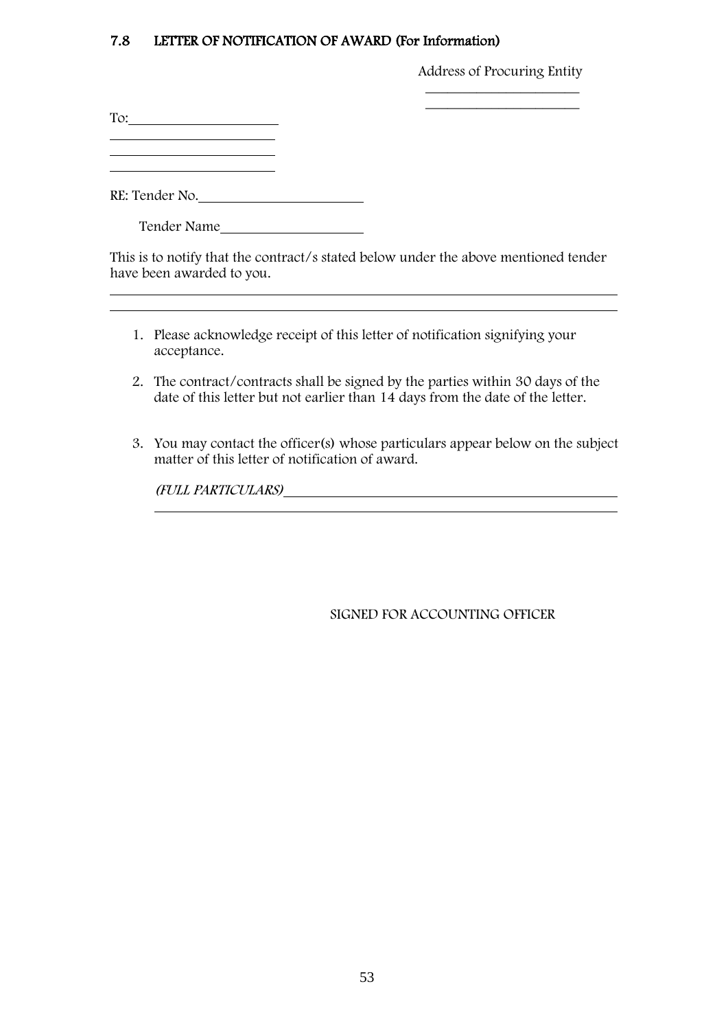## 7.8 LETTER OF NOTIFICATION OF AWARD (For Information)

Address of Procuring Entity

\_\_\_\_\_\_\_\_\_\_\_\_\_\_\_\_\_\_\_\_\_\_

\_\_\_\_\_\_\_\_\_\_\_\_\_\_\_\_\_\_\_\_\_\_

To:\_\_\_\_\_\_\_\_\_\_\_\_\_\_\_\_\_\_\_\_\_\_

\_\_\_\_\_\_\_\_\_\_\_\_\_\_\_\_\_\_\_\_\_\_

\_\_\_\_\_\_\_\_\_\_\_\_\_\_\_\_\_\_\_\_\_\_

\_\_\_\_\_\_\_\_\_\_\_\_\_\_\_\_\_\_\_\_\_\_

RE: Tender No.\_\_\_\_\_\_\_\_\_\_\_\_\_\_\_\_\_\_\_\_\_\_

Tender Name\_\_\_\_\_\_\_\_\_\_\_\_\_\_\_\_\_\_\_\_\_\_

This is to notify that the contract/s stated below under the above mentioned tender have been awarded to you.

\_\_\_\_\_\_\_\_\_\_\_\_\_\_\_\_\_\_\_\_\_\_\_\_\_\_\_\_\_\_\_\_\_\_\_\_\_\_\_\_\_\_\_\_\_\_\_\_\_\_\_\_\_\_\_\_\_\_\_\_

\_\_\_\_\_\_\_\_\_\_\_\_\_\_\_\_\_\_\_\_\_\_\_\_\_\_\_\_\_\_\_\_\_\_\_\_\_\_\_\_\_\_\_\_\_\_\_\_\_\_\_\_\_\_\_\_\_\_\_\_

1. Please acknowledge receipt of this letter of notification signifying your acceptance.

2. The contract/contracts shall be signed by the parties within 30 days of the date of this letter but not earlier than 14 days from the date of the letter.

3. You may contact the officer(s) whose particulars appear below on the subject matter of this letter of notification of award.

   *(FULL PARTICULARS)*\_\_\_\_\_\_\_\_\_\_\_\_\_\_\_\_\_\_\_\_\_\_\_\_\_\_\_\_\_\_\_\_\_\_\_\_\_\_\_\_\_\_

   \_\_\_\_\_\_\_\_\_\_\_\_\_\_\_\_\_\_\_\_\_\_\_\_\_\_\_\_\_\_\_\_\_\_\_\_\_\_\_\_\_\_\_\_\_\_\_\_\_\_\_\_\_\_\_\_\_\_

SIGNED FOR ACCOUNTING OFFICER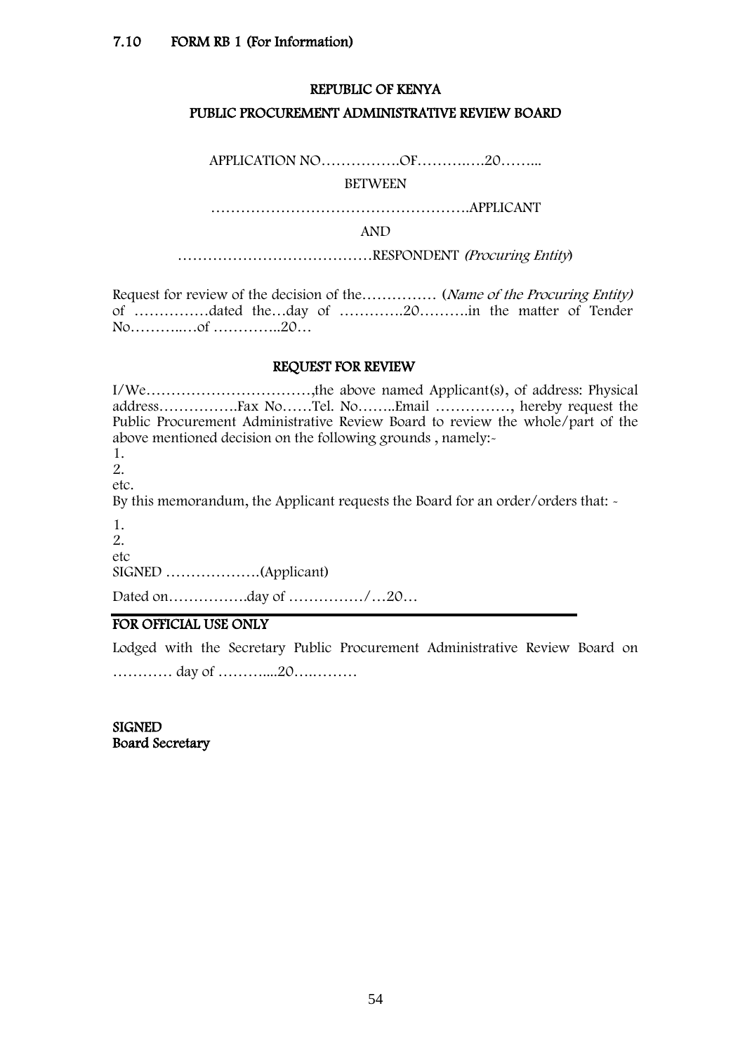## 7.10 FORM RB 1 (For Information)

**REPUBLIC OF KENYA**

**PUBLIC PROCUREMENT ADMINISTRATIVE REVIEW BOARD**

APPLICATION NO…………….OF……….….20……..

BETWEEN

…………………………………………….APPLICANT

AND

…………………………………RESPONDENT *(Procuring Entity)*

Request for review of the decision of the…………… (*Name of the Procuring Entity)* of ……………dated the…day of ………….20……….in the matter of Tender No………..…of …………..20…

**REQUEST FOR REVIEW**

I/We……………………………,the above named Applicant(s), of address: Physical address…………….Fax No……Tel. No……..Email ……………, hereby request the Public Procurement Administrative Review Board to review the whole/part of the above mentioned decision on the following grounds , namely:-

1.
2.
etc.

By this memorandum, the Applicant requests the Board for an order/orders that: -

1.
2.
etc

SIGNED ……………….(Applicant)

Dated on…………….day of ……………/…20…

---

**FOR OFFICIAL USE ONLY**

Lodged with the Secretary Public Procurement Administrative Review Board on ………… day of ………....20….………

**SIGNED**
**Board Secretary**